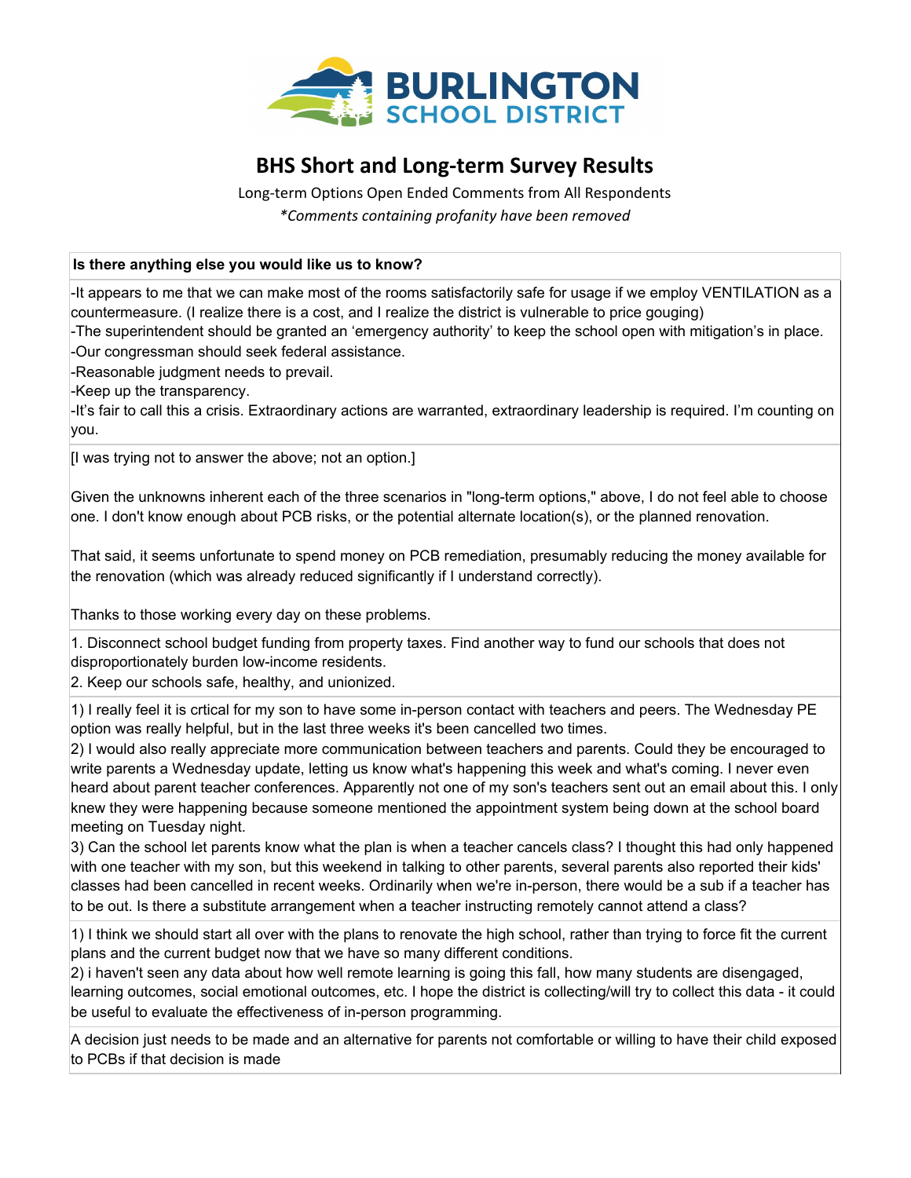# BHS Short and Long-term Survey Results

Long-term Options Open Ended Comments from All Respondents

*\*Comments containing profanity have been removed*

| Is there anything else you would like us to know? |
|---|
| -It appears to me that we can make most of the rooms satisfactorily safe for usage if we employ VENTILATION as a countermeasure. (I realize there is a cost, and I realize the district is vulnerable to price gouging)<br>-The superintendent should be granted an 'emergency authority' to keep the school open with mitigation's in place.<br>-Our congressman should seek federal assistance.<br>-Reasonable judgment needs to prevail.<br>-Keep up the transparency.<br>-It's fair to call this a crisis. Extraordinary actions are warranted, extraordinary leadership is required. I'm counting on you. |
| [I was trying not to answer the above; not an option.]<br><br>Given the unknowns inherent each of the three scenarios in "long-term options," above, I do not feel able to choose one. I don't know enough about PCB risks, or the potential alternate location(s), or the planned renovation.<br><br>That said, it seems unfortunate to spend money on PCB remediation, presumably reducing the money available for the renovation (which was already reduced significantly if I understand correctly).<br><br>Thanks to those working every day on these problems. |
| 1. Disconnect school budget funding from property taxes. Find another way to fund our schools that does not disproportionately burden low-income residents.<br>2. Keep our schools safe, healthy, and unionized. |
| 1) I really feel it is crtical for my son to have some in-person contact with teachers and peers. The Wednesday PE option was really helpful, but in the last three weeks it's been cancelled two times.<br>2) I would also really appreciate more communication between teachers and parents. Could they be encouraged to write parents a Wednesday update, letting us know what's happening this week and what's coming. I never even heard about parent teacher conferences. Apparently not one of my son's teachers sent out an email about this. I only knew they were happening because someone mentioned the appointment system being down at the school board meeting on Tuesday night.<br>3) Can the school let parents know what the plan is when a teacher cancels class? I thought this had only happened with one teacher with my son, but this weekend in talking to other parents, several parents also reported their kids' classes had been cancelled in recent weeks. Ordinarily when we're in-person, there would be a sub if a teacher has to be out. Is there a substitute arrangement when a teacher instructing remotely cannot attend a class? |
| 1) I think we should start all over with the plans to renovate the high school, rather than trying to force fit the current plans and the current budget now that we have so many different conditions.<br>2) i haven't seen any data about how well remote learning is going this fall, how many students are disengaged, learning outcomes, social emotional outcomes, etc. I hope the district is collecting/will try to collect this data - it could be useful to evaluate the effectiveness of in-person programming. |
| A decision just needs to be made and an alternative for parents not comfortable or willing to have their child exposed to PCBs if that decision is made |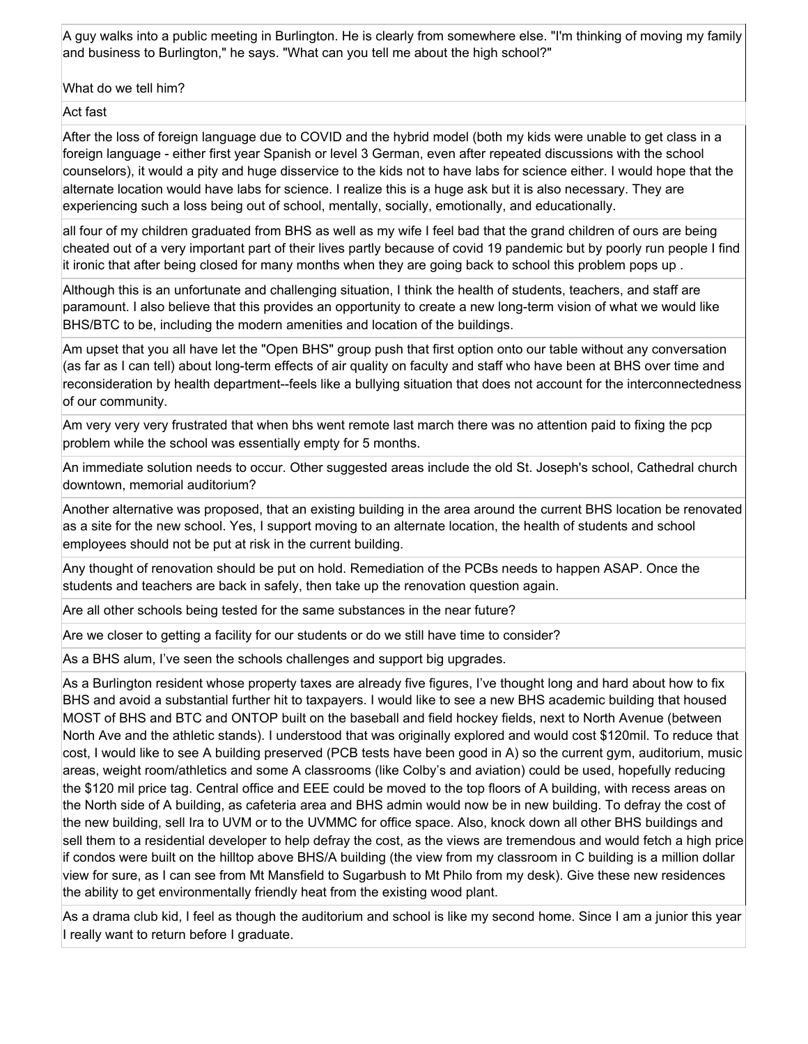| |
|---|
| A guy walks into a public meeting in Burlington. He is clearly from somewhere else. "I'm thinking of moving my family and business to Burlington," he says. "What can you tell me about the high school?"<br><br>What do we tell him? |
| Act fast |
| After the loss of foreign language due to COVID and the hybrid model (both my kids were unable to get class in a foreign language - either first year Spanish or level 3 German, even after repeated discussions with the school counselors), it would a pity and huge disservice to the kids not to have labs for science either. I would hope that the alternate location would have labs for science. I realize this is a huge ask but it is also necessary. They are experiencing such a loss being out of school, mentally, socially, emotionally, and educationally. |
| all four of my children graduated from BHS as well as my wife I feel bad that the grand children of ours are being cheated out of a very important part of their lives partly because of covid 19 pandemic but by poorly run people I find it ironic that after being closed for many months when they are going back to school this problem pops up . |
| Although this is an unfortunate and challenging situation, I think the health of students, teachers, and staff are paramount. I also believe that this provides an opportunity to create a new long-term vision of what we would like BHS/BTC to be, including the modern amenities and location of the buildings. |
| Am upset that you all have let the "Open BHS" group push that first option onto our table without any conversation (as far as I can tell) about long-term effects of air quality on faculty and staff who have been at BHS over time and reconsideration by health department--feels like a bullying situation that does not account for the interconnectedness of our community. |
| Am very very very frustrated that when bhs went remote last march there was no attention paid to fixing the pcp problem while the school was essentially empty for 5 months. |
| An immediate solution needs to occur. Other suggested areas include the old St. Joseph's school, Cathedral church downtown, memorial auditorium? |
| Another alternative was proposed, that an existing building in the area around the current BHS location be renovated as a site for the new school. Yes, I support moving to an alternate location, the health of students and school employees should not be put at risk in the current building. |
| Any thought of renovation should be put on hold. Remediation of the PCBs needs to happen ASAP. Once the students and teachers are back in safely, then take up the renovation question again. |
| Are all other schools being tested for the same substances in the near future? |
| Are we closer to getting a facility for our students or do we still have time to consider? |
| As a BHS alum, I've seen the schools challenges and support big upgrades. |
| As a Burlington resident whose property taxes are already five figures, I've thought long and hard about how to fix BHS and avoid a substantial further hit to taxpayers. I would like to see a new BHS academic building that housed MOST of BHS and BTC and ONTOP built on the baseball and field hockey fields, next to North Avenue (between North Ave and the athletic stands). I understood that was originally explored and would cost $120mil. To reduce that cost, I would like to see A building preserved (PCB tests have been good in A) so the current gym, auditorium, music areas, weight room/athletics and some A classrooms (like Colby's and aviation) could be used, hopefully reducing the $120 mil price tag. Central office and EEE could be moved to the top floors of A building, with recess areas on the North side of A building, as cafeteria area and BHS admin would now be in new building. To defray the cost of the new building, sell Ira to UVM or to the UVMMC for office space. Also, knock down all other BHS buildings and sell them to a residential developer to help defray the cost, as the views are tremendous and would fetch a high price if condos were built on the hilltop above BHS/A building (the view from my classroom in C building is a million dollar view for sure, as I can see from Mt Mansfield to Sugarbush to Mt Philo from my desk). Give these new residences the ability to get environmentally friendly heat from the existing wood plant. |
| As a drama club kid, I feel as though the auditorium and school is like my second home. Since I am a junior this year I really want to return before I graduate. |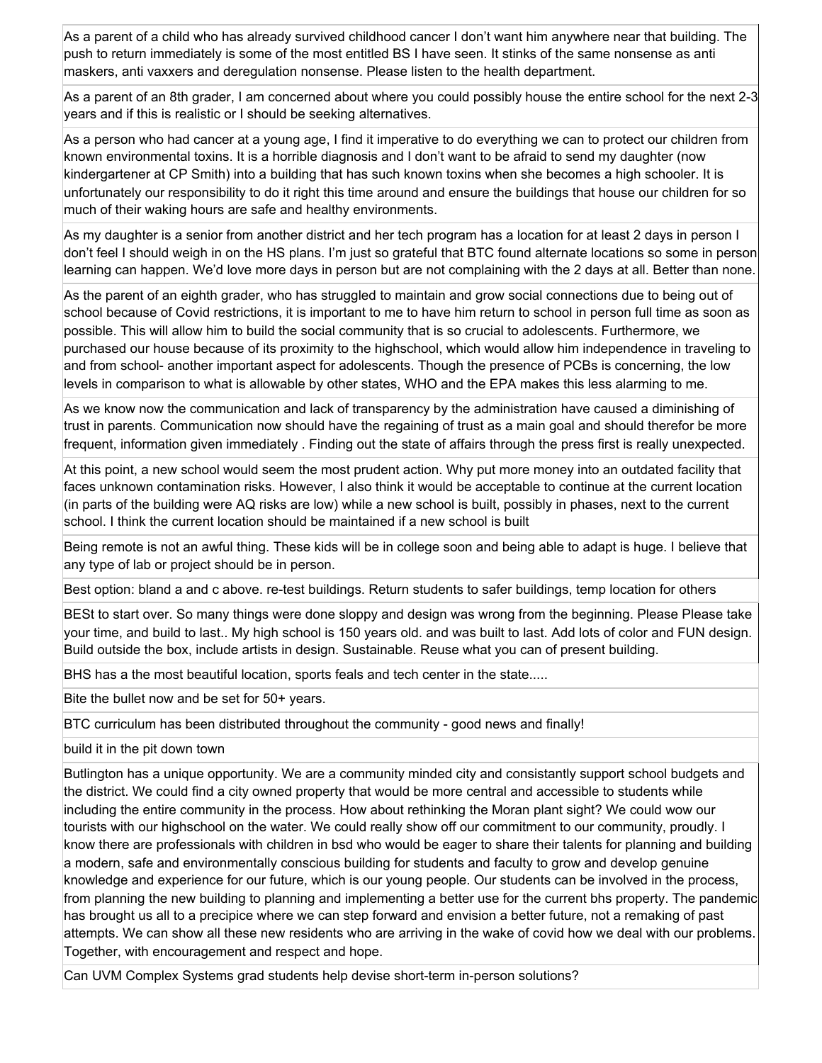| |
|---|
| As a parent of a child who has already survived childhood cancer I don't want him anywhere near that building. The push to return immediately is some of the most entitled BS I have seen. It stinks of the same nonsense as anti maskers, anti vaxxers and deregulation nonsense. Please listen to the health department. |
| As a parent of an 8th grader, I am concerned about where you could possibly house the entire school for the next 2-3 years and if this is realistic or I should be seeking alternatives. |
| As a person who had cancer at a young age, I find it imperative to do everything we can to protect our children from known environmental toxins. It is a horrible diagnosis and I don't want to be afraid to send my daughter (now kindergartener at CP Smith) into a building that has such known toxins when she becomes a high schooler. It is unfortunately our responsibility to do it right this time around and ensure the buildings that house our children for so much of their waking hours are safe and healthy environments. |
| As my daughter is a senior from another district and her tech program has a location for at least 2 days in person I don't feel I should weigh in on the HS plans. I'm just so grateful that BTC found alternate locations so some in person learning can happen. We'd love more days in person but are not complaining with the 2 days at all. Better than none. |
| As the parent of an eighth grader, who has struggled to maintain and grow social connections due to being out of school because of Covid restrictions, it is important to me to have him return to school in person full time as soon as possible. This will allow him to build the social community that is so crucial to adolescents. Furthermore, we purchased our house because of its proximity to the highschool, which would allow him independence in traveling to and from school- another important aspect for adolescents. Though the presence of PCBs is concerning, the low levels in comparison to what is allowable by other states, WHO and the EPA makes this less alarming to me. |
| As we know now the communication and lack of transparency by the administration have caused a diminishing of trust in parents. Communication now should have the regaining of trust as a main goal and should therefor be more frequent, information given immediately . Finding out the state of affairs through the press first is really unexpected. |
| At this point, a new school would seem the most prudent action. Why put more money into an outdated facility that faces unknown contamination risks. However, I also think it would be acceptable to continue at the current location (in parts of the building were AQ risks are low) while a new school is built, possibly in phases, next to the current school. I think the current location should be maintained if a new school is built |
| Being remote is not an awful thing. These kids will be in college soon and being able to adapt is huge. I believe that any type of lab or project should be in person. |
| Best option: bland a and c above. re-test buildings. Return students to safer buildings, temp location for others |
| BESt to start over. So many things were done sloppy and design was wrong from the beginning. Please Please take your time, and build to last.. My high school is 150 years old. and was built to last. Add lots of color and FUN design. Build outside the box, include artists in design. Sustainable. Reuse what you can of present building. |
| BHS has a the most beautiful location, sports feals and tech center in the state..... |
| Bite the bullet now and be set for 50+ years. |
| BTC curriculum has been distributed throughout the community - good news and finally! |
| build it in the pit down town |
| Butlington has a unique opportunity. We are a community minded city and consistantly support school budgets and the district. We could find a city owned property that would be more central and accessible to students while including the entire community in the process. How about rethinking the Moran plant sight? We could wow our tourists with our highschool on the water. We could really show off our commitment to our community, proudly. I know there are professionals with children in bsd who would be eager to share their talents for planning and building a modern, safe and environmentally conscious building for students and faculty to grow and develop genuine knowledge and experience for our future, which is our young people. Our students can be involved in the process, from planning the new building to planning and implementing a better use for the current bhs property. The pandemic has brought us all to a precipice where we can step forward and envision a better future, not a remaking of past attempts. We can show all these new residents who are arriving in the wake of covid how we deal with our problems. Together, with encouragement and respect and hope. |
| Can UVM Complex Systems grad students help devise short-term in-person solutions? |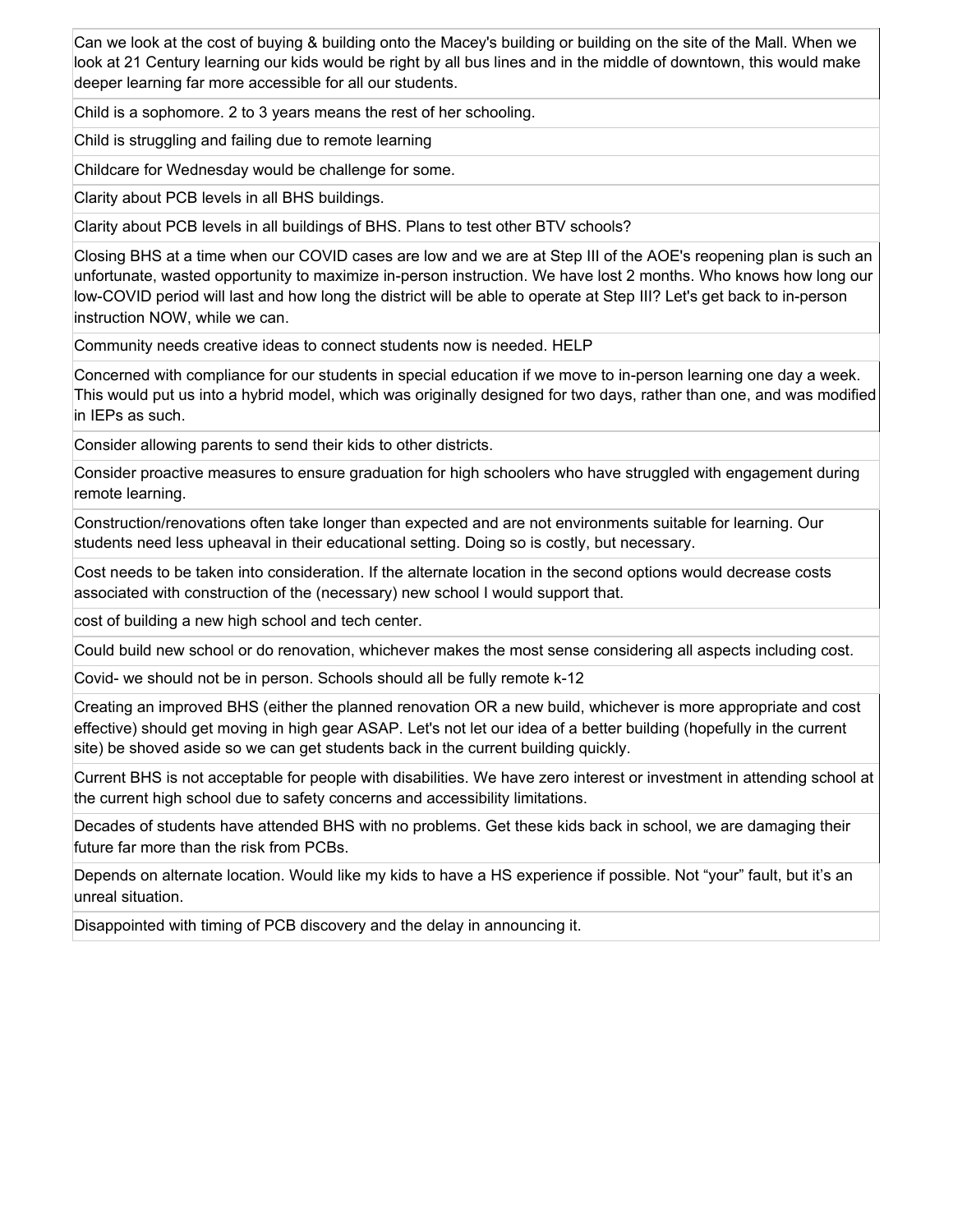| |
|---|
| Can we look at the cost of buying & building onto the Macey's building or building on the site of the Mall. When we look at 21 Century learning our kids would be right by all bus lines and in the middle of downtown, this would make deeper learning far more accessible for all our students. |
| Child is a sophomore. 2 to 3 years means the rest of her schooling. |
| Child is struggling and failing due to remote learning |
| Childcare for Wednesday would be challenge for some. |
| Clarity about PCB levels in all BHS buildings. |
| Clarity about PCB levels in all buildings of BHS. Plans to test other BTV schools? |
| Closing BHS at a time when our COVID cases are low and we are at Step III of the AOE's reopening plan is such an unfortunate, wasted opportunity to maximize in-person instruction. We have lost 2 months. Who knows how long our low-COVID period will last and how long the district will be able to operate at Step III? Let's get back to in-person instruction NOW, while we can. |
| Community needs creative ideas to connect students now is needed. HELP |
| Concerned with compliance for our students in special education if we move to in-person learning one day a week. This would put us into a hybrid model, which was originally designed for two days, rather than one, and was modified in IEPs as such. |
| Consider allowing parents to send their kids to other districts. |
| Consider proactive measures to ensure graduation for high schoolers who have struggled with engagement during remote learning. |
| Construction/renovations often take longer than expected and are not environments suitable for learning. Our students need less upheaval in their educational setting. Doing so is costly, but necessary. |
| Cost needs to be taken into consideration. If the alternate location in the second options would decrease costs associated with construction of the (necessary) new school I would support that. |
| cost of building a new high school and tech center. |
| Could build new school or do renovation, whichever makes the most sense considering all aspects including cost. |
| Covid- we should not be in person. Schools should all be fully remote k-12 |
| Creating an improved BHS (either the planned renovation OR a new build, whichever is more appropriate and cost effective) should get moving in high gear ASAP. Let's not let our idea of a better building (hopefully in the current site) be shoved aside so we can get students back in the current building quickly. |
| Current BHS is not acceptable for people with disabilities. We have zero interest or investment in attending school at the current high school due to safety concerns and accessibility limitations. |
| Decades of students have attended BHS with no problems. Get these kids back in school, we are damaging their future far more than the risk from PCBs. |
| Depends on alternate location. Would like my kids to have a HS experience if possible. Not “your” fault, but it’s an unreal situation. |
| Disappointed with timing of PCB discovery and the delay in announcing it. |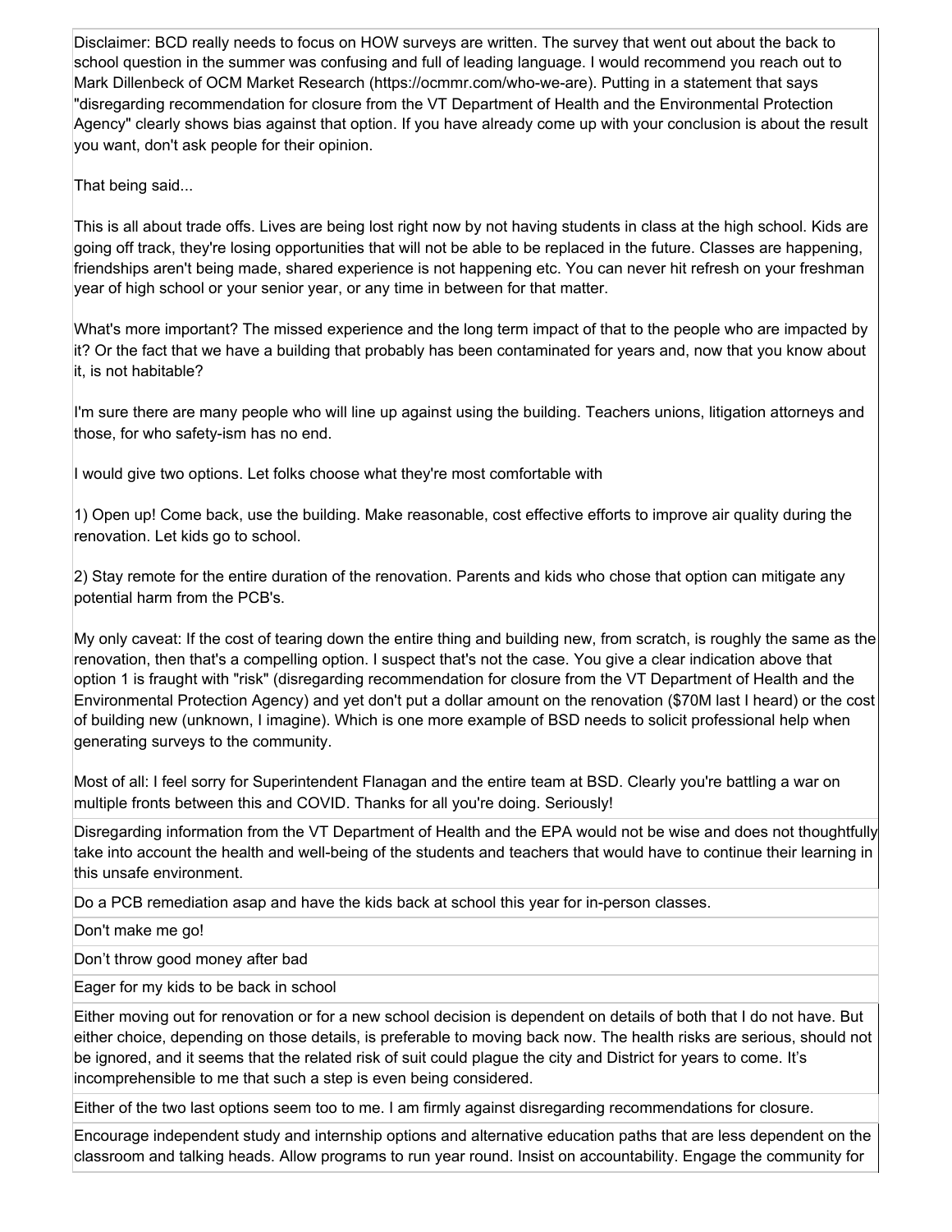| |
|---|
| Disclaimer: BCD really needs to focus on HOW surveys are written. The survey that went out about the back to school question in the summer was confusing and full of leading language. I would recommend you reach out to Mark Dillenbeck of OCM Market Research (https://ocmmr.com/who-we-are). Putting in a statement that says "disregarding recommendation for closure from the VT Department of Health and the Environmental Protection Agency" clearly shows bias against that option. If you have already come up with your conclusion is about the result you want, don't ask people for their opinion.<br><br>That being said...<br><br>This is all about trade offs. Lives are being lost right now by not having students in class at the high school. Kids are going off track, they're losing opportunities that will not be able to be replaced in the future. Classes are happening, friendships aren't being made, shared experience is not happening etc. You can never hit refresh on your freshman year of high school or your senior year, or any time in between for that matter.<br><br>What's more important? The missed experience and the long term impact of that to the people who are impacted by it? Or the fact that we have a building that probably has been contaminated for years and, now that you know about it, is not habitable?<br><br>I'm sure there are many people who will line up against using the building. Teachers unions, litigation attorneys and those, for who safety-ism has no end.<br><br>I would give two options. Let folks choose what they're most comfortable with<br><br>1) Open up! Come back, use the building. Make reasonable, cost effective efforts to improve air quality during the renovation. Let kids go to school.<br><br>2) Stay remote for the entire duration of the renovation. Parents and kids who chose that option can mitigate any potential harm from the PCB's.<br><br>My only caveat: If the cost of tearing down the entire thing and building new, from scratch, is roughly the same as the renovation, then that's a compelling option. I suspect that's not the case. You give a clear indication above that option 1 is fraught with "risk" (disregarding recommendation for closure from the VT Department of Health and the Environmental Protection Agency) and yet don't put a dollar amount on the renovation ($70M last I heard) or the cost of building new (unknown, I imagine). Which is one more example of BSD needs to solicit professional help when generating surveys to the community.<br><br>Most of all: I feel sorry for Superintendent Flanagan and the entire team at BSD. Clearly you're battling a war on multiple fronts between this and COVID. Thanks for all you're doing. Seriously! |
| Disregarding information from the VT Department of Health and the EPA would not be wise and does not thoughtfully take into account the health and well-being of the students and teachers that would have to continue their learning in this unsafe environment. |
| Do a PCB remediation asap and have the kids back at school this year for in-person classes. |
| Don't make me go! |
| Don't throw good money after bad |
| Eager for my kids to be back in school |
| Either moving out for renovation or for a new school decision is dependent on details of both that I do not have. But either choice, depending on those details, is preferable to moving back now. The health risks are serious, should not be ignored, and it seems that the related risk of suit could plague the city and District for years to come. It's incomprehensible to me that such a step is even being considered. |
| Either of the two last options seem too to me. I am firmly against disregarding recommendations for closure. |
| Encourage independent study and internship options and alternative education paths that are less dependent on the classroom and talking heads. Allow programs to run year round. Insist on accountability. Engage the community for |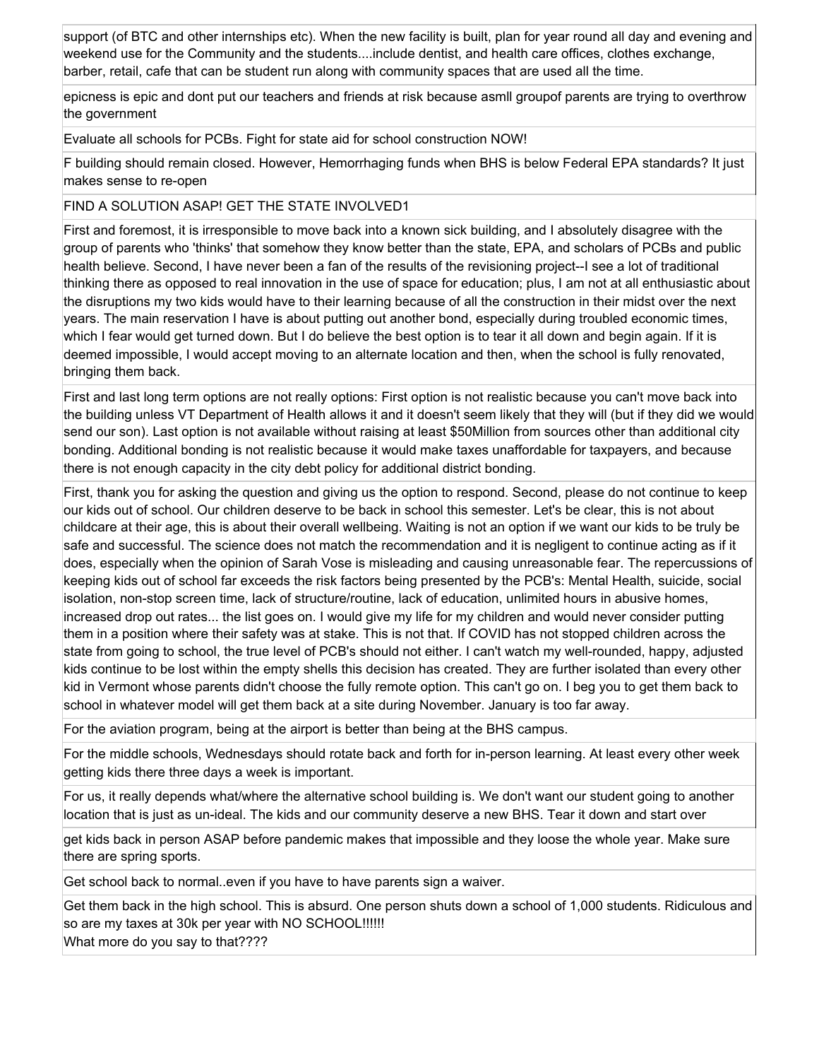support (of BTC and other internships etc). When the new facility is built, plan for year round all day and evening and weekend use for the Community and the students....include dentist, and health care offices, clothes exchange, barber, retail, cafe that can be student run along with community spaces that are used all the time.

epicness is epic and dont put our teachers and friends at risk because asmll groupof parents are trying to overthrow the government

Evaluate all schools for PCBs. Fight for state aid for school construction NOW!

F building should remain closed. However, Hemorrhaging funds when BHS is below Federal EPA standards? It just makes sense to re-open

FIND A SOLUTION ASAP! GET THE STATE INVOLVED1

First and foremost, it is irresponsible to move back into a known sick building, and I absolutely disagree with the group of parents who 'thinks' that somehow they know better than the state, EPA, and scholars of PCBs and public health believe. Second, I have never been a fan of the results of the revisioning project--I see a lot of traditional thinking there as opposed to real innovation in the use of space for education; plus, I am not at all enthusiastic about the disruptions my two kids would have to their learning because of all the construction in their midst over the next years. The main reservation I have is about putting out another bond, especially during troubled economic times, which I fear would get turned down. But I do believe the best option is to tear it all down and begin again. If it is deemed impossible, I would accept moving to an alternate location and then, when the school is fully renovated, bringing them back.

First and last long term options are not really options: First option is not realistic because you can't move back into the building unless VT Department of Health allows it and it doesn't seem likely that they will (but if they did we would send our son). Last option is not available without raising at least $50Million from sources other than additional city bonding. Additional bonding is not realistic because it would make taxes unaffordable for taxpayers, and because there is not enough capacity in the city debt policy for additional district bonding.

First, thank you for asking the question and giving us the option to respond. Second, please do not continue to keep our kids out of school. Our children deserve to be back in school this semester. Let's be clear, this is not about childcare at their age, this is about their overall wellbeing. Waiting is not an option if we want our kids to be truly be safe and successful. The science does not match the recommendation and it is negligent to continue acting as if it does, especially when the opinion of Sarah Vose is misleading and causing unreasonable fear. The repercussions of keeping kids out of school far exceeds the risk factors being presented by the PCB's: Mental Health, suicide, social isolation, non-stop screen time, lack of structure/routine, lack of education, unlimited hours in abusive homes, increased drop out rates... the list goes on. I would give my life for my children and would never consider putting them in a position where their safety was at stake. This is not that. If COVID has not stopped children across the state from going to school, the true level of PCB's should not either. I can't watch my well-rounded, happy, adjusted kids continue to be lost within the empty shells this decision has created. They are further isolated than every other kid in Vermont whose parents didn't choose the fully remote option. This can't go on. I beg you to get them back to school in whatever model will get them back at a site during November. January is too far away.

For the aviation program, being at the airport is better than being at the BHS campus.

For the middle schools, Wednesdays should rotate back and forth for in-person learning. At least every other week getting kids there three days a week is important.

For us, it really depends what/where the alternative school building is. We don't want our student going to another location that is just as un-ideal. The kids and our community deserve a new BHS. Tear it down and start over

get kids back in person ASAP before pandemic makes that impossible and they loose the whole year. Make sure there are spring sports.

Get school back to normal..even if you have to have parents sign a waiver.

Get them back in the high school. This is absurd. One person shuts down a school of 1,000 students. Ridiculous and so are my taxes at 30k per year with NO SCHOOL!!!!!!
What more do you say to that????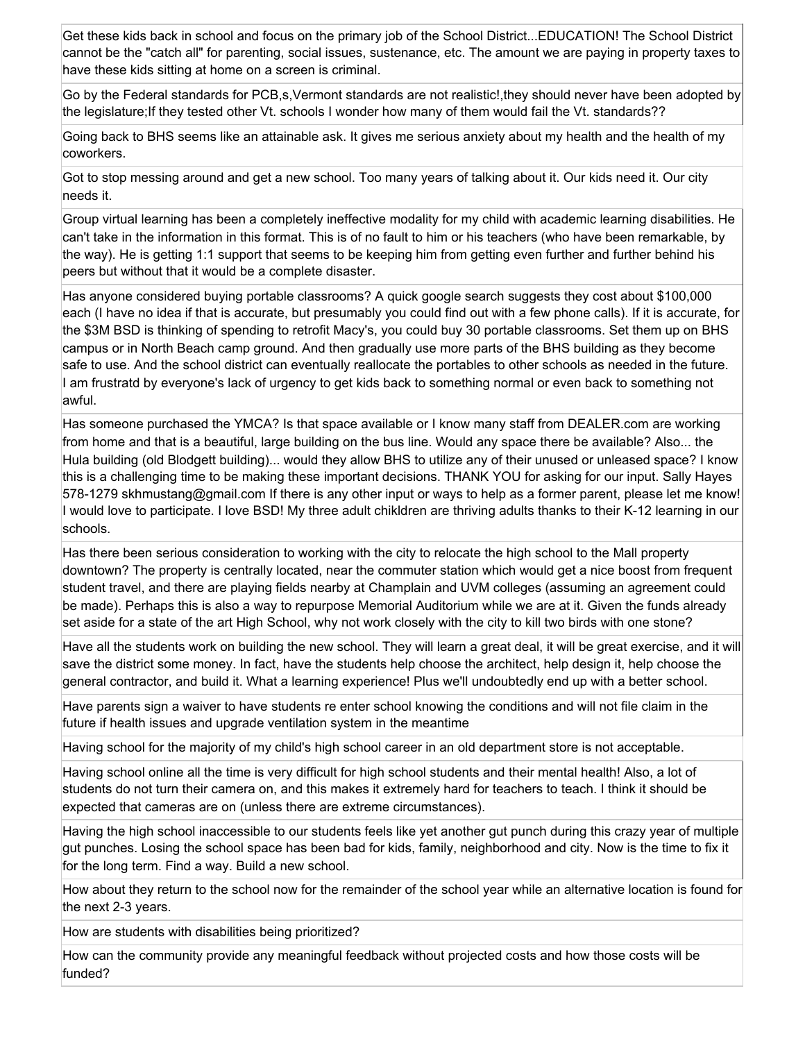| |
|---|
| Get these kids back in school and focus on the primary job of the School District...EDUCATION! The School District cannot be the "catch all" for parenting, social issues, sustenance, etc. The amount we are paying in property taxes to have these kids sitting at home on a screen is criminal. |
| Go by the Federal standards for PCB,s,Vermont standards are not realistic!,they should never have been adopted by the legislature;If they tested other Vt. schools I wonder how many of them would fail the Vt. standards?? |
| Going back to BHS seems like an attainable ask. It gives me serious anxiety about my health and the health of my coworkers. |
| Got to stop messing around and get a new school. Too many years of talking about it. Our kids need it. Our city needs it. |
| Group virtual learning has been a completely ineffective modality for my child with academic learning disabilities. He can't take in the information in this format. This is of no fault to him or his teachers (who have been remarkable, by the way). He is getting 1:1 support that seems to be keeping him from getting even further and further behind his peers but without that it would be a complete disaster. |
| Has anyone considered buying portable classrooms? A quick google search suggests they cost about $100,000 each (I have no idea if that is accurate, but presumably you could find out with a few phone calls). If it is accurate, for the $3M BSD is thinking of spending to retrofit Macy's, you could buy 30 portable classrooms. Set them up on BHS campus or in North Beach camp ground. And then gradually use more parts of the BHS building as they become safe to use. And the school district can eventually reallocate the portables to other schools as needed in the future. I am frustratd by everyone's lack of urgency to get kids back to something normal or even back to something not awful. |
| Has someone purchased the YMCA? Is that space available or I know many staff from DEALER.com are working from home and that is a beautiful, large building on the bus line. Would any space there be available? Also... the Hula building (old Blodgett building)... would they allow BHS to utilize any of their unused or unleased space? I know this is a challenging time to be making these important decisions. THANK YOU for asking for our input. Sally Hayes 578-1279 skhmustang@gmail.com If there is any other input or ways to help as a former parent, please let me know! I would love to participate. I love BSD! My three adult chikldren are thriving adults thanks to their K-12 learning in our schools. |
| Has there been serious consideration to working with the city to relocate the high school to the Mall property downtown? The property is centrally located, near the commuter station which would get a nice boost from frequent student travel, and there are playing fields nearby at Champlain and UVM colleges (assuming an agreement could be made). Perhaps this is also a way to repurpose Memorial Auditorium while we are at it. Given the funds already set aside for a state of the art High School, why not work closely with the city to kill two birds with one stone? |
| Have all the students work on building the new school. They will learn a great deal, it will be great exercise, and it will save the district some money. In fact, have the students help choose the architect, help design it, help choose the general contractor, and build it. What a learning experience! Plus we'll undoubtedly end up with a better school. |
| Have parents sign a waiver to have students re enter school knowing the conditions and will not file claim in the future if health issues and upgrade ventilation system in the meantime |
| Having school for the majority of my child's high school career in an old department store is not acceptable. |
| Having school online all the time is very difficult for high school students and their mental health! Also, a lot of students do not turn their camera on, and this makes it extremely hard for teachers to teach. I think it should be expected that cameras are on (unless there are extreme circumstances). |
| Having the high school inaccessible to our students feels like yet another gut punch during this crazy year of multiple gut punches. Losing the school space has been bad for kids, family, neighborhood and city. Now is the time to fix it for the long term. Find a way. Build a new school. |
| How about they return to the school now for the remainder of the school year while an alternative location is found for the next 2-3 years. |
| How are students with disabilities being prioritized? |
| How can the community provide any meaningful feedback without projected costs and how those costs will be funded? |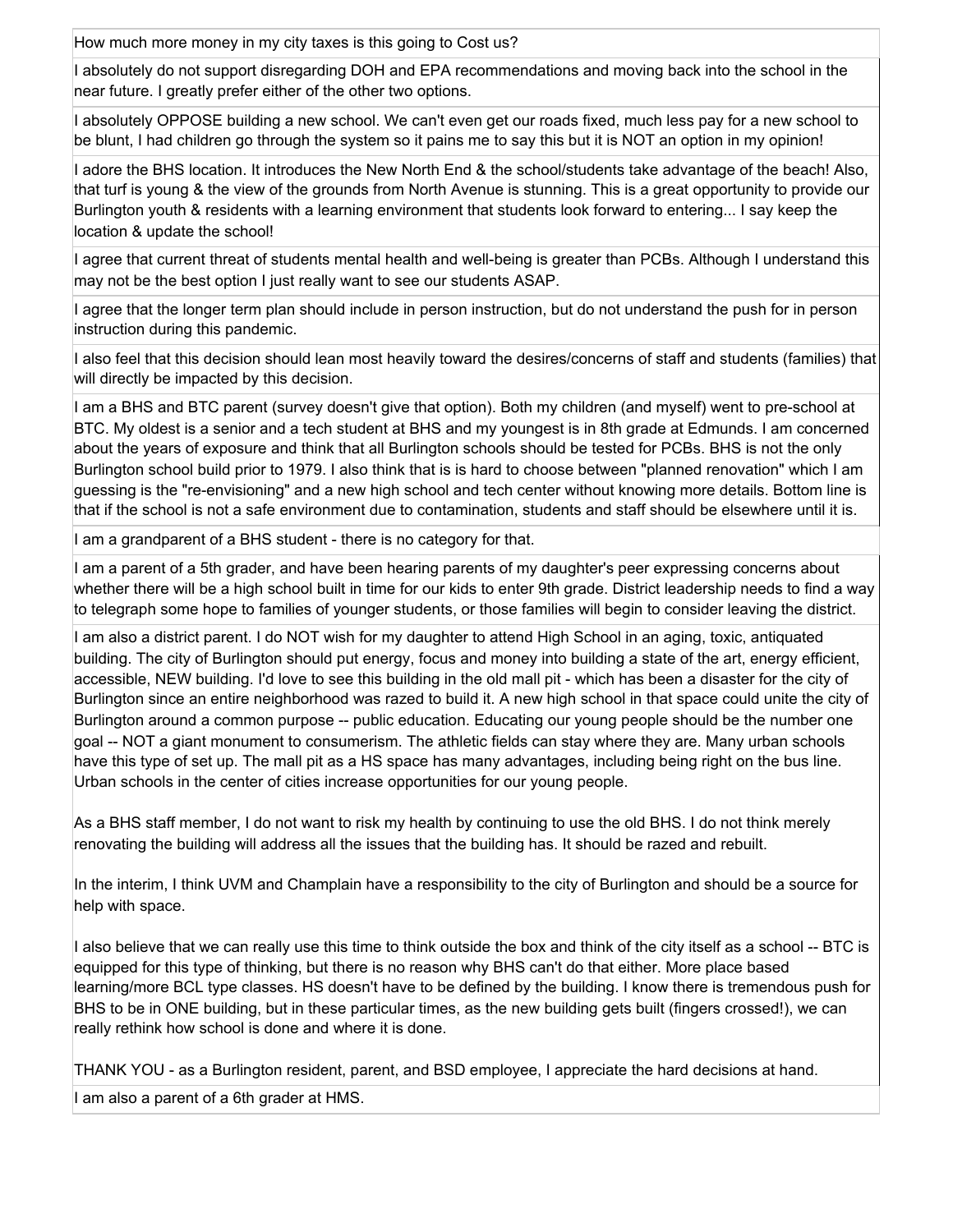| |
|---|
| How much more money in my city taxes is this going to Cost us? |
| I absolutely do not support disregarding DOH and EPA recommendations and moving back into the school in the near future. I greatly prefer either of the other two options. |
| I absolutely OPPOSE building a new school. We can't even get our roads fixed, much less pay for a new school to be blunt, I had children go through the system so it pains me to say this but it is NOT an option in my opinion! |
| I adore the BHS location. It introduces the New North End & the school/students take advantage of the beach! Also, that turf is young & the view of the grounds from North Avenue is stunning. This is a great opportunity to provide our Burlington youth & residents with a learning environment that students look forward to entering... I say keep the location & update the school! |
| I agree that current threat of students mental health and well-being is greater than PCBs. Although I understand this may not be the best option I just really want to see our students ASAP. |
| I agree that the longer term plan should include in person instruction, but do not understand the push for in person instruction during this pandemic. |
| I also feel that this decision should lean most heavily toward the desires/concerns of staff and students (families) that will directly be impacted by this decision. |
| I am a BHS and BTC parent (survey doesn't give that option). Both my children (and myself) went to pre-school at BTC. My oldest is a senior and a tech student at BHS and my youngest is in 8th grade at Edmunds. I am concerned about the years of exposure and think that all Burlington schools should be tested for PCBs. BHS is not the only Burlington school build prior to 1979. I also think that is is hard to choose between "planned renovation" which I am guessing is the "re-envisioning" and a new high school and tech center without knowing more details. Bottom line is that if the school is not a safe environment due to contamination, students and staff should be elsewhere until it is. |
| I am a grandparent of a BHS student - there is no category for that. |
| I am a parent of a 5th grader, and have been hearing parents of my daughter's peer expressing concerns about whether there will be a high school built in time for our kids to enter 9th grade. District leadership needs to find a way to telegraph some hope to families of younger students, or those families will begin to consider leaving the district. |
| I am also a district parent. I do NOT wish for my daughter to attend High School in an aging, toxic, antiquated building. The city of Burlington should put energy, focus and money into building a state of the art, energy efficient, accessible, NEW building. I'd love to see this building in the old mall pit - which has been a disaster for the city of Burlington since an entire neighborhood was razed to build it. A new high school in that space could unite the city of Burlington around a common purpose -- public education. Educating our young people should be the number one goal -- NOT a giant monument to consumerism. The athletic fields can stay where they are. Many urban schools have this type of set up. The mall pit as a HS space has many advantages, including being right on the bus line. Urban schools in the center of cities increase opportunities for our young people.<br><br>As a BHS staff member, I do not want to risk my health by continuing to use the old BHS. I do not think merely renovating the building will address all the issues that the building has. It should be razed and rebuilt.<br><br>In the interim, I think UVM and Champlain have a responsibility to the city of Burlington and should be a source for help with space.<br><br>I also believe that we can really use this time to think outside the box and think of the city itself as a school -- BTC is equipped for this type of thinking, but there is no reason why BHS can't do that either. More place based learning/more BCL type classes. HS doesn't have to be defined by the building. I know there is tremendous push for BHS to be in ONE building, but in these particular times, as the new building gets built (fingers crossed!), we can really rethink how school is done and where it is done.<br><br>THANK YOU - as a Burlington resident, parent, and BSD employee, I appreciate the hard decisions at hand. |
| I am also a parent of a 6th grader at HMS. |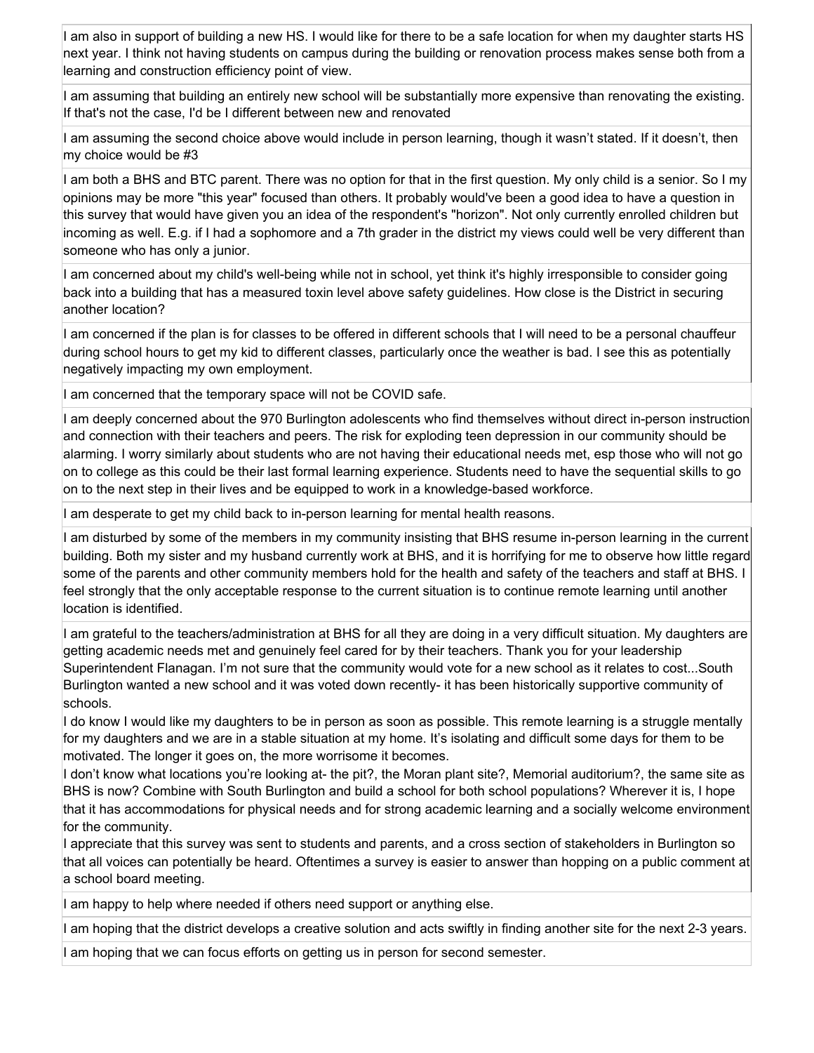I am also in support of building a new HS. I would like for there to be a safe location for when my daughter starts HS next year. I think not having students on campus during the building or renovation process makes sense both from a learning and construction efficiency point of view.

I am assuming that building an entirely new school will be substantially more expensive than renovating the existing. If that's not the case, I'd be I different between new and renovated

I am assuming the second choice above would include in person learning, though it wasn't stated. If it doesn't, then my choice would be #3

I am both a BHS and BTC parent. There was no option for that in the first question. My only child is a senior. So I my opinions may be more "this year" focused than others. It probably would've been a good idea to have a question in this survey that would have given you an idea of the respondent's "horizon". Not only currently enrolled children but incoming as well. E.g. if I had a sophomore and a 7th grader in the district my views could well be very different than someone who has only a junior.

I am concerned about my child's well-being while not in school, yet think it's highly irresponsible to consider going back into a building that has a measured toxin level above safety guidelines. How close is the District in securing another location?

I am concerned if the plan is for classes to be offered in different schools that I will need to be a personal chauffeur during school hours to get my kid to different classes, particularly once the weather is bad. I see this as potentially negatively impacting my own employment.

I am concerned that the temporary space will not be COVID safe.

I am deeply concerned about the 970 Burlington adolescents who find themselves without direct in-person instruction and connection with their teachers and peers. The risk for exploding teen depression in our community should be alarming. I worry similarly about students who are not having their educational needs met, esp those who will not go on to college as this could be their last formal learning experience. Students need to have the sequential skills to go on to the next step in their lives and be equipped to work in a knowledge-based workforce.

I am desperate to get my child back to in-person learning for mental health reasons.

I am disturbed by some of the members in my community insisting that BHS resume in-person learning in the current building. Both my sister and my husband currently work at BHS, and it is horrifying for me to observe how little regard some of the parents and other community members hold for the health and safety of the teachers and staff at BHS. I feel strongly that the only acceptable response to the current situation is to continue remote learning until another location is identified.

I am grateful to the teachers/administration at BHS for all they are doing in a very difficult situation. My daughters are getting academic needs met and genuinely feel cared for by their teachers. Thank you for your leadership Superintendent Flanagan. I'm not sure that the community would vote for a new school as it relates to cost...South Burlington wanted a new school and it was voted down recently- it has been historically supportive community of schools.
I do know I would like my daughters to be in person as soon as possible. This remote learning is a struggle mentally for my daughters and we are in a stable situation at my home. It's isolating and difficult some days for them to be motivated. The longer it goes on, the more worrisome it becomes.
I don't know what locations you're looking at- the pit?, the Moran plant site?, Memorial auditorium?, the same site as BHS is now? Combine with South Burlington and build a school for both school populations? Wherever it is, I hope that it has accommodations for physical needs and for strong academic learning and a socially welcome environment for the community.
I appreciate that this survey was sent to students and parents, and a cross section of stakeholders in Burlington so that all voices can potentially be heard. Oftentimes a survey is easier to answer than hopping on a public comment at a school board meeting.

I am happy to help where needed if others need support or anything else.

I am hoping that the district develops a creative solution and acts swiftly in finding another site for the next 2-3 years.

I am hoping that we can focus efforts on getting us in person for second semester.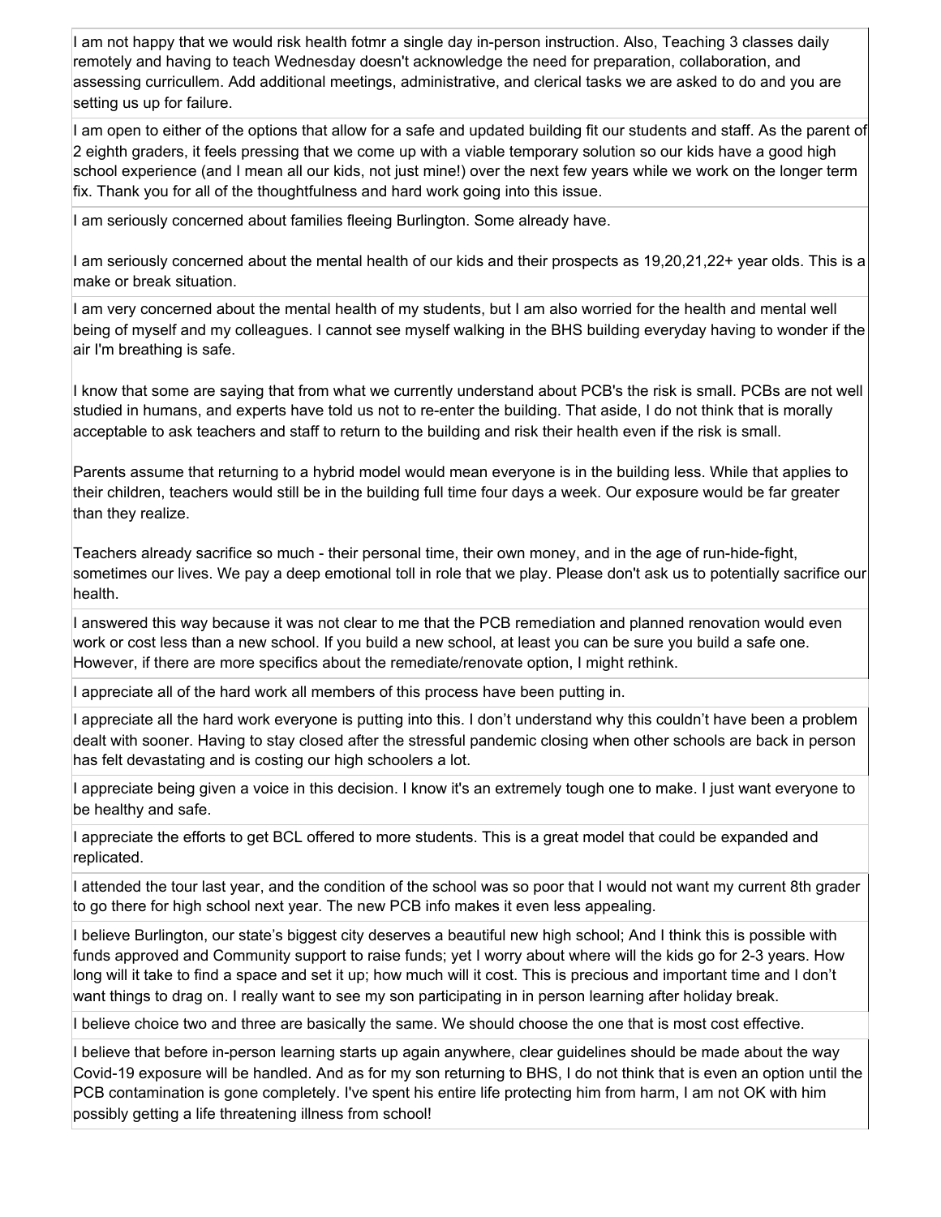| |
|---|
| I am not happy that we would risk health fotmr a single day in-person instruction. Also, Teaching 3 classes daily remotely and having to teach Wednesday doesn't acknowledge the need for preparation, collaboration, and assessing curricullem. Add additional meetings, administrative, and clerical tasks we are asked to do and you are setting us up for failure. |
| I am open to either of the options that allow for a safe and updated building fit our students and staff. As the parent of 2 eighth graders, it feels pressing that we come up with a viable temporary solution so our kids have a good high school experience (and I mean all our kids, not just mine!) over the next few years while we work on the longer term fix. Thank you for all of the thoughtfulness and hard work going into this issue. |
| I am seriously concerned about families fleeing Burlington. Some already have.<br><br>I am seriously concerned about the mental health of our kids and their prospects as 19,20,21,22+ year olds. This is a make or break situation. |
| I am very concerned about the mental health of my students, but I am also worried for the health and mental well being of myself and my colleagues. I cannot see myself walking in the BHS building everyday having to wonder if the air I'm breathing is safe.<br><br>I know that some are saying that from what we currently understand about PCB's the risk is small. PCBs are not well studied in humans, and experts have told us not to re-enter the building. That aside, I do not think that is morally acceptable to ask teachers and staff to return to the building and risk their health even if the risk is small.<br><br>Parents assume that returning to a hybrid model would mean everyone is in the building less. While that applies to their children, teachers would still be in the building full time four days a week. Our exposure would be far greater than they realize.<br><br>Teachers already sacrifice so much - their personal time, their own money, and in the age of run-hide-fight, sometimes our lives. We pay a deep emotional toll in role that we play. Please don't ask us to potentially sacrifice our health. |
| I answered this way because it was not clear to me that the PCB remediation and planned renovation would even work or cost less than a new school. If you build a new school, at least you can be sure you build a safe one. However, if there are more specifics about the remediate/renovate option, I might rethink. |
| I appreciate all of the hard work all members of this process have been putting in. |
| I appreciate all the hard work everyone is putting into this. I don't understand why this couldn't have been a problem dealt with sooner. Having to stay closed after the stressful pandemic closing when other schools are back in person has felt devastating and is costing our high schoolers a lot. |
| I appreciate being given a voice in this decision. I know it's an extremely tough one to make. I just want everyone to be healthy and safe. |
| I appreciate the efforts to get BCL offered to more students. This is a great model that could be expanded and replicated. |
| I attended the tour last year, and the condition of the school was so poor that I would not want my current 8th grader to go there for high school next year. The new PCB info makes it even less appealing. |
| I believe Burlington, our state's biggest city deserves a beautiful new high school; And I think this is possible with funds approved and Community support to raise funds; yet I worry about where will the kids go for 2-3 years. How long will it take to find a space and set it up; how much will it cost. This is precious and important time and I don't want things to drag on. I really want to see my son participating in in person learning after holiday break. |
| I believe choice two and three are basically the same. We should choose the one that is most cost effective. |
| I believe that before in-person learning starts up again anywhere, clear guidelines should be made about the way Covid-19 exposure will be handled. And as for my son returning to BHS, I do not think that is even an option until the PCB contamination is gone completely. I've spent his entire life protecting him from harm, I am not OK with him possibly getting a life threatening illness from school! |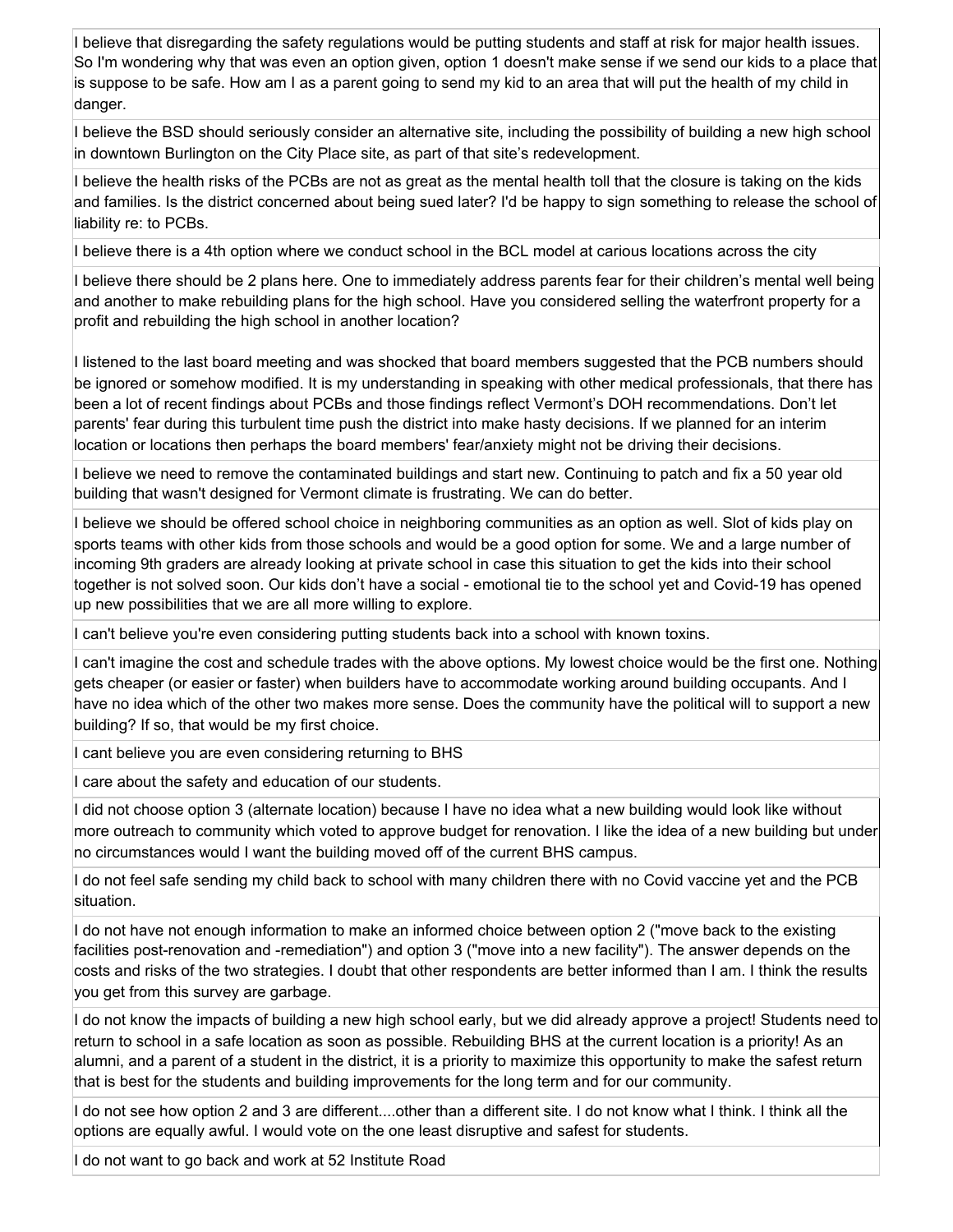| |
|---|
| I believe that disregarding the safety regulations would be putting students and staff at risk for major health issues. So I'm wondering why that was even an option given, option 1 doesn't make sense if we send our kids to a place that is suppose to be safe. How am I as a parent going to send my kid to an area that will put the health of my child in danger. |
| I believe the BSD should seriously consider an alternative site, including the possibility of building a new high school in downtown Burlington on the City Place site, as part of that site's redevelopment. |
| I believe the health risks of the PCBs are not as great as the mental health toll that the closure is taking on the kids and families. Is the district concerned about being sued later? I'd be happy to sign something to release the school of liability re: to PCBs. |
| I believe there is a 4th option where we conduct school in the BCL model at carious locations across the city |
| I believe there should be 2 plans here. One to immediately address parents fear for their children's mental well being and another to make rebuilding plans for the high school. Have you considered selling the waterfront property for a profit and rebuilding the high school in another location?<br><br>I listened to the last board meeting and was shocked that board members suggested that the PCB numbers should be ignored or somehow modified. It is my understanding in speaking with other medical professionals, that there has been a lot of recent findings about PCBs and those findings reflect Vermont's DOH recommendations. Don't let parents' fear during this turbulent time push the district into make hasty decisions. If we planned for an interim location or locations then perhaps the board members' fear/anxiety might not be driving their decisions. |
| I believe we need to remove the contaminated buildings and start new. Continuing to patch and fix a 50 year old building that wasn't designed for Vermont climate is frustrating. We can do better. |
| I believe we should be offered school choice in neighboring communities as an option as well. Slot of kids play on sports teams with other kids from those schools and would be a good option for some. We and a large number of incoming 9th graders are already looking at private school in case this situation to get the kids into their school together is not solved soon. Our kids don't have a social - emotional tie to the school yet and Covid-19 has opened up new possibilities that we are all more willing to explore. |
| I can't believe you're even considering putting students back into a school with known toxins. |
| I can't imagine the cost and schedule trades with the above options. My lowest choice would be the first one. Nothing gets cheaper (or easier or faster) when builders have to accommodate working around building occupants. And I have no idea which of the other two makes more sense. Does the community have the political will to support a new building? If so, that would be my first choice. |
| I cant believe you are even considering returning to BHS |
| I care about the safety and education of our students. |
| I did not choose option 3 (alternate location) because I have no idea what a new building would look like without more outreach to community which voted to approve budget for renovation. I like the idea of a new building but under no circumstances would I want the building moved off of the current BHS campus. |
| I do not feel safe sending my child back to school with many children there with no Covid vaccine yet and the PCB situation. |
| I do not have not enough information to make an informed choice between option 2 ("move back to the existing facilities post-renovation and -remediation") and option 3 ("move into a new facility"). The answer depends on the costs and risks of the two strategies. I doubt that other respondents are better informed than I am. I think the results you get from this survey are garbage. |
| I do not know the impacts of building a new high school early, but we did already approve a project! Students need to return to school in a safe location as soon as possible. Rebuilding BHS at the current location is a priority! As an alumni, and a parent of a student in the district, it is a priority to maximize this opportunity to make the safest return that is best for the students and building improvements for the long term and for our community. |
| I do not see how option 2 and 3 are different....other than a different site. I do not know what I think. I think all the options are equally awful. I would vote on the one least disruptive and safest for students. |
| I do not want to go back and work at 52 Institute Road |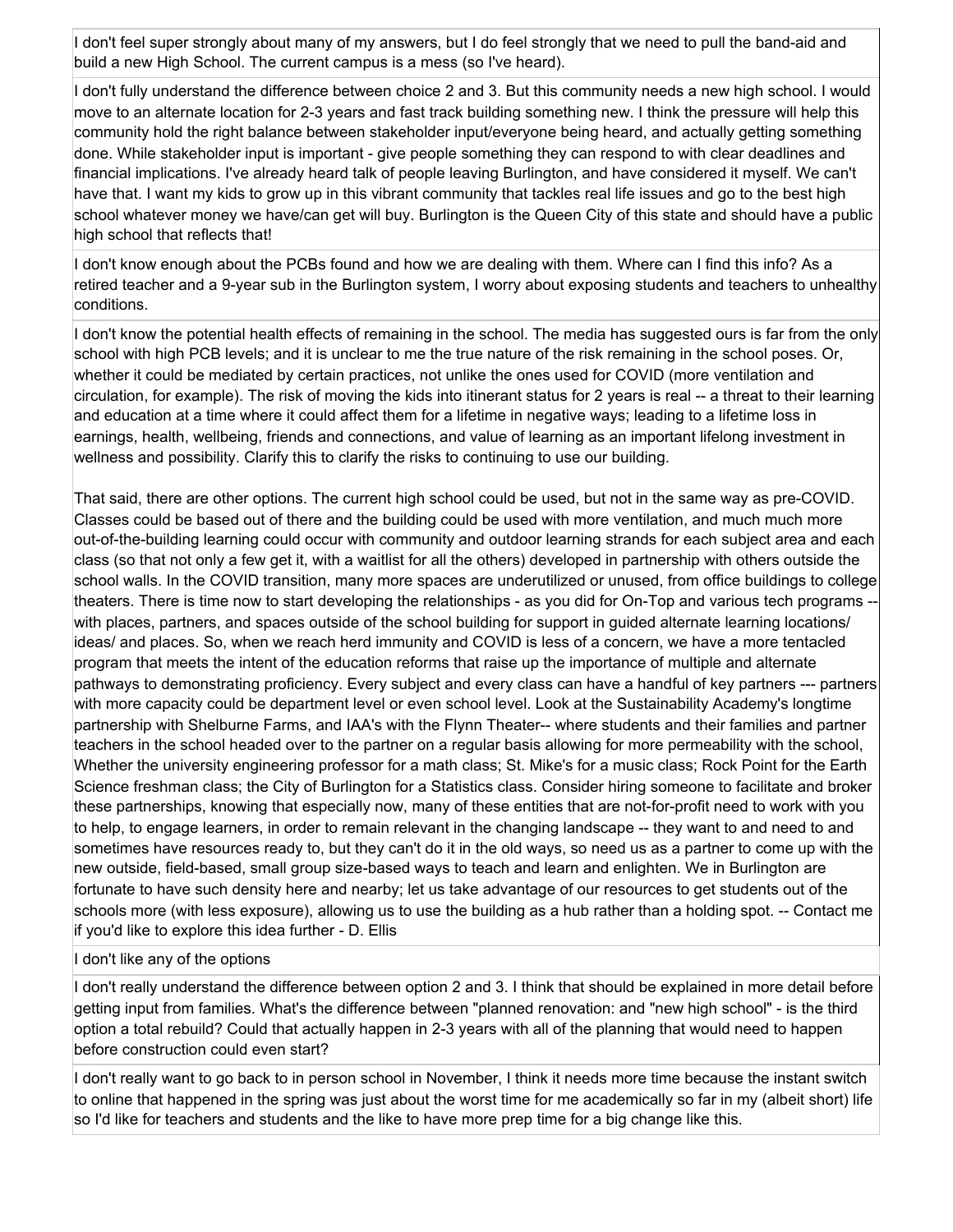I don't feel super strongly about many of my answers, but I do feel strongly that we need to pull the band-aid and build a new High School. The current campus is a mess (so I've heard).

I don't fully understand the difference between choice 2 and 3. But this community needs a new high school. I would move to an alternate location for 2-3 years and fast track building something new. I think the pressure will help this community hold the right balance between stakeholder input/everyone being heard, and actually getting something done. While stakeholder input is important - give people something they can respond to with clear deadlines and financial implications. I've already heard talk of people leaving Burlington, and have considered it myself. We can't have that. I want my kids to grow up in this vibrant community that tackles real life issues and go to the best high school whatever money we have/can get will buy. Burlington is the Queen City of this state and should have a public high school that reflects that!

I don't know enough about the PCBs found and how we are dealing with them. Where can I find this info? As a retired teacher and a 9-year sub in the Burlington system, I worry about exposing students and teachers to unhealthy conditions.

I don't know the potential health effects of remaining in the school. The media has suggested ours is far from the only school with high PCB levels; and it is unclear to me the true nature of the risk remaining in the school poses. Or, whether it could be mediated by certain practices, not unlike the ones used for COVID (more ventilation and circulation, for example). The risk of moving the kids into itinerant status for 2 years is real -- a threat to their learning and education at a time where it could affect them for a lifetime in negative ways; leading to a lifetime loss in earnings, health, wellbeing, friends and connections, and value of learning as an important lifelong investment in wellness and possibility. Clarify this to clarify the risks to continuing to use our building.

That said, there are other options. The current high school could be used, but not in the same way as pre-COVID. Classes could be based out of there and the building could be used with more ventilation, and much much more out-of-the-building learning could occur with community and outdoor learning strands for each subject area and each class (so that not only a few get it, with a waitlist for all the others) developed in partnership with others outside the school walls. In the COVID transition, many more spaces are underutilized or unused, from office buildings to college theaters. There is time now to start developing the relationships - as you did for On-Top and various tech programs -- with places, partners, and spaces outside of the school building for support in guided alternate learning locations/ ideas/ and places. So, when we reach herd immunity and COVID is less of a concern, we have a more tentacled program that meets the intent of the education reforms that raise up the importance of multiple and alternate pathways to demonstrating proficiency. Every subject and every class can have a handful of key partners --- partners with more capacity could be department level or even school level. Look at the Sustainability Academy's longtime partnership with Shelburne Farms, and IAA's with the Flynn Theater-- where students and their families and partner teachers in the school headed over to the partner on a regular basis allowing for more permeability with the school, Whether the university engineering professor for a math class; St. Mike's for a music class; Rock Point for the Earth Science freshman class; the City of Burlington for a Statistics class. Consider hiring someone to facilitate and broker these partnerships, knowing that especially now, many of these entities that are not-for-profit need to work with you to help, to engage learners, in order to remain relevant in the changing landscape -- they want to and need to and sometimes have resources ready to, but they can't do it in the old ways, so need us as a partner to come up with the new outside, field-based, small group size-based ways to teach and learn and enlighten. We in Burlington are fortunate to have such density here and nearby; let us take advantage of our resources to get students out of the schools more (with less exposure), allowing us to use the building as a hub rather than a holding spot. -- Contact me if you'd like to explore this idea further - D. Ellis

I don't like any of the options

I don't really understand the difference between option 2 and 3. I think that should be explained in more detail before getting input from families. What's the difference between "planned renovation: and "new high school" - is the third option a total rebuild? Could that actually happen in 2-3 years with all of the planning that would need to happen before construction could even start?

I don't really want to go back to in person school in November, I think it needs more time because the instant switch to online that happened in the spring was just about the worst time for me academically so far in my (albeit short) life so I'd like for teachers and students and the like to have more prep time for a big change like this.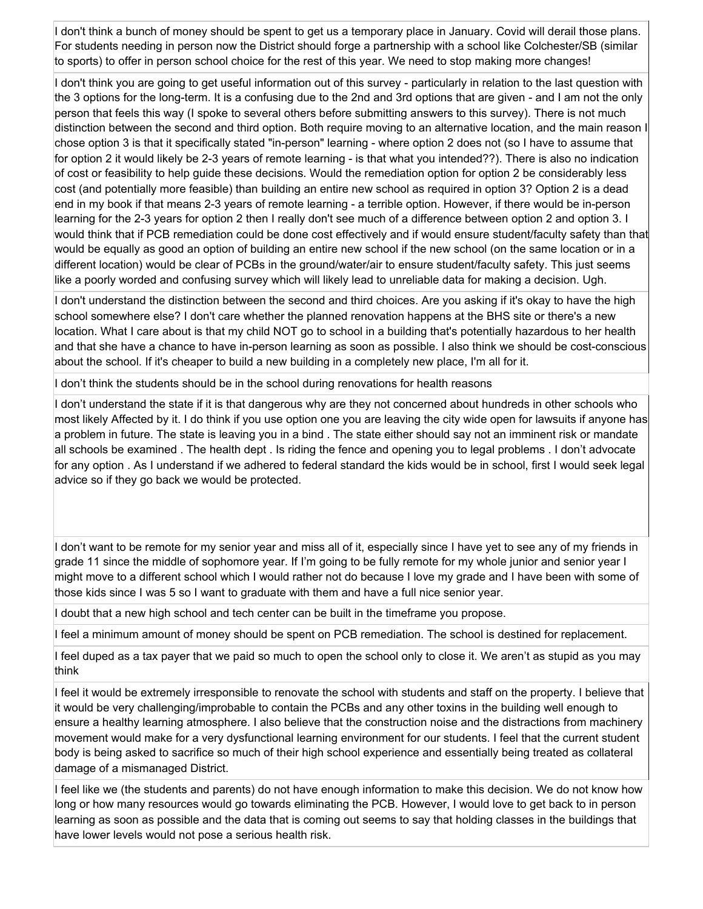| |
|---|
| I don't think a bunch of money should be spent to get us a temporary place in January. Covid will derail those plans. For students needing in person now the District should forge a partnership with a school like Colchester/SB (similar to sports) to offer in person school choice for the rest of this year. We need to stop making more changes! |
| I don't think you are going to get useful information out of this survey - particularly in relation to the last question with the 3 options for the long-term. It is a confusing due to the 2nd and 3rd options that are given - and I am not the only person that feels this way (I spoke to several others before submitting answers to this survey). There is not much distinction between the second and third option. Both require moving to an alternative location, and the main reason I chose option 3 is that it specifically stated "in-person" learning - where option 2 does not (so I have to assume that for option 2 it would likely be 2-3 years of remote learning - is that what you intended??). There is also no indication of cost or feasibility to help guide these decisions. Would the remediation option for option 2 be considerably less cost (and potentially more feasible) than building an entire new school as required in option 3? Option 2 is a dead end in my book if that means 2-3 years of remote learning - a terrible option. However, if there would be in-person learning for the 2-3 years for option 2 then I really don't see much of a difference between option 2 and option 3. I would think that if PCB remediation could be done cost effectively and if would ensure student/faculty safety than that would be equally as good an option of building an entire new school if the new school (on the same location or in a different location) would be clear of PCBs in the ground/water/air to ensure student/faculty safety. This just seems like a poorly worded and confusing survey which will likely lead to unreliable data for making a decision. Ugh. |
| I don't understand the distinction between the second and third choices. Are you asking if it's okay to have the high school somewhere else? I don't care whether the planned renovation happens at the BHS site or there's a new location. What I care about is that my child NOT go to school in a building that's potentially hazardous to her health and that she have a chance to have in-person learning as soon as possible. I also think we should be cost-conscious about the school. If it's cheaper to build a new building in a completely new place, I'm all for it. |
| I don't think the students should be in the school during renovations for health reasons |
| I don't understand the state if it is that dangerous why are they not concerned about hundreds in other schools who most likely Affected by it. I do think if you use option one you are leaving the city wide open for lawsuits if anyone has a problem in future. The state is leaving you in a bind . The state either should say not an imminent risk or mandate all schools be examined . The health dept . Is riding the fence and opening you to legal problems . I don't advocate for any option . As I understand if we adhered to federal standard the kids would be in school, first I would seek legal advice so if they go back we would be protected. |
| I don't want to be remote for my senior year and miss all of it, especially since I have yet to see any of my friends in grade 11 since the middle of sophomore year. If I'm going to be fully remote for my whole junior and senior year I might move to a different school which I would rather not do because I love my grade and I have been with some of those kids since I was 5 so I want to graduate with them and have a full nice senior year. |
| I doubt that a new high school and tech center can be built in the timeframe you propose. |
| I feel a minimum amount of money should be spent on PCB remediation. The school is destined for replacement. |
| I feel duped as a tax payer that we paid so much to open the school only to close it. We aren't as stupid as you may think |
| I feel it would be extremely irresponsible to renovate the school with students and staff on the property. I believe that it would be very challenging/improbable to contain the PCBs and any other toxins in the building well enough to ensure a healthy learning atmosphere. I also believe that the construction noise and the distractions from machinery movement would make for a very dysfunctional learning environment for our students. I feel that the current student body is being asked to sacrifice so much of their high school experience and essentially being treated as collateral damage of a mismanaged District. |
| I feel like we (the students and parents) do not have enough information to make this decision. We do not know how long or how many resources would go towards eliminating the PCB. However, I would love to get back to in person learning as soon as possible and the data that is coming out seems to say that holding classes in the buildings that have lower levels would not pose a serious health risk. |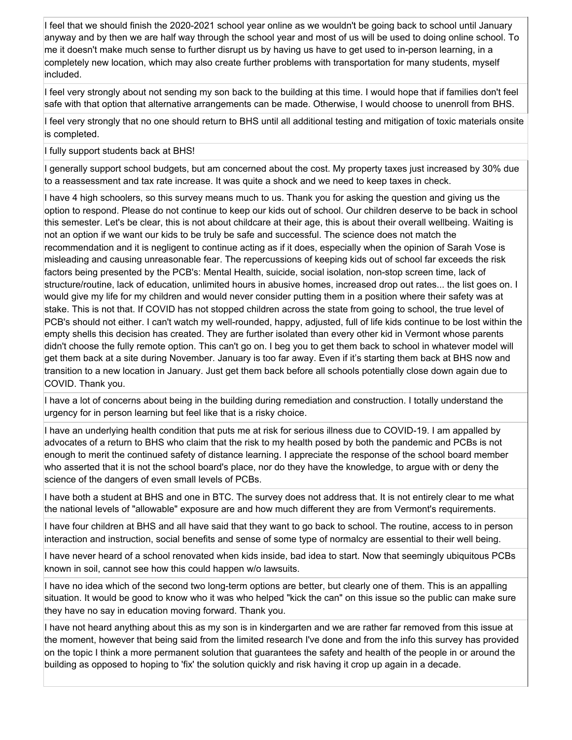| |
|---|
| I feel that we should finish the 2020-2021 school year online as we wouldn't be going back to school until January anyway and by then we are half way through the school year and most of us will be used to doing online school. To me it doesn't make much sense to further disrupt us by having us have to get used to in-person learning, in a completely new location, which may also create further problems with transportation for many students, myself included. |
| I feel very strongly about not sending my son back to the building at this time. I would hope that if families don't feel safe with that option that alternative arrangements can be made. Otherwise, I would choose to unenroll from BHS. |
| I feel very strongly that no one should return to BHS until all additional testing and mitigation of toxic materials onsite is completed. |
| I fully support students back at BHS! |
| I generally support school budgets, but am concerned about the cost. My property taxes just increased by 30% due to a reassessment and tax rate increase. It was quite a shock and we need to keep taxes in check. |
| I have 4 high schoolers, so this survey means much to us. Thank you for asking the question and giving us the option to respond. Please do not continue to keep our kids out of school. Our children deserve to be back in school this semester. Let's be clear, this is not about childcare at their age, this is about their overall wellbeing. Waiting is not an option if we want our kids to be truly be safe and successful. The science does not match the recommendation and it is negligent to continue acting as if it does, especially when the opinion of Sarah Vose is misleading and causing unreasonable fear. The repercussions of keeping kids out of school far exceeds the risk factors being presented by the PCB's: Mental Health, suicide, social isolation, non-stop screen time, lack of structure/routine, lack of education, unlimited hours in abusive homes, increased drop out rates... the list goes on. I would give my life for my children and would never consider putting them in a position where their safety was at stake. This is not that. If COVID has not stopped children across the state from going to school, the true level of PCB's should not either. I can't watch my well-rounded, happy, adjusted, full of life kids continue to be lost within the empty shells this decision has created. They are further isolated than every other kid in Vermont whose parents didn't choose the fully remote option. This can't go on. I beg you to get them back to school in whatever model will get them back at a site during November. January is too far away. Even if it's starting them back at BHS now and transition to a new location in January. Just get them back before all schools potentially close down again due to COVID. Thank you. |
| I have a lot of concerns about being in the building during remediation and construction. I totally understand the urgency for in person learning but feel like that is a risky choice. |
| I have an underlying health condition that puts me at risk for serious illness due to COVID-19. I am appalled by advocates of a return to BHS who claim that the risk to my health posed by both the pandemic and PCBs is not enough to merit the continued safety of distance learning. I appreciate the response of the school board member who asserted that it is not the school board's place, nor do they have the knowledge, to argue with or deny the science of the dangers of even small levels of PCBs. |
| I have both a student at BHS and one in BTC. The survey does not address that. It is not entirely clear to me what the national levels of "allowable" exposure are and how much different they are from Vermont's requirements. |
| I have four children at BHS and all have said that they want to go back to school. The routine, access to in person interaction and instruction, social benefits and sense of some type of normalcy are essential to their well being. |
| I have never heard of a school renovated when kids inside, bad idea to start. Now that seemingly ubiquitous PCBs known in soil, cannot see how this could happen w/o lawsuits. |
| I have no idea which of the second two long-term options are better, but clearly one of them. This is an appalling situation. It would be good to know who it was who helped "kick the can" on this issue so the public can make sure they have no say in education moving forward. Thank you. |
| I have not heard anything about this as my son is in kindergarten and we are rather far removed from this issue at the moment, however that being said from the limited research I've done and from the info this survey has provided on the topic I think a more permanent solution that guarantees the safety and health of the people in or around the building as opposed to hoping to 'fix' the solution quickly and risk having it crop up again in a decade. |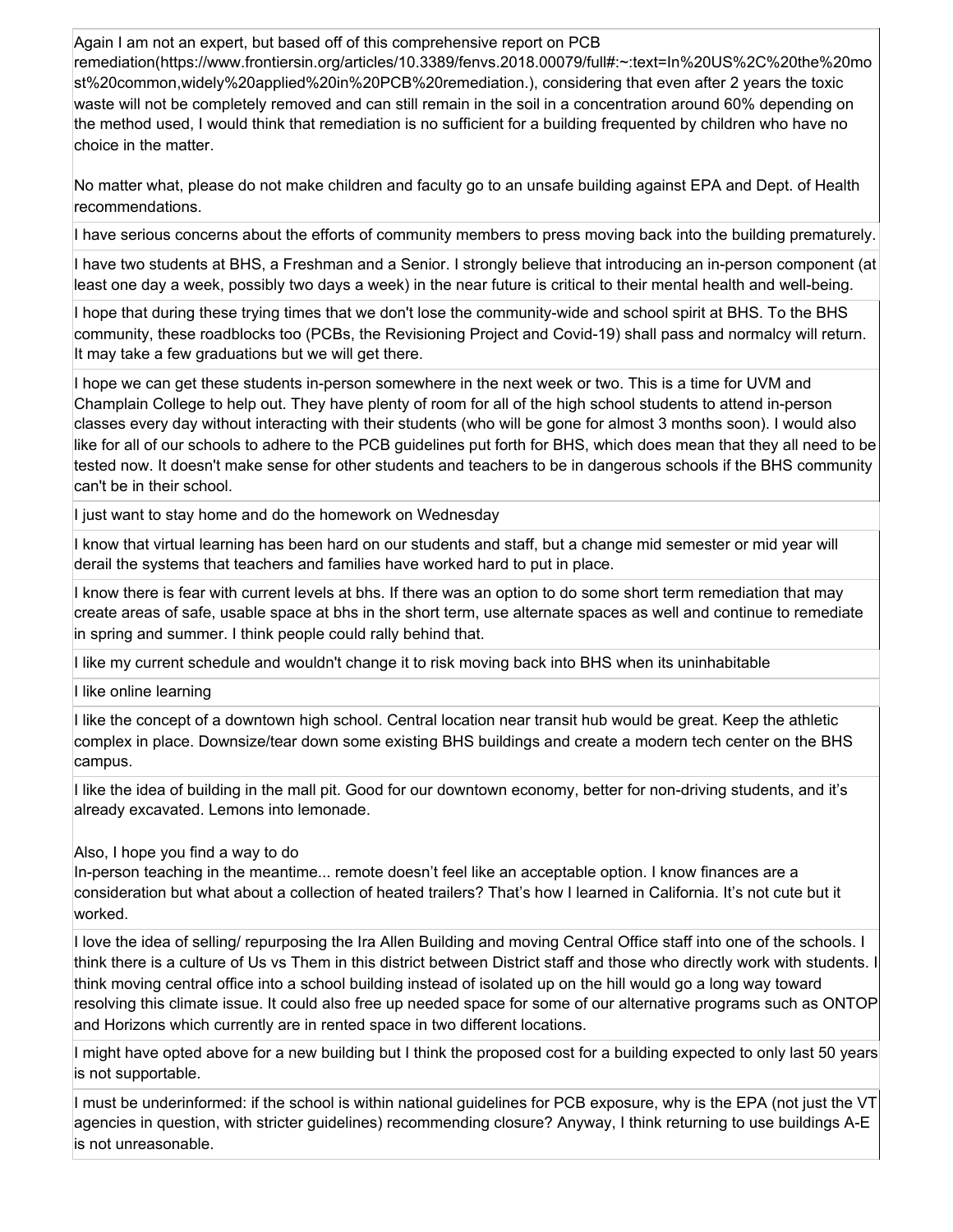Again I am not an expert, but based off of this comprehensive report on PCB remediation(https://www.frontiersin.org/articles/10.3389/fenvs.2018.00079/full#:~:text=In%20US%2C%20the%20most%20common,widely%20applied%20in%20PCB%20remediation.), considering that even after 2 years the toxic waste will not be completely removed and can still remain in the soil in a concentration around 60% depending on the method used, I would think that remediation is no sufficient for a building frequented by children who have no choice in the matter.

No matter what, please do not make children and faculty go to an unsafe building against EPA and Dept. of Health recommendations.

I have serious concerns about the efforts of community members to press moving back into the building prematurely.

I have two students at BHS, a Freshman and a Senior. I strongly believe that introducing an in-person component (at least one day a week, possibly two days a week) in the near future is critical to their mental health and well-being.

I hope that during these trying times that we don't lose the community-wide and school spirit at BHS. To the BHS community, these roadblocks too (PCBs, the Revisioning Project and Covid-19) shall pass and normalcy will return. It may take a few graduations but we will get there.

I hope we can get these students in-person somewhere in the next week or two. This is a time for UVM and Champlain College to help out. They have plenty of room for all of the high school students to attend in-person classes every day without interacting with their students (who will be gone for almost 3 months soon). I would also like for all of our schools to adhere to the PCB guidelines put forth for BHS, which does mean that they all need to be tested now. It doesn't make sense for other students and teachers to be in dangerous schools if the BHS community can't be in their school.

I just want to stay home and do the homework on Wednesday

I know that virtual learning has been hard on our students and staff, but a change mid semester or mid year will derail the systems that teachers and families have worked hard to put in place.

I know there is fear with current levels at bhs. If there was an option to do some short term remediation that may create areas of safe, usable space at bhs in the short term, use alternate spaces as well and continue to remediate in spring and summer. I think people could rally behind that.

I like my current schedule and wouldn't change it to risk moving back into BHS when its uninhabitable

I like online learning

I like the concept of a downtown high school. Central location near transit hub would be great. Keep the athletic complex in place. Downsize/tear down some existing BHS buildings and create a modern tech center on the BHS campus.

I like the idea of building in the mall pit. Good for our downtown economy, better for non-driving students, and it's already excavated. Lemons into lemonade.

Also, I hope you find a way to do
In-person teaching in the meantime... remote doesn't feel like an acceptable option. I know finances are a consideration but what about a collection of heated trailers? That's how I learned in California. It's not cute but it worked.

I love the idea of selling/ repurposing the Ira Allen Building and moving Central Office staff into one of the schools. I think there is a culture of Us vs Them in this district between District staff and those who directly work with students. I think moving central office into a school building instead of isolated up on the hill would go a long way toward resolving this climate issue. It could also free up needed space for some of our alternative programs such as ONTOP and Horizons which currently are in rented space in two different locations.

I might have opted above for a new building but I think the proposed cost for a building expected to only last 50 years is not supportable.

I must be underinformed: if the school is within national guidelines for PCB exposure, why is the EPA (not just the VT agencies in question, with stricter guidelines) recommending closure? Anyway, I think returning to use buildings A-E is not unreasonable.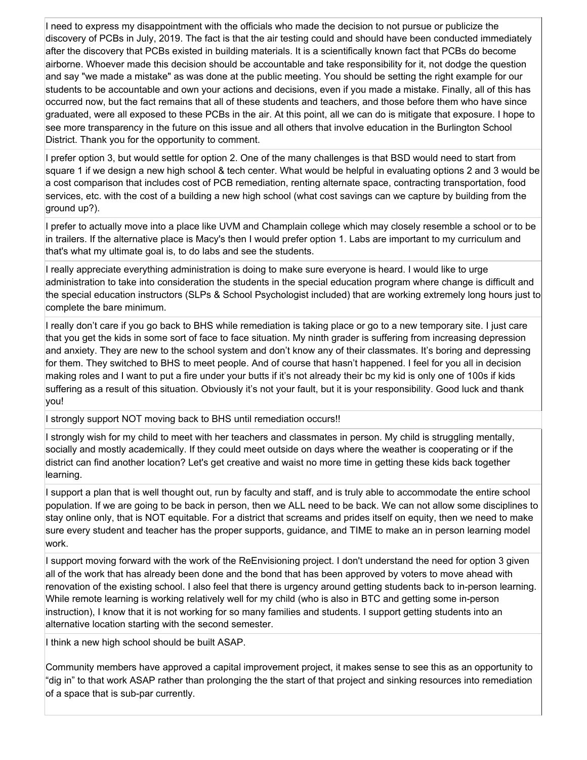I need to express my disappointment with the officials who made the decision to not pursue or publicize the discovery of PCBs in July, 2019. The fact is that the air testing could and should have been conducted immediately after the discovery that PCBs existed in building materials. It is a scientifically known fact that PCBs do become airborne. Whoever made this decision should be accountable and take responsibility for it, not dodge the question and say "we made a mistake" as was done at the public meeting. You should be setting the right example for our students to be accountable and own your actions and decisions, even if you made a mistake. Finally, all of this has occurred now, but the fact remains that all of these students and teachers, and those before them who have since graduated, were all exposed to these PCBs in the air. At this point, all we can do is mitigate that exposure. I hope to see more transparency in the future on this issue and all others that involve education in the Burlington School District. Thank you for the opportunity to comment.

I prefer option 3, but would settle for option 2. One of the many challenges is that BSD would need to start from square 1 if we design a new high school & tech center. What would be helpful in evaluating options 2 and 3 would be a cost comparison that includes cost of PCB remediation, renting alternate space, contracting transportation, food services, etc. with the cost of a building a new high school (what cost savings can we capture by building from the ground up?).

I prefer to actually move into a place like UVM and Champlain college which may closely resemble a school or to be in trailers. If the alternative place is Macy's then I would prefer option 1. Labs are important to my curriculum and that's what my ultimate goal is, to do labs and see the students.

I really appreciate everything administration is doing to make sure everyone is heard. I would like to urge administration to take into consideration the students in the special education program where change is difficult and the special education instructors (SLPs & School Psychologist included) that are working extremely long hours just to complete the bare minimum.

I really don't care if you go back to BHS while remediation is taking place or go to a new temporary site. I just care that you get the kids in some sort of face to face situation. My ninth grader is suffering from increasing depression and anxiety. They are new to the school system and don't know any of their classmates. It's boring and depressing for them. They switched to BHS to meet people. And of course that hasn't happened. I feel for you all in decision making roles and I want to put a fire under your butts if it's not already their bc my kid is only one of 100s if kids suffering as a result of this situation. Obviously it's not your fault, but it is your responsibility. Good luck and thank you!

I strongly support NOT moving back to BHS until remediation occurs!!

I strongly wish for my child to meet with her teachers and classmates in person. My child is struggling mentally, socially and mostly academically. If they could meet outside on days where the weather is cooperating or if the district can find another location? Let's get creative and waist no more time in getting these kids back together learning.

I support a plan that is well thought out, run by faculty and staff, and is truly able to accommodate the entire school population. If we are going to be back in person, then we ALL need to be back. We can not allow some disciplines to stay online only, that is NOT equitable. For a district that screams and prides itself on equity, then we need to make sure every student and teacher has the proper supports, guidance, and TIME to make an in person learning model work.

I support moving forward with the work of the ReEnvisioning project. I don't understand the need for option 3 given all of the work that has already been done and the bond that has been approved by voters to move ahead with renovation of the existing school. I also feel that there is urgency around getting students back to in-person learning. While remote learning is working relatively well for my child (who is also in BTC and getting some in-person instruction), I know that it is not working for so many families and students. I support getting students into an alternative location starting with the second semester.

I think a new high school should be built ASAP.

Community members have approved a capital improvement project, it makes sense to see this as an opportunity to "dig in" to that work ASAP rather than prolonging the the start of that project and sinking resources into remediation of a space that is sub-par currently.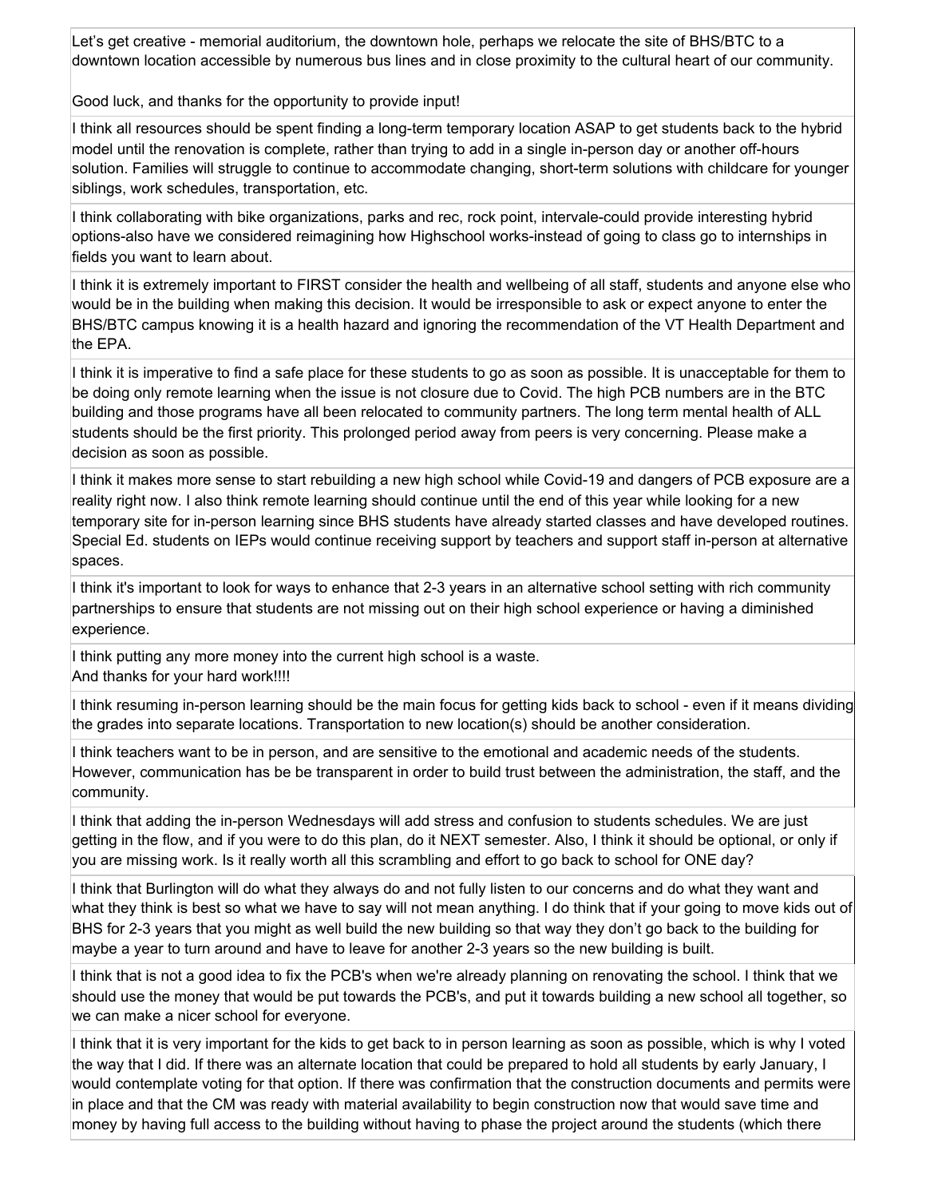| |
|---|
| Let's get creative - memorial auditorium, the downtown hole, perhaps we relocate the site of BHS/BTC to a downtown location accessible by numerous bus lines and in close proximity to the cultural heart of our community.<br><br>Good luck, and thanks for the opportunity to provide input! |
| I think all resources should be spent finding a long-term temporary location ASAP to get students back to the hybrid model until the renovation is complete, rather than trying to add in a single in-person day or another off-hours solution. Families will struggle to continue to accommodate changing, short-term solutions with childcare for younger siblings, work schedules, transportation, etc. |
| I think collaborating with bike organizations, parks and rec, rock point, intervale-could provide interesting hybrid options-also have we considered reimagining how Highschool works-instead of going to class go to internships in fields you want to learn about. |
| I think it is extremely important to FIRST consider the health and wellbeing of all staff, students and anyone else who would be in the building when making this decision. It would be irresponsible to ask or expect anyone to enter the BHS/BTC campus knowing it is a health hazard and ignoring the recommendation of the VT Health Department and the EPA. |
| I think it is imperative to find a safe place for these students to go as soon as possible. It is unacceptable for them to be doing only remote learning when the issue is not closure due to Covid. The high PCB numbers are in the BTC building and those programs have all been relocated to community partners. The long term mental health of ALL students should be the first priority. This prolonged period away from peers is very concerning. Please make a decision as soon as possible. |
| I think it makes more sense to start rebuilding a new high school while Covid-19 and dangers of PCB exposure are a reality right now. I also think remote learning should continue until the end of this year while looking for a new temporary site for in-person learning since BHS students have already started classes and have developed routines. Special Ed. students on IEPs would continue receiving support by teachers and support staff in-person at alternative spaces. |
| I think it's important to look for ways to enhance that 2-3 years in an alternative school setting with rich community partnerships to ensure that students are not missing out on their high school experience or having a diminished experience. |
| I think putting any more money into the current high school is a waste.<br>And thanks for your hard work!!!! |
| I think resuming in-person learning should be the main focus for getting kids back to school - even if it means dividing the grades into separate locations. Transportation to new location(s) should be another consideration. |
| I think teachers want to be in person, and are sensitive to the emotional and academic needs of the students. However, communication has be be transparent in order to build trust between the administration, the staff, and the community. |
| I think that adding the in-person Wednesdays will add stress and confusion to students schedules. We are just getting in the flow, and if you were to do this plan, do it NEXT semester. Also, I think it should be optional, or only if you are missing work. Is it really worth all this scrambling and effort to go back to school for ONE day? |
| I think that Burlington will do what they always do and not fully listen to our concerns and do what they want and what they think is best so what we have to say will not mean anything. I do think that if your going to move kids out of BHS for 2-3 years that you might as well build the new building so that way they don't go back to the building for maybe a year to turn around and have to leave for another 2-3 years so the new building is built. |
| I think that is not a good idea to fix the PCB's when we're already planning on renovating the school. I think that we should use the money that would be put towards the PCB's, and put it towards building a new school all together, so we can make a nicer school for everyone. |
| I think that it is very important for the kids to get back to in person learning as soon as possible, which is why I voted the way that I did. If there was an alternate location that could be prepared to hold all students by early January, I would contemplate voting for that option. If there was confirmation that the construction documents and permits were in place and that the CM was ready with material availability to begin construction now that would save time and money by having full access to the building without having to phase the project around the students (which there |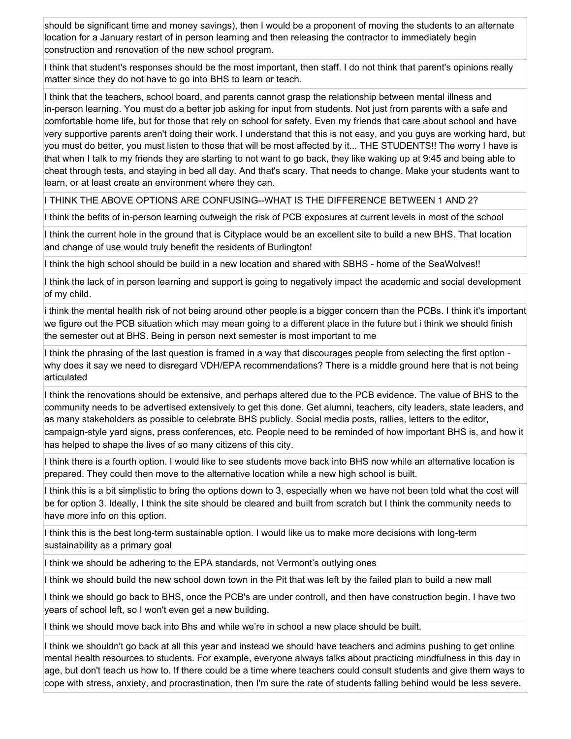should be significant time and money savings), then I would be a proponent of moving the students to an alternate location for a January restart of in person learning and then releasing the contractor to immediately begin construction and renovation of the new school program.

I think that student's responses should be the most important, then staff. I do not think that parent's opinions really matter since they do not have to go into BHS to learn or teach.

I think that the teachers, school board, and parents cannot grasp the relationship between mental illness and in-person learning. You must do a better job asking for input from students. Not just from parents with a safe and comfortable home life, but for those that rely on school for safety. Even my friends that care about school and have very supportive parents aren't doing their work. I understand that this is not easy, and you guys are working hard, but you must do better, you must listen to those that will be most affected by it... THE STUDENTS!! The worry I have is that when I talk to my friends they are starting to not want to go back, they like waking up at 9:45 and being able to cheat through tests, and staying in bed all day. And that's scary. That needs to change. Make your students want to learn, or at least create an environment where they can.

I THINK THE ABOVE OPTIONS ARE CONFUSING--WHAT IS THE DIFFERENCE BETWEEN 1 AND 2?

I think the befits of in-person learning outweigh the risk of PCB exposures at current levels in most of the school

I think the current hole in the ground that is Cityplace would be an excellent site to build a new BHS. That location and change of use would truly benefit the residents of Burlington!

I think the high school should be build in a new location and shared with SBHS - home of the SeaWolves!!

I think the lack of in person learning and support is going to negatively impact the academic and social development of my child.

i think the mental health risk of not being around other people is a bigger concern than the PCBs. I think it's important we figure out the PCB situation which may mean going to a different place in the future but i think we should finish the semester out at BHS. Being in person next semester is most important to me

I think the phrasing of the last question is framed in a way that discourages people from selecting the first option - why does it say we need to disregard VDH/EPA recommendations? There is a middle ground here that is not being articulated

I think the renovations should be extensive, and perhaps altered due to the PCB evidence. The value of BHS to the community needs to be advertised extensively to get this done. Get alumni, teachers, city leaders, state leaders, and as many stakeholders as possible to celebrate BHS publicly. Social media posts, rallies, letters to the editor, campaign-style yard signs, press conferences, etc. People need to be reminded of how important BHS is, and how it has helped to shape the lives of so many citizens of this city.

I think there is a fourth option. I would like to see students move back into BHS now while an alternative location is prepared. They could then move to the alternative location while a new high school is built.

I think this is a bit simplistic to bring the options down to 3, especially when we have not been told what the cost will be for option 3. Ideally, I think the site should be cleared and built from scratch but I think the community needs to have more info on this option.

I think this is the best long-term sustainable option. I would like us to make more decisions with long-term sustainability as a primary goal

I think we should be adhering to the EPA standards, not Vermont's outlying ones

I think we should build the new school down town in the Pit that was left by the failed plan to build a new mall

I think we should go back to BHS, once the PCB's are under controll, and then have construction begin. I have two years of school left, so I won't even get a new building.

I think we should move back into Bhs and while we're in school a new place should be built.

I think we shouldn't go back at all this year and instead we should have teachers and admins pushing to get online mental health resources to students. For example, everyone always talks about practicing mindfulness in this day in age, but don't teach us how to. If there could be a time where teachers could consult students and give them ways to cope with stress, anxiety, and procrastination, then I'm sure the rate of students falling behind would be less severe.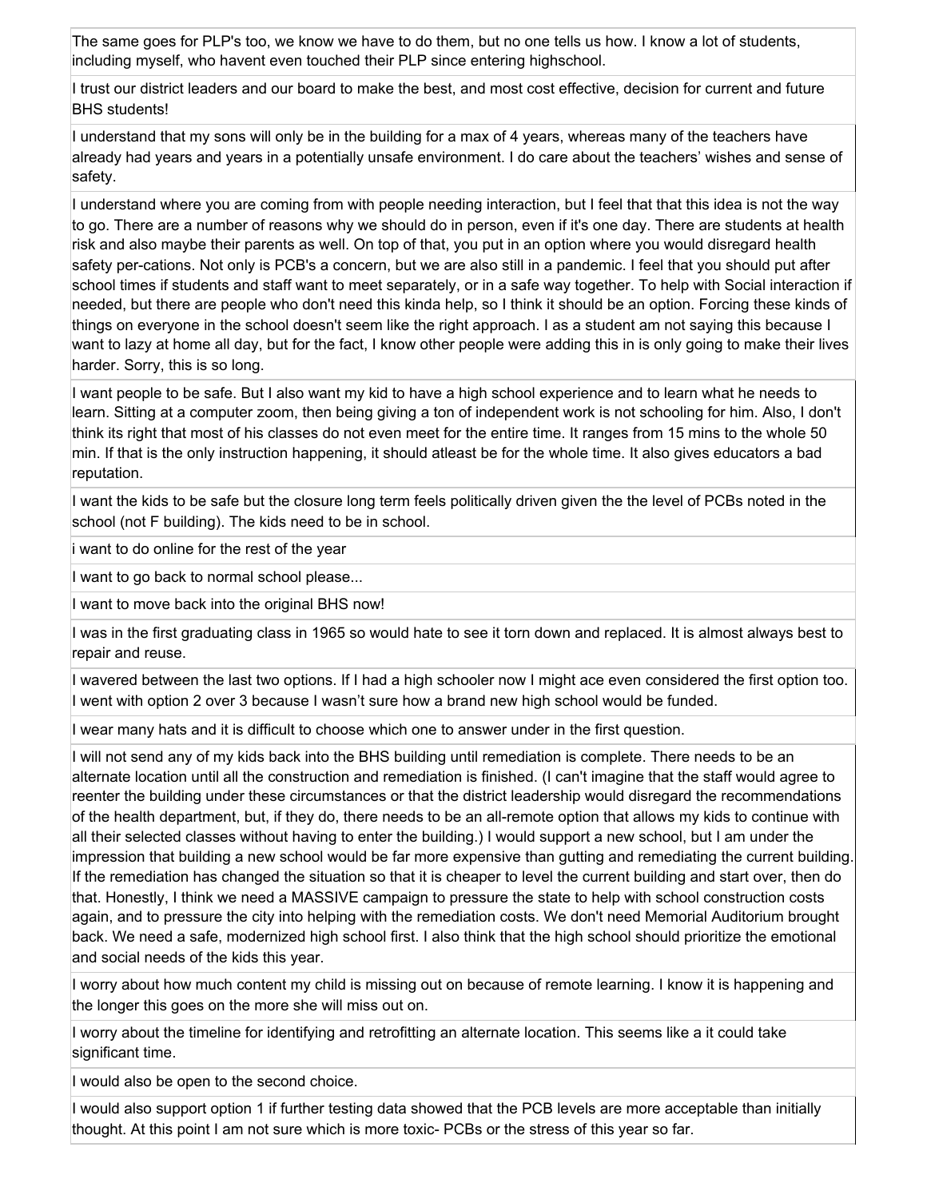| |
|---|
| The same goes for PLP's too, we know we have to do them, but no one tells us how. I know a lot of students, including myself, who havent even touched their PLP since entering highschool. |
| I trust our district leaders and our board to make the best, and most cost effective, decision for current and future BHS students! |
| I understand that my sons will only be in the building for a max of 4 years, whereas many of the teachers have already had years and years in a potentially unsafe environment. I do care about the teachers' wishes and sense of safety. |
| I understand where you are coming from with people needing interaction, but I feel that that this idea is not the way to go. There are a number of reasons why we should do in person, even if it's one day. There are students at health risk and also maybe their parents as well. On top of that, you put in an option where you would disregard health safety per-cations. Not only is PCB's a concern, but we are also still in a pandemic. I feel that you should put after school times if students and staff want to meet separately, or in a safe way together. To help with Social interaction if needed, but there are people who don't need this kinda help, so I think it should be an option. Forcing these kinds of things on everyone in the school doesn't seem like the right approach. I as a student am not saying this because I want to lazy at home all day, but for the fact, I know other people were adding this in is only going to make their lives harder. Sorry, this is so long. |
| I want people to be safe. But I also want my kid to have a high school experience and to learn what he needs to learn. Sitting at a computer zoom, then being giving a ton of independent work is not schooling for him. Also, I don't think its right that most of his classes do not even meet for the entire time. It ranges from 15 mins to the whole 50 min. If that is the only instruction happening, it should atleast be for the whole time. It also gives educators a bad reputation. |
| I want the kids to be safe but the closure long term feels politically driven given the the level of PCBs noted in the school (not F building). The kids need to be in school. |
| i want to do online for the rest of the year |
| I want to go back to normal school please... |
| I want to move back into the original BHS now! |
| I was in the first graduating class in 1965 so would hate to see it torn down and replaced. It is almost always best to repair and reuse. |
| I wavered between the last two options. If I had a high schooler now I might ace even considered the first option too. I went with option 2 over 3 because I wasn't sure how a brand new high school would be funded. |
| I wear many hats and it is difficult to choose which one to answer under in the first question. |
| I will not send any of my kids back into the BHS building until remediation is complete. There needs to be an alternate location until all the construction and remediation is finished. (I can't imagine that the staff would agree to reenter the building under these circumstances or that the district leadership would disregard the recommendations of the health department, but, if they do, there needs to be an all-remote option that allows my kids to continue with all their selected classes without having to enter the building.) I would support a new school, but I am under the impression that building a new school would be far more expensive than gutting and remediating the current building. If the remediation has changed the situation so that it is cheaper to level the current building and start over, then do that. Honestly, I think we need a MASSIVE campaign to pressure the state to help with school construction costs again, and to pressure the city into helping with the remediation costs. We don't need Memorial Auditorium brought back. We need a safe, modernized high school first. I also think that the high school should prioritize the emotional and social needs of the kids this year. |
| I worry about how much content my child is missing out on because of remote learning. I know it is happening and the longer this goes on the more she will miss out on. |
| I worry about the timeline for identifying and retrofitting an alternate location. This seems like a it could take significant time. |
| I would also be open to the second choice. |
| I would also support option 1 if further testing data showed that the PCB levels are more acceptable than initially thought. At this point I am not sure which is more toxic- PCBs or the stress of this year so far. |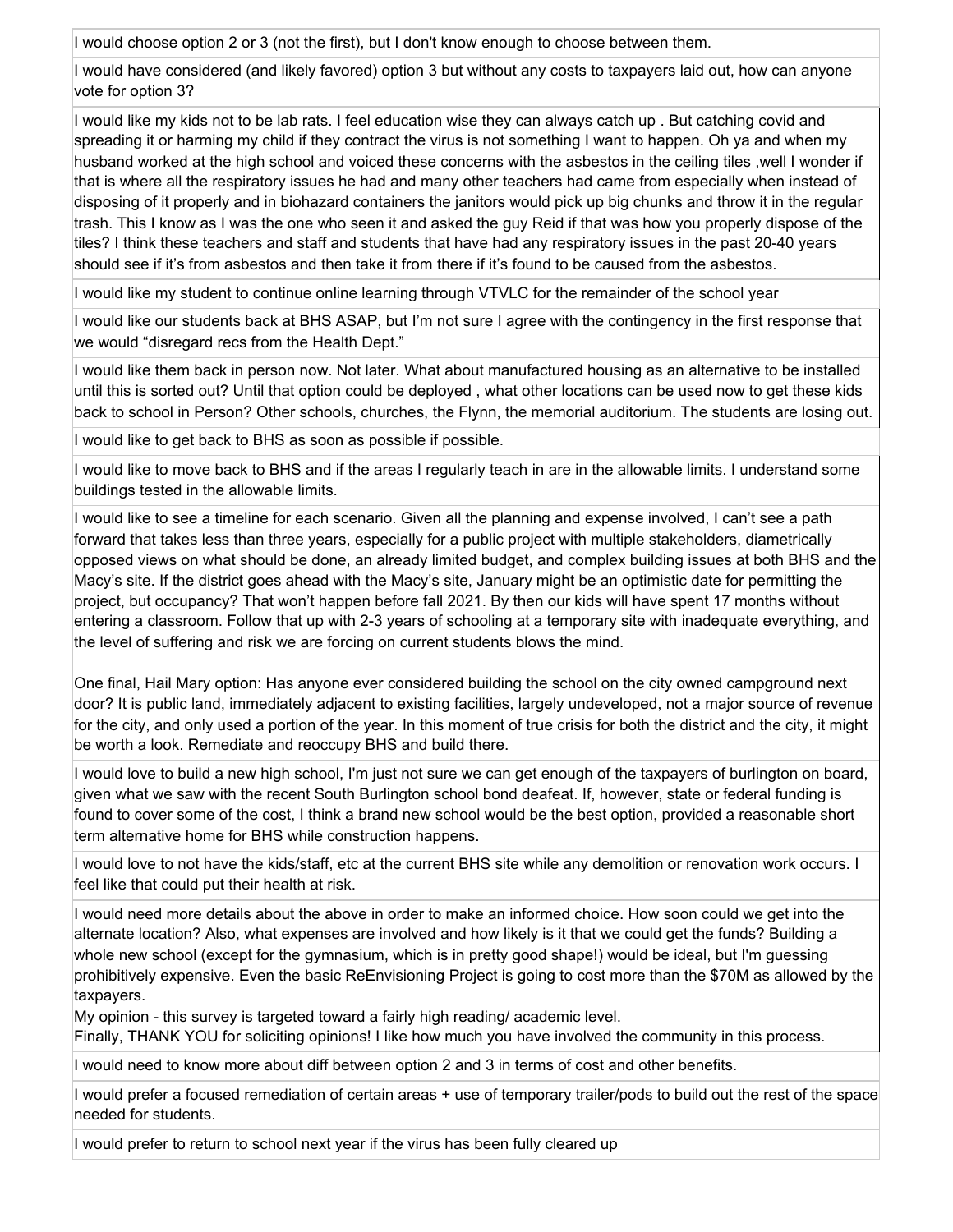| |
|---|
| I would choose option 2 or 3 (not the first), but I don't know enough to choose between them. |
| I would have considered (and likely favored) option 3 but without any costs to taxpayers laid out, how can anyone vote for option 3? |
| I would like my kids not to be lab rats. I feel education wise they can always catch up . But catching covid and spreading it or harming my child if they contract the virus is not something I want to happen. Oh ya and when my husband worked at the high school and voiced these concerns with the asbestos in the ceiling tiles ,well I wonder if that is where all the respiratory issues he had and many other teachers had came from especially when instead of disposing of it properly and in biohazard containers the janitors would pick up big chunks and throw it in the regular trash. This I know as I was the one who seen it and asked the guy Reid if that was how you properly dispose of the tiles? I think these teachers and staff and students that have had any respiratory issues in the past 20-40 years should see if it's from asbestos and then take it from there if it's found to be caused from the asbestos. |
| I would like my student to continue online learning through VTVLC for the remainder of the school year |
| I would like our students back at BHS ASAP, but I'm not sure I agree with the contingency in the first response that we would "disregard recs from the Health Dept." |
| I would like them back in person now. Not later. What about manufactured housing as an alternative to be installed until this is sorted out? Until that option could be deployed , what other locations can be used now to get these kids back to school in Person? Other schools, churches, the Flynn, the memorial auditorium. The students are losing out. |
| I would like to get back to BHS as soon as possible if possible. |
| I would like to move back to BHS and if the areas I regularly teach in are in the allowable limits. I understand some buildings tested in the allowable limits. |
| I would like to see a timeline for each scenario. Given all the planning and expense involved, I can't see a path forward that takes less than three years, especially for a public project with multiple stakeholders, diametrically opposed views on what should be done, an already limited budget, and complex building issues at both BHS and the Macy's site. If the district goes ahead with the Macy's site, January might be an optimistic date for permitting the project, but occupancy? That won't happen before fall 2021. By then our kids will have spent 17 months without entering a classroom. Follow that up with 2-3 years of schooling at a temporary site with inadequate everything, and the level of suffering and risk we are forcing on current students blows the mind.<br><br>One final, Hail Mary option: Has anyone ever considered building the school on the city owned campground next door? It is public land, immediately adjacent to existing facilities, largely undeveloped, not a major source of revenue for the city, and only used a portion of the year. In this moment of true crisis for both the district and the city, it might be worth a look. Remediate and reoccupy BHS and build there. |
| I would love to build a new high school, I'm just not sure we can get enough of the taxpayers of burlington on board, given what we saw with the recent South Burlington school bond deafeat. If, however, state or federal funding is found to cover some of the cost, I think a brand new school would be the best option, provided a reasonable short term alternative home for BHS while construction happens. |
| I would love to not have the kids/staff, etc at the current BHS site while any demolition or renovation work occurs. I feel like that could put their health at risk. |
| I would need more details about the above in order to make an informed choice. How soon could we get into the alternate location? Also, what expenses are involved and how likely is it that we could get the funds? Building a whole new school (except for the gymnasium, which is in pretty good shape!) would be ideal, but I'm guessing prohibitively expensive. Even the basic ReEnvisioning Project is going to cost more than the $70M as allowed by the taxpayers.<br>My opinion - this survey is targeted toward a fairly high reading/ academic level.<br>Finally, THANK YOU for soliciting opinions! I like how much you have involved the community in this process. |
| I would need to know more about diff between option 2 and 3 in terms of cost and other benefits. |
| I would prefer a focused remediation of certain areas + use of temporary trailer/pods to build out the rest of the space needed for students. |
| I would prefer to return to school next year if the virus has been fully cleared up |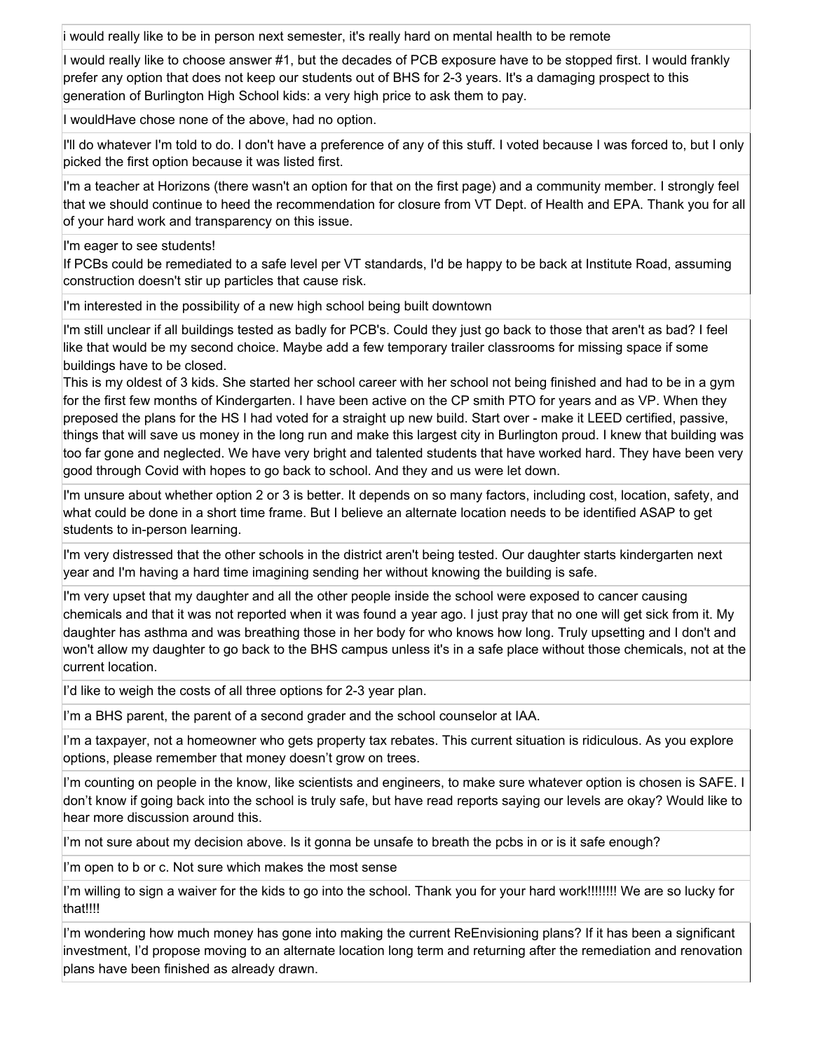| |
|---|
| i would really like to be in person next semester, it's really hard on mental health to be remote |
| I would really like to choose answer #1, but the decades of PCB exposure have to be stopped first. I would frankly prefer any option that does not keep our students out of BHS for 2-3 years. It's a damaging prospect to this generation of Burlington High School kids: a very high price to ask them to pay. |
| I wouldHave chose none of the above, had no option. |
| I'll do whatever I'm told to do. I don't have a preference of any of this stuff. I voted because I was forced to, but I only picked the first option because it was listed first. |
| I'm a teacher at Horizons (there wasn't an option for that on the first page) and a community member. I strongly feel that we should continue to heed the recommendation for closure from VT Dept. of Health and EPA. Thank you for all of your hard work and transparency on this issue. |
| I'm eager to see students!<br>If PCBs could be remediated to a safe level per VT standards, I'd be happy to be back at Institute Road, assuming construction doesn't stir up particles that cause risk. |
| I'm interested in the possibility of a new high school being built downtown |
| I'm still unclear if all buildings tested as badly for PCB's. Could they just go back to those that aren't as bad? I feel like that would be my second choice. Maybe add a few temporary trailer classrooms for missing space if some buildings have to be closed.<br>This is my oldest of 3 kids. She started her school career with her school not being finished and had to be in a gym for the first few months of Kindergarten. I have been active on the CP smith PTO for years and as VP. When they preposed the plans for the HS I had voted for a straight up new build. Start over - make it LEED certified, passive, things that will save us money in the long run and make this largest city in Burlington proud. I knew that building was too far gone and neglected. We have very bright and talented students that have worked hard. They have been very good through Covid with hopes to go back to school. And they and us were let down. |
| I'm unsure about whether option 2 or 3 is better. It depends on so many factors, including cost, location, safety, and what could be done in a short time frame. But I believe an alternate location needs to be identified ASAP to get students to in-person learning. |
| I'm very distressed that the other schools in the district aren't being tested. Our daughter starts kindergarten next year and I'm having a hard time imagining sending her without knowing the building is safe. |
| I'm very upset that my daughter and all the other people inside the school were exposed to cancer causing chemicals and that it was not reported when it was found a year ago. I just pray that no one will get sick from it. My daughter has asthma and was breathing those in her body for who knows how long. Truly upsetting and I don't and won't allow my daughter to go back to the BHS campus unless it's in a safe place without those chemicals, not at the current location. |
| I'd like to weigh the costs of all three options for 2-3 year plan. |
| I'm a BHS parent, the parent of a second grader and the school counselor at IAA. |
| I'm a taxpayer, not a homeowner who gets property tax rebates. This current situation is ridiculous. As you explore options, please remember that money doesn't grow on trees. |
| I'm counting on people in the know, like scientists and engineers, to make sure whatever option is chosen is SAFE. I don't know if going back into the school is truly safe, but have read reports saying our levels are okay? Would like to hear more discussion around this. |
| I'm not sure about my decision above. Is it gonna be unsafe to breath the pcbs in or is it safe enough? |
| I'm open to b or c. Not sure which makes the most sense |
| I'm willing to sign a waiver for the kids to go into the school. Thank you for your hard work!!!!!!!! We are so lucky for that!!!! |
| I'm wondering how much money has gone into making the current ReEnvisioning plans? If it has been a significant investment, I'd propose moving to an alternate location long term and returning after the remediation and renovation plans have been finished as already drawn. |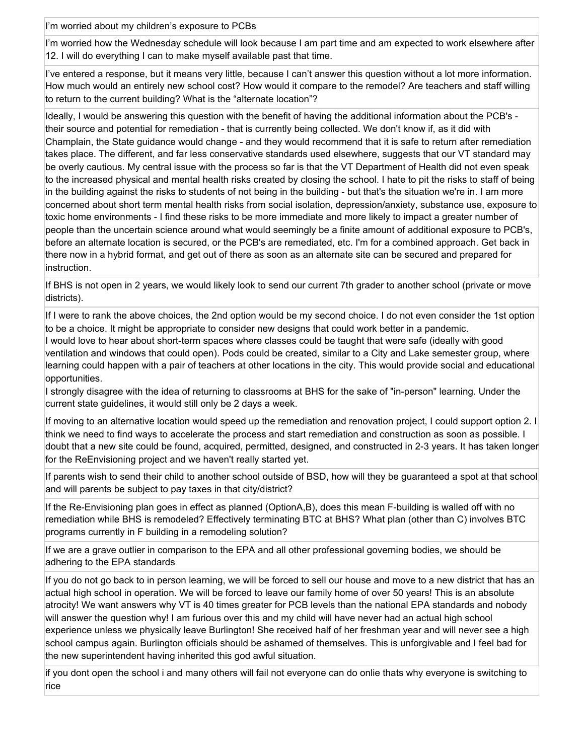| |
|---|
| I'm worried about my children's exposure to PCBs |
| I'm worried how the Wednesday schedule will look because I am part time and am expected to work elsewhere after 12. I will do everything I can to make myself available past that time. |
| I've entered a response, but it means very little, because I can't answer this question without a lot more information. How much would an entirely new school cost? How would it compare to the remodel? Are teachers and staff willing to return to the current building? What is the "alternate location"? |
| Ideally, I would be answering this question with the benefit of having the additional information about the PCB's - their source and potential for remediation - that is currently being collected. We don't know if, as it did with Champlain, the State guidance would change - and they would recommend that it is safe to return after remediation takes place. The different, and far less conservative standards used elsewhere, suggests that our VT standard may be overly cautious. My central issue with the process so far is that the VT Department of Health did not even speak to the increased physical and mental health risks created by closing the school. I hate to pit the risks to staff of being in the building against the risks to students of not being in the building - but that's the situation we're in. I am more concerned about short term mental health risks from social isolation, depression/anxiety, substance use, exposure to toxic home environments - I find these risks to be more immediate and more likely to impact a greater number of people than the uncertain science around what would seemingly be a finite amount of additional exposure to PCB's, before an alternate location is secured, or the PCB's are remediated, etc. I'm for a combined approach. Get back in there now in a hybrid format, and get out of there as soon as an alternate site can be secured and prepared for instruction. |
| If BHS is not open in 2 years, we would likely look to send our current 7th grader to another school (private or move districts). |
| If I were to rank the above choices, the 2nd option would be my second choice. I do not even consider the 1st option to be a choice. It might be appropriate to consider new designs that could work better in a pandemic.<br>I would love to hear about short-term spaces where classes could be taught that were safe (ideally with good ventilation and windows that could open). Pods could be created, similar to a City and Lake semester group, where learning could happen with a pair of teachers at other locations in the city. This would provide social and educational opportunities.<br>I strongly disagree with the idea of returning to classrooms at BHS for the sake of "in-person" learning. Under the current state guidelines, it would still only be 2 days a week. |
| If moving to an alternative location would speed up the remediation and renovation project, I could support option 2. I think we need to find ways to accelerate the process and start remediation and construction as soon as possible. I doubt that a new site could be found, acquired, permitted, designed, and constructed in 2-3 years. It has taken longer for the ReEnvisioning project and we haven't really started yet. |
| If parents wish to send their child to another school outside of BSD, how will they be guaranteed a spot at that school and will parents be subject to pay taxes in that city/district? |
| If the Re-Envisioning plan goes in effect as planned (OptionA,B), does this mean F-building is walled off with no remediation while BHS is remodeled? Effectively terminating BTC at BHS? What plan (other than C) involves BTC programs currently in F building in a remodeling solution? |
| If we are a grave outlier in comparison to the EPA and all other professional governing bodies, we should be adhering to the EPA standards |
| If you do not go back to in person learning, we will be forced to sell our house and move to a new district that has an actual high school in operation. We will be forced to leave our family home of over 50 years! This is an absolute atrocity! We want answers why VT is 40 times greater for PCB levels than the national EPA standards and nobody will answer the question why! I am furious over this and my child will have never had an actual high school experience unless we physically leave Burlington! She received half of her freshman year and will never see a high school campus again. Burlington officials should be ashamed of themselves. This is unforgivable and I feel bad for the new superintendent having inherited this god awful situation. |
| if you dont open the school i and many others will fail not everyone can do onlie thats why everyone is switching to rice |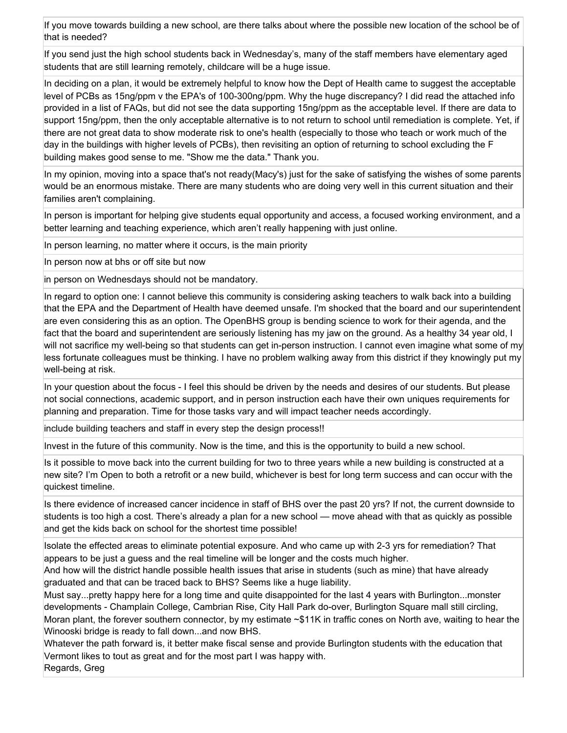| |
|---|
| If you move towards building a new school, are there talks about where the possible new location of the school be of that is needed? |
| If you send just the high school students back in Wednesday's, many of the staff members have elementary aged students that are still learning remotely, childcare will be a huge issue. |
| In deciding on a plan, it would be extremely helpful to know how the Dept of Health came to suggest the acceptable level of PCBs as 15ng/ppm v the EPA's of 100-300ng/ppm. Why the huge discrepancy? I did read the attached info provided in a list of FAQs, but did not see the data supporting 15ng/ppm as the acceptable level. If there are data to support 15ng/ppm, then the only acceptable alternative is to not return to school until remediation is complete. Yet, if there are not great data to show moderate risk to one's health (especially to those who teach or work much of the day in the buildings with higher levels of PCBs), then revisiting an option of returning to school excluding the F building makes good sense to me. "Show me the data." Thank you. |
| In my opinion, moving into a space that's not ready(Macy's) just for the sake of satisfying the wishes of some parents would be an enormous mistake. There are many students who are doing very well in this current situation and their families aren't complaining. |
| In person is important for helping give students equal opportunity and access, a focused working environment, and a better learning and teaching experience, which aren't really happening with just online. |
| In person learning, no matter where it occurs, is the main priority |
| In person now at bhs or off site but now |
| in person on Wednesdays should not be mandatory. |
| In regard to option one: I cannot believe this community is considering asking teachers to walk back into a building that the EPA and the Department of Health have deemed unsafe. I'm shocked that the board and our superintendent are even considering this as an option. The OpenBHS group is bending science to work for their agenda, and the fact that the board and superintendent are seriously listening has my jaw on the ground. As a healthy 34 year old, I will not sacrifice my well-being so that students can get in-person instruction. I cannot even imagine what some of my less fortunate colleagues must be thinking. I have no problem walking away from this district if they knowingly put my well-being at risk. |
| In your question about the focus - I feel this should be driven by the needs and desires of our students. But please not social connections, academic support, and in person instruction each have their own uniques requirements for planning and preparation. Time for those tasks vary and will impact teacher needs accordingly. |
| include building teachers and staff in every step the design process!! |
| Invest in the future of this community. Now is the time, and this is the opportunity to build a new school. |
| Is it possible to move back into the current building for two to three years while a new building is constructed at a new site? I'm Open to both a retrofit or a new build, whichever is best for long term success and can occur with the quickest timeline. |
| Is there evidence of increased cancer incidence in staff of BHS over the past 20 yrs? If not, the current downside to students is too high a cost. There's already a plan for a new school — move ahead with that as quickly as possible and get the kids back on school for the shortest time possible! |
| Isolate the effected areas to eliminate potential exposure. And who came up with 2-3 yrs for remediation? That appears to be just a guess and the real timeline will be longer and the costs much higher.<br>And how will the district handle possible health issues that arise in students (such as mine) that have already graduated and that can be traced back to BHS? Seems like a huge liability.<br>Must say...pretty happy here for a long time and quite disappointed for the last 4 years with Burlington...monster developments - Champlain College, Cambrian Rise, City Hall Park do-over, Burlington Square mall still circling, Moran plant, the forever southern connector, by my estimate ~$11K in traffic cones on North ave, waiting to hear the Winooski bridge is ready to fall down...and now BHS.<br>Whatever the path forward is, it better make fiscal sense and provide Burlington students with the education that Vermont likes to tout as great and for the most part I was happy with.<br>Regards, Greg |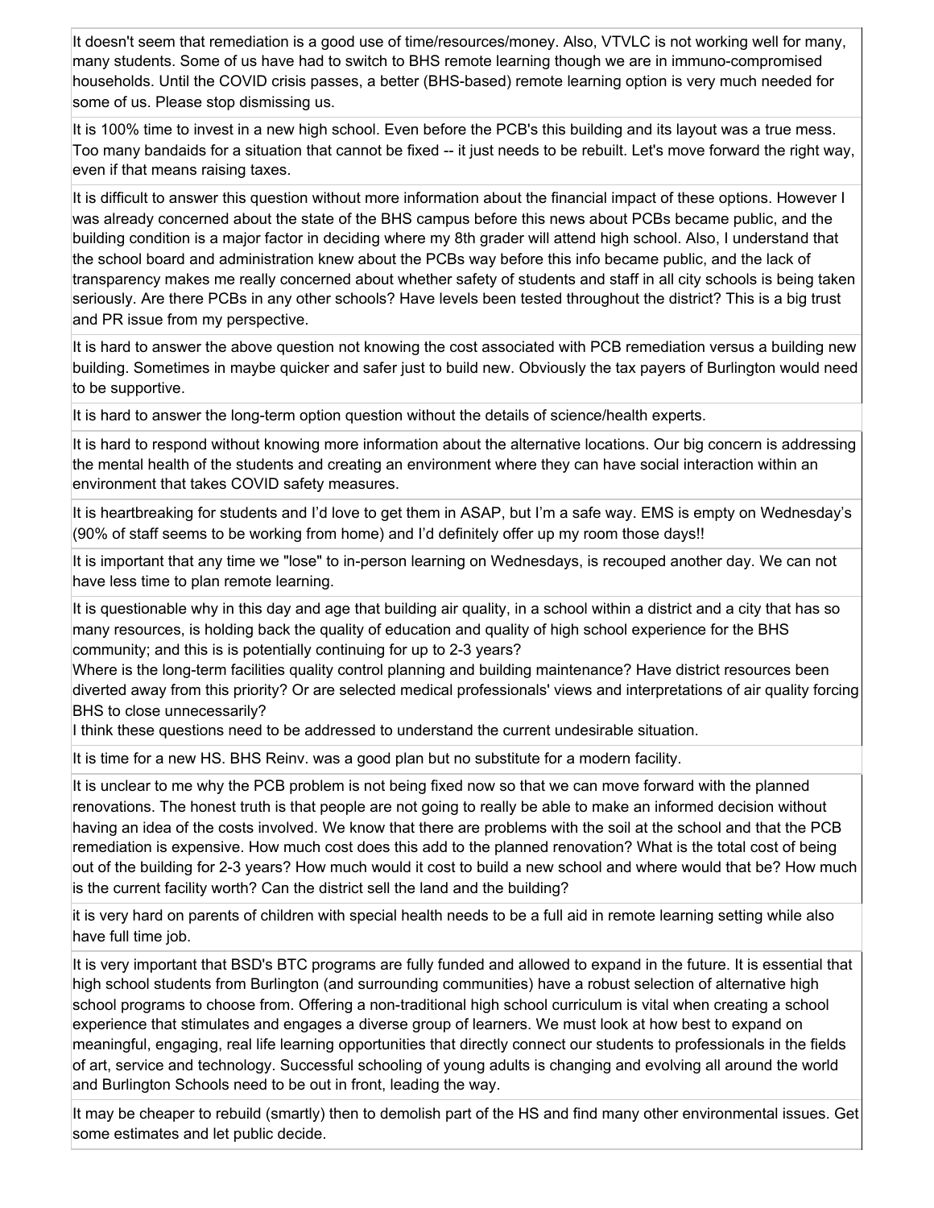It doesn't seem that remediation is a good use of time/resources/money. Also, VTVLC is not working well for many, many students. Some of us have had to switch to BHS remote learning though we are in immuno-compromised households. Until the COVID crisis passes, a better (BHS-based) remote learning option is very much needed for some of us. Please stop dismissing us.

It is 100% time to invest in a new high school. Even before the PCB's this building and its layout was a true mess. Too many bandaids for a situation that cannot be fixed -- it just needs to be rebuilt. Let's move forward the right way, even if that means raising taxes.

It is difficult to answer this question without more information about the financial impact of these options. However I was already concerned about the state of the BHS campus before this news about PCBs became public, and the building condition is a major factor in deciding where my 8th grader will attend high school. Also, I understand that the school board and administration knew about the PCBs way before this info became public, and the lack of transparency makes me really concerned about whether safety of students and staff in all city schools is being taken seriously. Are there PCBs in any other schools? Have levels been tested throughout the district? This is a big trust and PR issue from my perspective.

It is hard to answer the above question not knowing the cost associated with PCB remediation versus a building new building. Sometimes in maybe quicker and safer just to build new. Obviously the tax payers of Burlington would need to be supportive.

It is hard to answer the long-term option question without the details of science/health experts.

It is hard to respond without knowing more information about the alternative locations. Our big concern is addressing the mental health of the students and creating an environment where they can have social interaction within an environment that takes COVID safety measures.

It is heartbreaking for students and I'd love to get them in ASAP, but I'm a safe way. EMS is empty on Wednesday's (90% of staff seems to be working from home) and I'd definitely offer up my room those days!!

It is important that any time we "lose" to in-person learning on Wednesdays, is recouped another day. We can not have less time to plan remote learning.

It is questionable why in this day and age that building air quality, in a school within a district and a city that has so many resources, is holding back the quality of education and quality of high school experience for the BHS community; and this is is potentially continuing for up to 2-3 years?
Where is the long-term facilities quality control planning and building maintenance? Have district resources been diverted away from this priority? Or are selected medical professionals' views and interpretations of air quality forcing BHS to close unnecessarily?
I think these questions need to be addressed to understand the current undesirable situation.

It is time for a new HS. BHS Reinv. was a good plan but no substitute for a modern facility.

It is unclear to me why the PCB problem is not being fixed now so that we can move forward with the planned renovations. The honest truth is that people are not going to really be able to make an informed decision without having an idea of the costs involved. We know that there are problems with the soil at the school and that the PCB remediation is expensive. How much cost does this add to the planned renovation? What is the total cost of being out of the building for 2-3 years? How much would it cost to build a new school and where would that be? How much is the current facility worth? Can the district sell the land and the building?

it is very hard on parents of children with special health needs to be a full aid in remote learning setting while also have full time job.

It is very important that BSD's BTC programs are fully funded and allowed to expand in the future. It is essential that high school students from Burlington (and surrounding communities) have a robust selection of alternative high school programs to choose from. Offering a non-traditional high school curriculum is vital when creating a school experience that stimulates and engages a diverse group of learners. We must look at how best to expand on meaningful, engaging, real life learning opportunities that directly connect our students to professionals in the fields of art, service and technology. Successful schooling of young adults is changing and evolving all around the world and Burlington Schools need to be out in front, leading the way.

It may be cheaper to rebuild (smartly) then to demolish part of the HS and find many other environmental issues. Get some estimates and let public decide.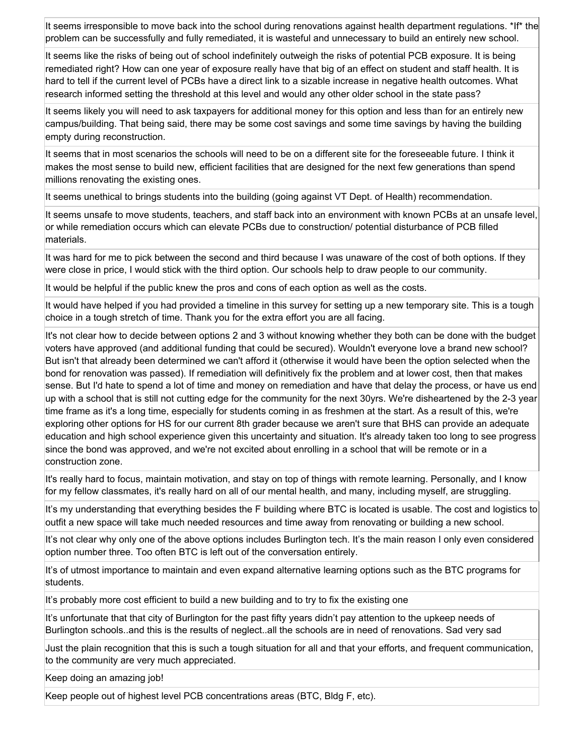| |
|---|
| It seems irresponsible to move back into the school during renovations against health department regulations. *If* the problem can be successfully and fully remediated, it is wasteful and unnecessary to build an entirely new school. |
| It seems like the risks of being out of school indefinitely outweigh the risks of potential PCB exposure. It is being remediated right? How can one year of exposure really have that big of an effect on student and staff health. It is hard to tell if the current level of PCBs have a direct link to a sizable increase in negative health outcomes. What research informed setting the threshold at this level and would any other older school in the state pass? |
| It seems likely you will need to ask taxpayers for additional money for this option and less than for an entirely new campus/building. That being said, there may be some cost savings and some time savings by having the building empty during reconstruction. |
| It seems that in most scenarios the schools will need to be on a different site for the foreseeable future. I think it makes the most sense to build new, efficient facilities that are designed for the next few generations than spend millions renovating the existing ones. |
| It seems unethical to brings students into the building (going against VT Dept. of Health) recommendation. |
| It seems unsafe to move students, teachers, and staff back into an environment with known PCBs at an unsafe level, or while remediation occurs which can elevate PCBs due to construction/ potential disturbance of PCB filled materials. |
| It was hard for me to pick between the second and third because I was unaware of the cost of both options. If they were close in price, I would stick with the third option. Our schools help to draw people to our community. |
| It would be helpful if the public knew the pros and cons of each option as well as the costs. |
| It would have helped if you had provided a timeline in this survey for setting up a new temporary site. This is a tough choice in a tough stretch of time. Thank you for the extra effort you are all facing. |
| It's not clear how to decide between options 2 and 3 without knowing whether they both can be done with the budget voters have approved (and additional funding that could be secured). Wouldn't everyone love a brand new school? But isn't that already been determined we can't afford it (otherwise it would have been the option selected when the bond for renovation was passed). If remediation will definitively fix the problem and at lower cost, then that makes sense. But I'd hate to spend a lot of time and money on remediation and have that delay the process, or have us end up with a school that is still not cutting edge for the community for the next 30yrs. We're disheartened by the 2-3 year time frame as it's a long time, especially for students coming in as freshmen at the start. As a result of this, we're exploring other options for HS for our current 8th grader because we aren't sure that BHS can provide an adequate education and high school experience given this uncertainty and situation. It's already taken too long to see progress since the bond was approved, and we're not excited about enrolling in a school that will be remote or in a construction zone. |
| It's really hard to focus, maintain motivation, and stay on top of things with remote learning. Personally, and I know for my fellow classmates, it's really hard on all of our mental health, and many, including myself, are struggling. |
| It's my understanding that everything besides the F building where BTC is located is usable. The cost and logistics to outfit a new space will take much needed resources and time away from renovating or building a new school. |
| It's not clear why only one of the above options includes Burlington tech. It's the main reason I only even considered option number three. Too often BTC is left out of the conversation entirely. |
| It's of utmost importance to maintain and even expand alternative learning options such as the BTC programs for students. |
| It's probably more cost efficient to build a new building and to try to fix the existing one |
| It's unfortunate that that city of Burlington for the past fifty years didn't pay attention to the upkeep needs of Burlington schools..and this is the results of neglect..all the schools are in need of renovations. Sad very sad |
| Just the plain recognition that this is such a tough situation for all and that your efforts, and frequent communication, to the community are very much appreciated. |
| Keep doing an amazing job! |
| Keep people out of highest level PCB concentrations areas (BTC, Bldg F, etc). |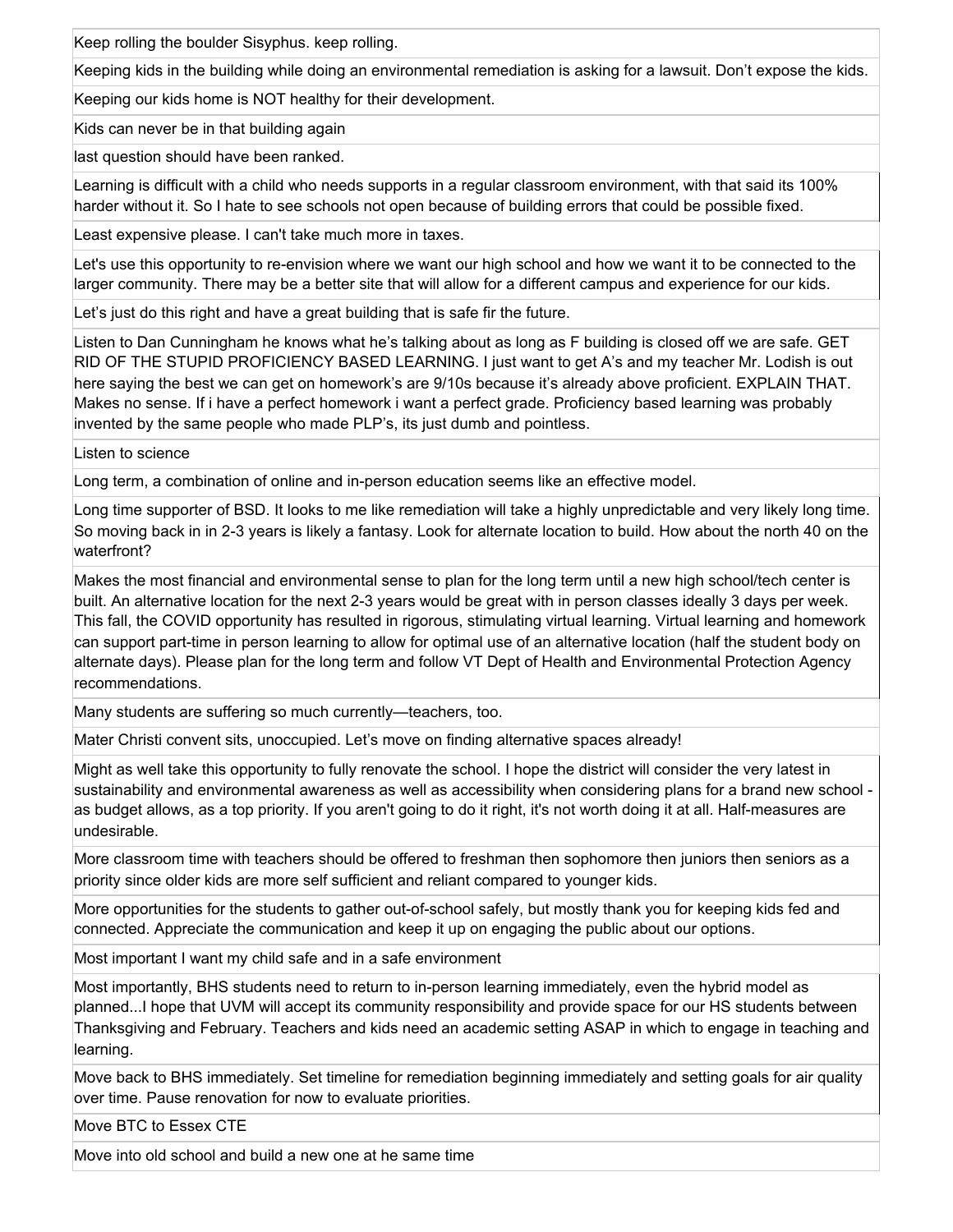| |
|---|
| Keep rolling the boulder Sisyphus. keep rolling. |
| Keeping kids in the building while doing an environmental remediation is asking for a lawsuit. Don't expose the kids. |
| Keeping our kids home is NOT healthy for their development. |
| Kids can never be in that building again |
| last question should have been ranked. |
| Learning is difficult with a child who needs supports in a regular classroom environment, with that said its 100% harder without it. So I hate to see schools not open because of building errors that could be possible fixed. |
| Least expensive please. I can't take much more in taxes. |
| Let's use this opportunity to re-envision where we want our high school and how we want it to be connected to the larger community. There may be a better site that will allow for a different campus and experience for our kids. |
| Let's just do this right and have a great building that is safe fir the future. |
| Listen to Dan Cunningham he knows what he's talking about as long as F building is closed off we are safe. GET RID OF THE STUPID PROFICIENCY BASED LEARNING. I just want to get A's and my teacher Mr. Lodish is out here saying the best we can get on homework's are 9/10s because it's already above proficient. EXPLAIN THAT. Makes no sense. If i have a perfect homework i want a perfect grade. Proficiency based learning was probably invented by the same people who made PLP's, its just dumb and pointless. |
| Listen to science |
| Long term, a combination of online and in-person education seems like an effective model. |
| Long time supporter of BSD. It looks to me like remediation will take a highly unpredictable and very likely long time. So moving back in in 2-3 years is likely a fantasy. Look for alternate location to build. How about the north 40 on the waterfront? |
| Makes the most financial and environmental sense to plan for the long term until a new high school/tech center is built. An alternative location for the next 2-3 years would be great with in person classes ideally 3 days per week. This fall, the COVID opportunity has resulted in rigorous, stimulating virtual learning. Virtual learning and homework can support part-time in person learning to allow for optimal use of an alternative location (half the student body on alternate days). Please plan for the long term and follow VT Dept of Health and Environmental Protection Agency recommendations. |
| Many students are suffering so much currently—teachers, too. |
| Mater Christi convent sits, unoccupied. Let's move on finding alternative spaces already! |
| Might as well take this opportunity to fully renovate the school. I hope the district will consider the very latest in sustainability and environmental awareness as well as accessibility when considering plans for a brand new school - as budget allows, as a top priority. If you aren't going to do it right, it's not worth doing it at all. Half-measures are undesirable. |
| More classroom time with teachers should be offered to freshman then sophomore then juniors then seniors as a priority since older kids are more self sufficient and reliant compared to younger kids. |
| More opportunities for the students to gather out-of-school safely, but mostly thank you for keeping kids fed and connected. Appreciate the communication and keep it up on engaging the public about our options. |
| Most important I want my child safe and in a safe environment |
| Most importantly, BHS students need to return to in-person learning immediately, even the hybrid model as planned...I hope that UVM will accept its community responsibility and provide space for our HS students between Thanksgiving and February. Teachers and kids need an academic setting ASAP in which to engage in teaching and learning. |
| Move back to BHS immediately. Set timeline for remediation beginning immediately and setting goals for air quality over time. Pause renovation for now to evaluate priorities. |
| Move BTC to Essex CTE |
| Move into old school and build a new one at he same time |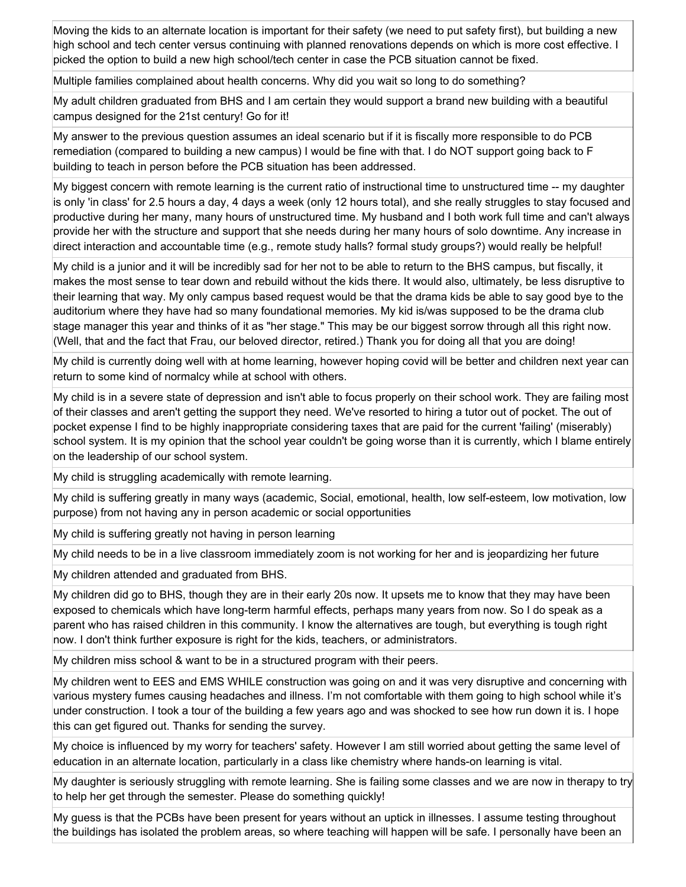| |
|---|
| Moving the kids to an alternate location is important for their safety (we need to put safety first), but building a new high school and tech center versus continuing with planned renovations depends on which is more cost effective. I picked the option to build a new high school/tech center in case the PCB situation cannot be fixed. |
| Multiple families complained about health concerns. Why did you wait so long to do something? |
| My adult children graduated from BHS and I am certain they would support a brand new building with a beautiful campus designed for the 21st century! Go for it! |
| My answer to the previous question assumes an ideal scenario but if it is fiscally more responsible to do PCB remediation (compared to building a new campus) I would be fine with that. I do NOT support going back to F building to teach in person before the PCB situation has been addressed. |
| My biggest concern with remote learning is the current ratio of instructional time to unstructured time -- my daughter is only 'in class' for 2.5 hours a day, 4 days a week (only 12 hours total), and she really struggles to stay focused and productive during her many, many hours of unstructured time. My husband and I both work full time and can't always provide her with the structure and support that she needs during her many hours of solo downtime. Any increase in direct interaction and accountable time (e.g., remote study halls? formal study groups?) would really be helpful! |
| My child is a junior and it will be incredibly sad for her not to be able to return to the BHS campus, but fiscally, it makes the most sense to tear down and rebuild without the kids there. It would also, ultimately, be less disruptive to their learning that way. My only campus based request would be that the drama kids be able to say good bye to the auditorium where they have had so many foundational memories. My kid is/was supposed to be the drama club stage manager this year and thinks of it as "her stage." This may be our biggest sorrow through all this right now. (Well, that and the fact that Frau, our beloved director, retired.) Thank you for doing all that you are doing! |
| My child is currently doing well with at home learning, however hoping covid will be better and children next year can return to some kind of normalcy while at school with others. |
| My child is in a severe state of depression and isn't able to focus properly on their school work. They are failing most of their classes and aren't getting the support they need. We've resorted to hiring a tutor out of pocket. The out of pocket expense I find to be highly inappropriate considering taxes that are paid for the current 'failing' (miserably) school system. It is my opinion that the school year couldn't be going worse than it is currently, which I blame entirely on the leadership of our school system. |
| My child is struggling academically with remote learning. |
| My child is suffering greatly in many ways (academic, Social, emotional, health, low self-esteem, low motivation, low purpose) from not having any in person academic or social opportunities |
| My child is suffering greatly not having in person learning |
| My child needs to be in a live classroom immediately zoom is not working for her and is jeopardizing her future |
| My children attended and graduated from BHS. |
| My children did go to BHS, though they are in their early 20s now. It upsets me to know that they may have been exposed to chemicals which have long-term harmful effects, perhaps many years from now. So I do speak as a parent who has raised children in this community. I know the alternatives are tough, but everything is tough right now. I don't think further exposure is right for the kids, teachers, or administrators. |
| My children miss school & want to be in a structured program with their peers. |
| My children went to EES and EMS WHILE construction was going on and it was very disruptive and concerning with various mystery fumes causing headaches and illness. I'm not comfortable with them going to high school while it's under construction. I took a tour of the building a few years ago and was shocked to see how run down it is. I hope this can get figured out. Thanks for sending the survey. |
| My choice is influenced by my worry for teachers' safety. However I am still worried about getting the same level of education in an alternate location, particularly in a class like chemistry where hands-on learning is vital. |
| My daughter is seriously struggling with remote learning. She is failing some classes and we are now in therapy to try to help her get through the semester. Please do something quickly! |
| My guess is that the PCBs have been present for years without an uptick in illnesses. I assume testing throughout the buildings has isolated the problem areas, so where teaching will happen will be safe. I personally have been an |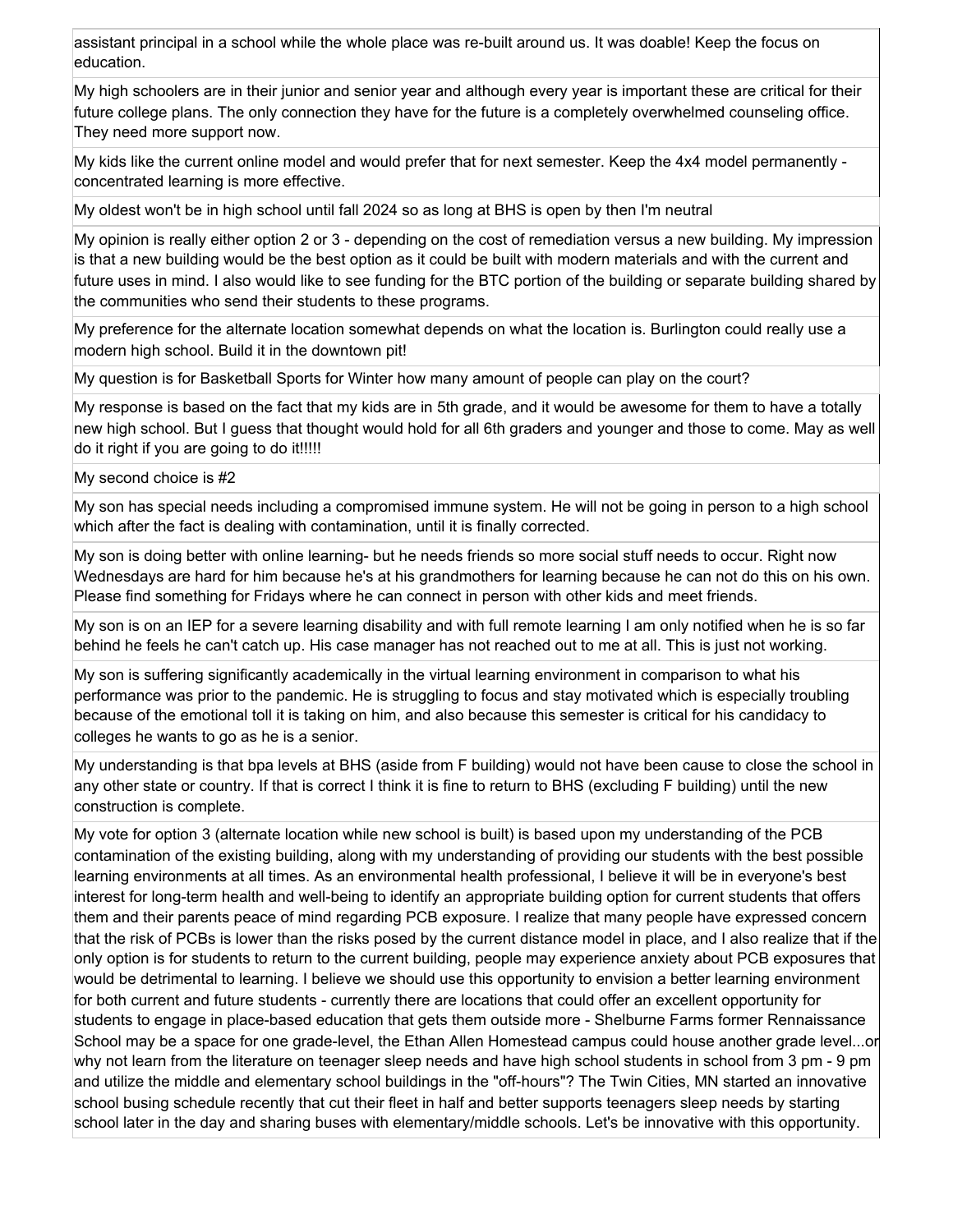assistant principal in a school while the whole place was re-built around us. It was doable! Keep the focus on education.

My high schoolers are in their junior and senior year and although every year is important these are critical for their future college plans. The only connection they have for the future is a completely overwhelmed counseling office. They need more support now.

My kids like the current online model and would prefer that for next semester. Keep the 4x4 model permanently - concentrated learning is more effective.

My oldest won't be in high school until fall 2024 so as long at BHS is open by then I'm neutral

My opinion is really either option 2 or 3 - depending on the cost of remediation versus a new building. My impression is that a new building would be the best option as it could be built with modern materials and with the current and future uses in mind. I also would like to see funding for the BTC portion of the building or separate building shared by the communities who send their students to these programs.

My preference for the alternate location somewhat depends on what the location is. Burlington could really use a modern high school. Build it in the downtown pit!

My question is for Basketball Sports for Winter how many amount of people can play on the court?

My response is based on the fact that my kids are in 5th grade, and it would be awesome for them to have a totally new high school. But I guess that thought would hold for all 6th graders and younger and those to come. May as well do it right if you are going to do it!!!!!

My second choice is #2

My son has special needs including a compromised immune system. He will not be going in person to a high school which after the fact is dealing with contamination, until it is finally corrected.

My son is doing better with online learning- but he needs friends so more social stuff needs to occur. Right now Wednesdays are hard for him because he's at his grandmothers for learning because he can not do this on his own. Please find something for Fridays where he can connect in person with other kids and meet friends.

My son is on an IEP for a severe learning disability and with full remote learning I am only notified when he is so far behind he feels he can't catch up. His case manager has not reached out to me at all. This is just not working.

My son is suffering significantly academically in the virtual learning environment in comparison to what his performance was prior to the pandemic. He is struggling to focus and stay motivated which is especially troubling because of the emotional toll it is taking on him, and also because this semester is critical for his candidacy to colleges he wants to go as he is a senior.

My understanding is that bpa levels at BHS (aside from F building) would not have been cause to close the school in any other state or country. If that is correct I think it is fine to return to BHS (excluding F building) until the new construction is complete.

My vote for option 3 (alternate location while new school is built) is based upon my understanding of the PCB contamination of the existing building, along with my understanding of providing our students with the best possible learning environments at all times. As an environmental health professional, I believe it will be in everyone's best interest for long-term health and well-being to identify an appropriate building option for current students that offers them and their parents peace of mind regarding PCB exposure. I realize that many people have expressed concern that the risk of PCBs is lower than the risks posed by the current distance model in place, and I also realize that if the only option is for students to return to the current building, people may experience anxiety about PCB exposures that would be detrimental to learning. I believe we should use this opportunity to envision a better learning environment for both current and future students - currently there are locations that could offer an excellent opportunity for students to engage in place-based education that gets them outside more - Shelburne Farms former Rennaissance School may be a space for one grade-level, the Ethan Allen Homestead campus could house another grade level...or why not learn from the literature on teenager sleep needs and have high school students in school from 3 pm - 9 pm and utilize the middle and elementary school buildings in the "off-hours"? The Twin Cities, MN started an innovative school busing schedule recently that cut their fleet in half and better supports teenagers sleep needs by starting school later in the day and sharing buses with elementary/middle schools. Let's be innovative with this opportunity.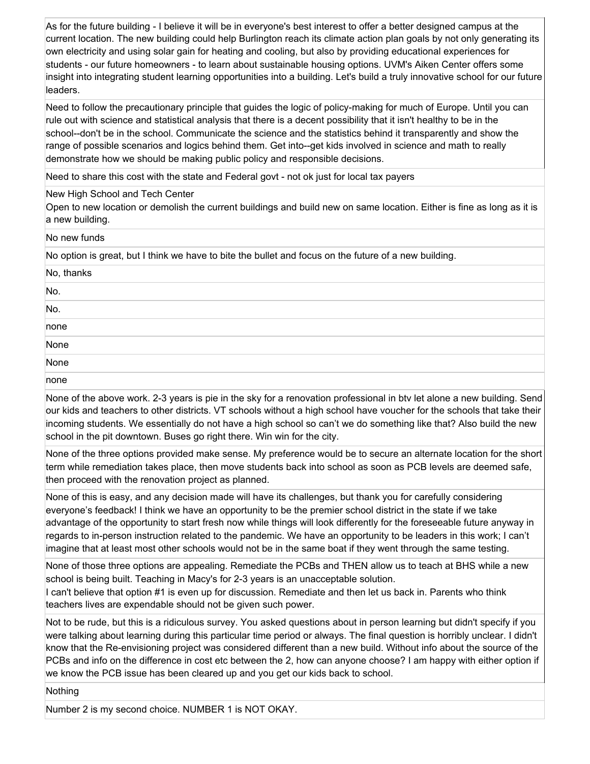| |
|---|
| As for the future building - I believe it will be in everyone's best interest to offer a better designed campus at the current location. The new building could help Burlington reach its climate action plan goals by not only generating its own electricity and using solar gain for heating and cooling, but also by providing educational experiences for students - our future homeowners - to learn about sustainable housing options. UVM's Aiken Center offers some insight into integrating student learning opportunities into a building. Let's build a truly innovative school for our future leaders. |
| Need to follow the precautionary principle that guides the logic of policy-making for much of Europe. Until you can rule out with science and statistical analysis that there is a decent possibility that it isn't healthy to be in the school--don't be in the school. Communicate the science and the statistics behind it transparently and show the range of possible scenarios and logics behind them. Get into--get kids involved in science and math to really demonstrate how we should be making public policy and responsible decisions. |
| Need to share this cost with the state and Federal govt - not ok just for local tax payers |
| New High School and Tech Center<br>Open to new location or demolish the current buildings and build new on same location. Either is fine as long as it is a new building. |
| No new funds |
| No option is great, but I think we have to bite the bullet and focus on the future of a new building. |
| No, thanks |
| No. |
| No. |
| none |
| None |
| None |
| none |
| None of the above work. 2-3 years is pie in the sky for a renovation professional in btv let alone a new building. Send our kids and teachers to other districts. VT schools without a high school have voucher for the schools that take their incoming students. We essentially do not have a high school so can't we do something like that? Also build the new school in the pit downtown. Buses go right there. Win win for the city. |
| None of the three options provided make sense. My preference would be to secure an alternate location for the short term while remediation takes place, then move students back into school as soon as PCB levels are deemed safe, then proceed with the renovation project as planned. |
| None of this is easy, and any decision made will have its challenges, but thank you for carefully considering everyone's feedback! I think we have an opportunity to be the premier school district in the state if we take advantage of the opportunity to start fresh now while things will look differently for the foreseeable future anyway in regards to in-person instruction related to the pandemic. We have an opportunity to be leaders in this work; I can't imagine that at least most other schools would not be in the same boat if they went through the same testing. |
| None of those three options are appealing. Remediate the PCBs and THEN allow us to teach at BHS while a new school is being built. Teaching in Macy's for 2-3 years is an unacceptable solution.<br>I can't believe that option #1 is even up for discussion. Remediate and then let us back in. Parents who think teachers lives are expendable should not be given such power. |
| Not to be rude, but this is a ridiculous survey. You asked questions about in person learning but didn't specify if you were talking about learning during this particular time period or always. The final question is horribly unclear. I didn't know that the Re-envisioning project was considered different than a new build. Without info about the source of the PCBs and info on the difference in cost etc between the 2, how can anyone choose? I am happy with either option if we know the PCB issue has been cleared up and you get our kids back to school. |
| Nothing |
| Number 2 is my second choice. NUMBER 1 is NOT OKAY. |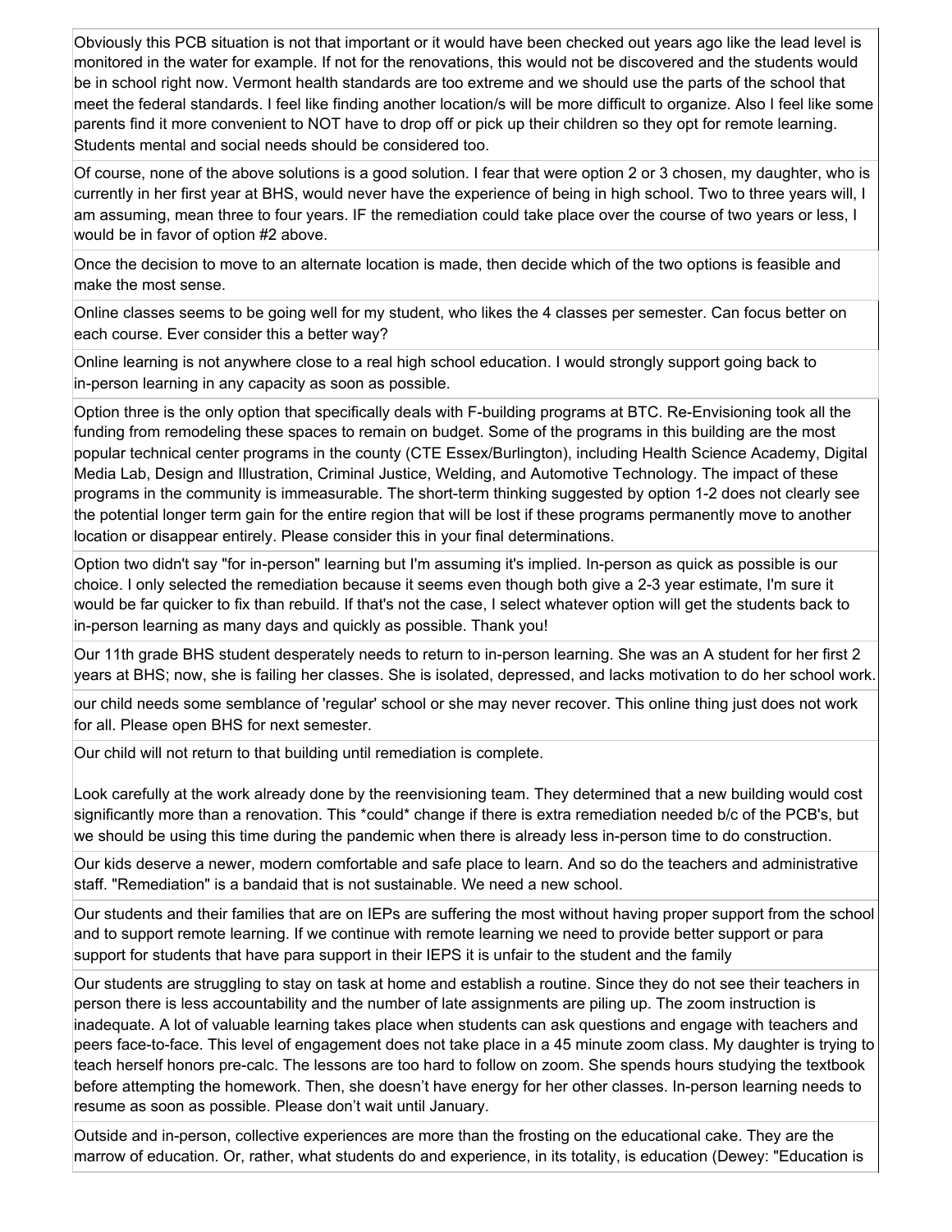Obviously this PCB situation is not that important or it would have been checked out years ago like the lead level is monitored in the water for example. If not for the renovations, this would not be discovered and the students would be in school right now. Vermont health standards are too extreme and we should use the parts of the school that meet the federal standards. I feel like finding another location/s will be more difficult to organize. Also I feel like some parents find it more convenient to NOT have to drop off or pick up their children so they opt for remote learning. Students mental and social needs should be considered too.

Of course, none of the above solutions is a good solution. I fear that were option 2 or 3 chosen, my daughter, who is currently in her first year at BHS, would never have the experience of being in high school. Two to three years will, I am assuming, mean three to four years. IF the remediation could take place over the course of two years or less, I would be in favor of option #2 above.

Once the decision to move to an alternate location is made, then decide which of the two options is feasible and make the most sense.

Online classes seems to be going well for my student, who likes the 4 classes per semester. Can focus better on each course. Ever consider this a better way?

Online learning is not anywhere close to a real high school education. I would strongly support going back to in-person learning in any capacity as soon as possible.

Option three is the only option that specifically deals with F-building programs at BTC. Re-Envisioning took all the funding from remodeling these spaces to remain on budget. Some of the programs in this building are the most popular technical center programs in the county (CTE Essex/Burlington), including Health Science Academy, Digital Media Lab, Design and Illustration, Criminal Justice, Welding, and Automotive Technology. The impact of these programs in the community is immeasurable. The short-term thinking suggested by option 1-2 does not clearly see the potential longer term gain for the entire region that will be lost if these programs permanently move to another location or disappear entirely. Please consider this in your final determinations.

Option two didn't say "for in-person" learning but I'm assuming it's implied. In-person as quick as possible is our choice. I only selected the remediation because it seems even though both give a 2-3 year estimate, I'm sure it would be far quicker to fix than rebuild. If that's not the case, I select whatever option will get the students back to in-person learning as many days and quickly as possible. Thank you!

Our 11th grade BHS student desperately needs to return to in-person learning. She was an A student for her first 2 years at BHS; now, she is failing her classes. She is isolated, depressed, and lacks motivation to do her school work.

our child needs some semblance of 'regular' school or she may never recover. This online thing just does not work for all. Please open BHS for next semester.

Our child will not return to that building until remediation is complete.

Look carefully at the work already done by the reenvisioning team. They determined that a new building would cost significantly more than a renovation. This *could* change if there is extra remediation needed b/c of the PCB's, but we should be using this time during the pandemic when there is already less in-person time to do construction.

Our kids deserve a newer, modern comfortable and safe place to learn. And so do the teachers and administrative staff. "Remediation" is a bandaid that is not sustainable. We need a new school.

Our students and their families that are on IEPs are suffering the most without having proper support from the school and to support remote learning. If we continue with remote learning we need to provide better support or para support for students that have para support in their IEPS it is unfair to the student and the family

Our students are struggling to stay on task at home and establish a routine. Since they do not see their teachers in person there is less accountability and the number of late assignments are piling up. The zoom instruction is inadequate. A lot of valuable learning takes place when students can ask questions and engage with teachers and peers face-to-face. This level of engagement does not take place in a 45 minute zoom class. My daughter is trying to teach herself honors pre-calc. The lessons are too hard to follow on zoom. She spends hours studying the textbook before attempting the homework. Then, she doesn't have energy for her other classes. In-person learning needs to resume as soon as possible. Please don't wait until January.

Outside and in-person, collective experiences are more than the frosting on the educational cake. They are the marrow of education. Or, rather, what students do and experience, in its totality, is education (Dewey: "Education is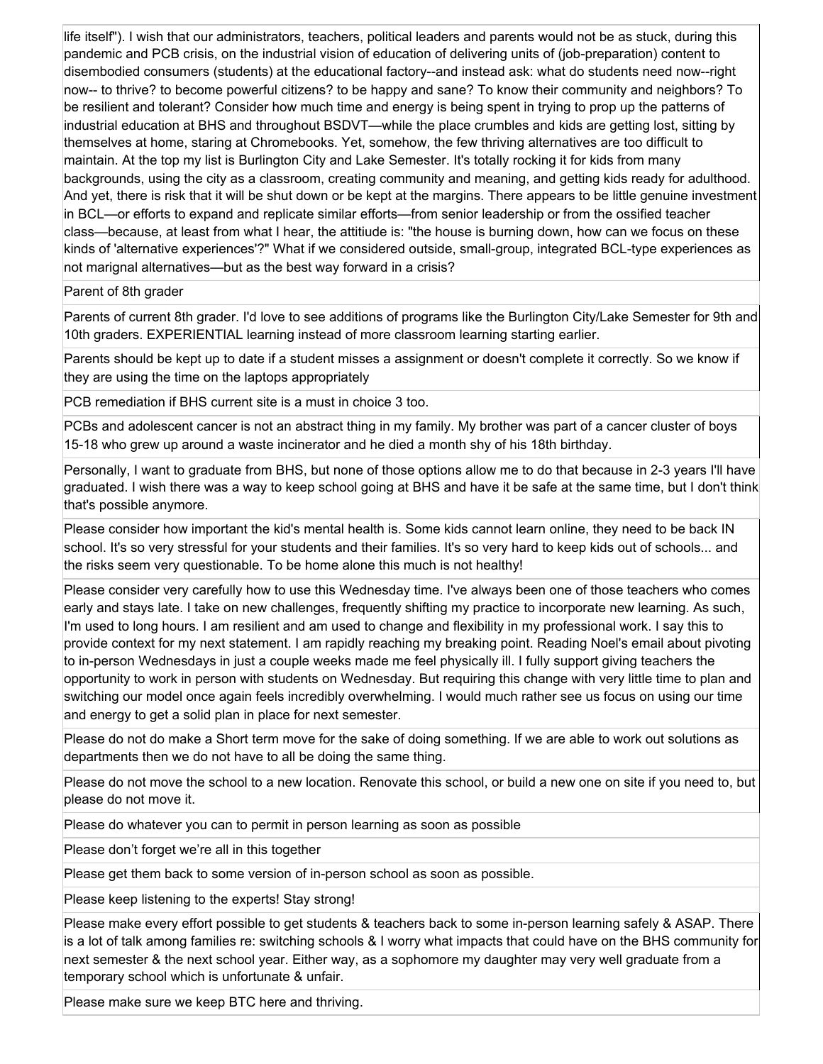| |
|---|
| life itself"). I wish that our administrators, teachers, political leaders and parents would not be as stuck, during this pandemic and PCB crisis, on the industrial vision of education of delivering units of (job-preparation) content to disembodied consumers (students) at the educational factory--and instead ask: what do students need now--right now-- to thrive? to become powerful citizens? to be happy and sane? To know their community and neighbors? To be resilient and tolerant? Consider how much time and energy is being spent in trying to prop up the patterns of industrial education at BHS and throughout BSDVT—while the place crumbles and kids are getting lost, sitting by themselves at home, staring at Chromebooks. Yet, somehow, the few thriving alternatives are too difficult to maintain. At the top my list is Burlington City and Lake Semester. It's totally rocking it for kids from many backgrounds, using the city as a classroom, creating community and meaning, and getting kids ready for adulthood. And yet, there is risk that it will be shut down or be kept at the margins. There appears to be little genuine investment in BCL—or efforts to expand and replicate similar efforts—from senior leadership or from the ossified teacher class—because, at least from what I hear, the attitiude is: "the house is burning down, how can we focus on these kinds of 'alternative experiences'?" What if we considered outside, small-group, integrated BCL-type experiences as not marignal alternatives—but as the best way forward in a crisis? |
| Parent of 8th grader |
| Parents of current 8th grader. I'd love to see additions of programs like the Burlington City/Lake Semester for 9th and 10th graders. EXPERIENTIAL learning instead of more classroom learning starting earlier. |
| Parents should be kept up to date if a student misses a assignment or doesn't complete it correctly. So we know if they are using the time on the laptops appropriately |
| PCB remediation if BHS current site is a must in choice 3 too. |
| PCBs and adolescent cancer is not an abstract thing in my family. My brother was part of a cancer cluster of boys 15-18 who grew up around a waste incinerator and he died a month shy of his 18th birthday. |
| Personally, I want to graduate from BHS, but none of those options allow me to do that because in 2-3 years I'll have graduated. I wish there was a way to keep school going at BHS and have it be safe at the same time, but I don't think that's possible anymore. |
| Please consider how important the kid's mental health is. Some kids cannot learn online, they need to be back IN school. It's so very stressful for your students and their families. It's so very hard to keep kids out of schools... and the risks seem very questionable. To be home alone this much is not healthy! |
| Please consider very carefully how to use this Wednesday time. I've always been one of those teachers who comes early and stays late. I take on new challenges, frequently shifting my practice to incorporate new learning. As such, I'm used to long hours. I am resilient and am used to change and flexibility in my professional work. I say this to provide context for my next statement. I am rapidly reaching my breaking point. Reading Noel's email about pivoting to in-person Wednesdays in just a couple weeks made me feel physically ill. I fully support giving teachers the opportunity to work in person with students on Wednesday. But requiring this change with very little time to plan and switching our model once again feels incredibly overwhelming. I would much rather see us focus on using our time and energy to get a solid plan in place for next semester. |
| Please do not do make a Short term move for the sake of doing something. If we are able to work out solutions as departments then we do not have to all be doing the same thing. |
| Please do not move the school to a new location. Renovate this school, or build a new one on site if you need to, but please do not move it. |
| Please do whatever you can to permit in person learning as soon as possible |
| Please don't forget we're all in this together |
| Please get them back to some version of in-person school as soon as possible. |
| Please keep listening to the experts! Stay strong! |
| Please make every effort possible to get students & teachers back to some in-person learning safely & ASAP. There is a lot of talk among families re: switching schools & I worry what impacts that could have on the BHS community for next semester & the next school year. Either way, as a sophomore my daughter may very well graduate from a temporary school which is unfortunate & unfair. |
| Please make sure we keep BTC here and thriving. |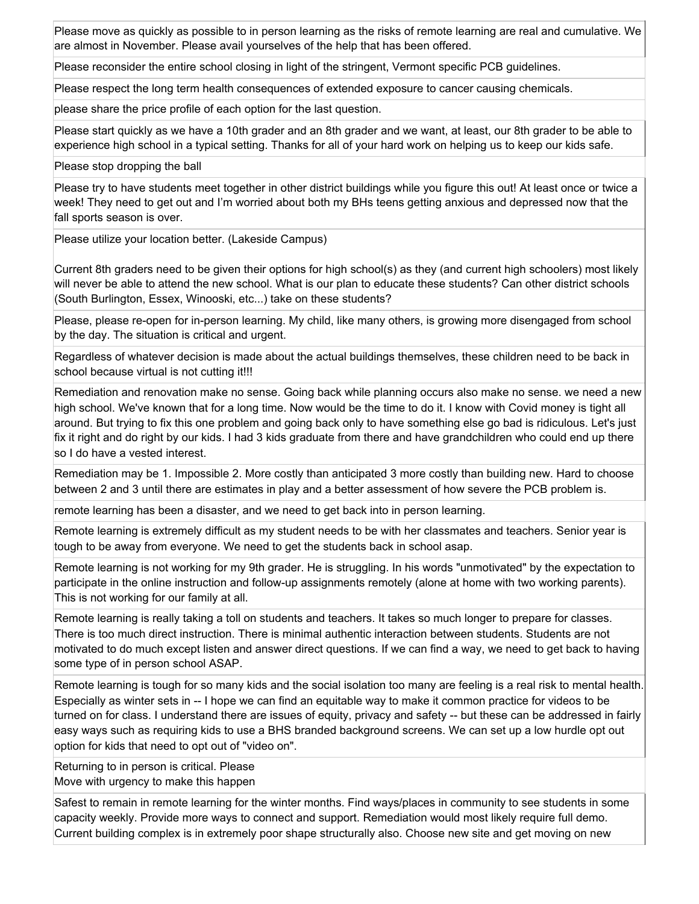| |
|---|
| Please move as quickly as possible to in person learning as the risks of remote learning are real and cumulative. We are almost in November. Please avail yourselves of the help that has been offered. |
| Please reconsider the entire school closing in light of the stringent, Vermont specific PCB guidelines. |
| Please respect the long term health consequences of extended exposure to cancer causing chemicals. |
| please share the price profile of each option for the last question. |
| Please start quickly as we have a 10th grader and an 8th grader and we want, at least, our 8th grader to be able to experience high school in a typical setting. Thanks for all of your hard work on helping us to keep our kids safe. |
| Please stop dropping the ball |
| Please try to have students meet together in other district buildings while you figure this out! At least once or twice a week! They need to get out and I'm worried about both my BHs teens getting anxious and depressed now that the fall sports season is over. |
| Please utilize your location better. (Lakeside Campus)<br><br>Current 8th graders need to be given their options for high school(s) as they (and current high schoolers) most likely will never be able to attend the new school. What is our plan to educate these students? Can other district schools (South Burlington, Essex, Winooski, etc...) take on these students? |
| Please, please re-open for in-person learning. My child, like many others, is growing more disengaged from school by the day. The situation is critical and urgent. |
| Regardless of whatever decision is made about the actual buildings themselves, these children need to be back in school because virtual is not cutting it!!! |
| Remediation and renovation make no sense. Going back while planning occurs also make no sense. we need a new high school. We've known that for a long time. Now would be the time to do it. I know with Covid money is tight all around. But trying to fix this one problem and going back only to have something else go bad is ridiculous. Let's just fix it right and do right by our kids. I had 3 kids graduate from there and have grandchildren who could end up there so I do have a vested interest. |
| Remediation may be 1. Impossible 2. More costly than anticipated 3 more costly than building new. Hard to choose between 2 and 3 until there are estimates in play and a better assessment of how severe the PCB problem is. |
| remote learning has been a disaster, and we need to get back into in person learning. |
| Remote learning is extremely difficult as my student needs to be with her classmates and teachers. Senior year is tough to be away from everyone. We need to get the students back in school asap. |
| Remote learning is not working for my 9th grader. He is struggling. In his words "unmotivated" by the expectation to participate in the online instruction and follow-up assignments remotely (alone at home with two working parents). This is not working for our family at all. |
| Remote learning is really taking a toll on students and teachers. It takes so much longer to prepare for classes. There is too much direct instruction. There is minimal authentic interaction between students. Students are not motivated to do much except listen and answer direct questions. If we can find a way, we need to get back to having some type of in person school ASAP. |
| Remote learning is tough for so many kids and the social isolation too many are feeling is a real risk to mental health. Especially as winter sets in -- I hope we can find an equitable way to make it common practice for videos to be turned on for class. I understand there are issues of equity, privacy and safety -- but these can be addressed in fairly easy ways such as requiring kids to use a BHS branded background screens. We can set up a low hurdle opt out option for kids that need to opt out of "video on". |
| Returning to in person is critical. Please<br>Move with urgency to make this happen |
| Safest to remain in remote learning for the winter months. Find ways/places in community to see students in some capacity weekly. Provide more ways to connect and support. Remediation would most likely require full demo. Current building complex is in extremely poor shape structurally also. Choose new site and get moving on new |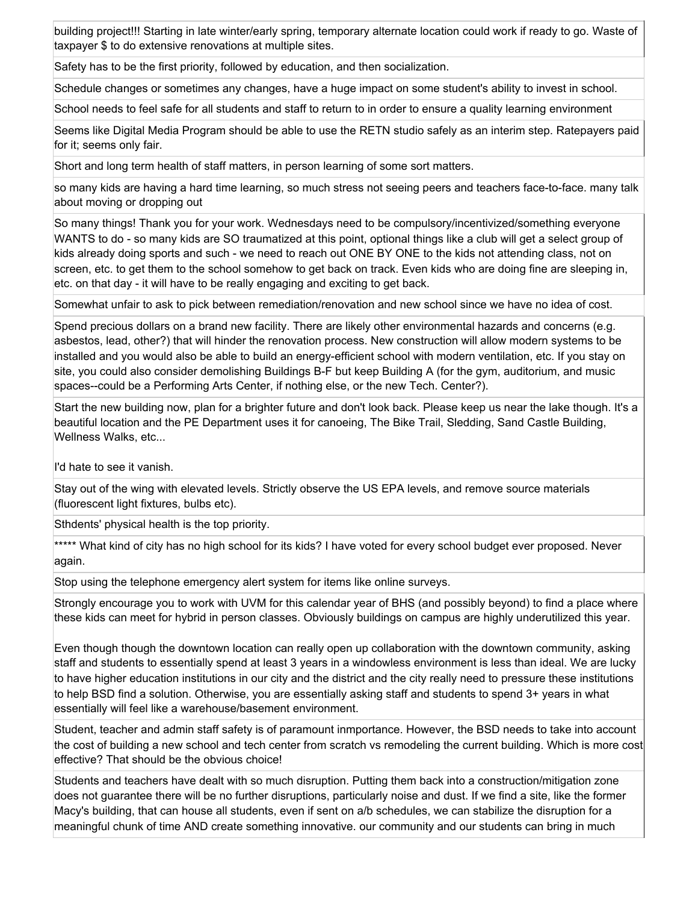building project!!! Starting in late winter/early spring, temporary alternate location could work if ready to go. Waste of taxpayer $ to do extensive renovations at multiple sites.

Safety has to be the first priority, followed by education, and then socialization.

Schedule changes or sometimes any changes, have a huge impact on some student's ability to invest in school.

School needs to feel safe for all students and staff to return to in order to ensure a quality learning environment

Seems like Digital Media Program should be able to use the RETN studio safely as an interim step. Ratepayers paid for it; seems only fair.

Short and long term health of staff matters, in person learning of some sort matters.

so many kids are having a hard time learning, so much stress not seeing peers and teachers face-to-face. many talk about moving or dropping out

So many things! Thank you for your work. Wednesdays need to be compulsory/incentivized/something everyone WANTS to do - so many kids are SO traumatized at this point, optional things like a club will get a select group of kids already doing sports and such - we need to reach out ONE BY ONE to the kids not attending class, not on screen, etc. to get them to the school somehow to get back on track. Even kids who are doing fine are sleeping in, etc. on that day - it will have to be really engaging and exciting to get back.

Somewhat unfair to ask to pick between remediation/renovation and new school since we have no idea of cost.

Spend precious dollars on a brand new facility. There are likely other environmental hazards and concerns (e.g. asbestos, lead, other?) that will hinder the renovation process. New construction will allow modern systems to be installed and you would also be able to build an energy-efficient school with modern ventilation, etc. If you stay on site, you could also consider demolishing Buildings B-F but keep Building A (for the gym, auditorium, and music spaces--could be a Performing Arts Center, if nothing else, or the new Tech. Center?).

Start the new building now, plan for a brighter future and don't look back. Please keep us near the lake though. It's a beautiful location and the PE Department uses it for canoeing, The Bike Trail, Sledding, Sand Castle Building, Wellness Walks, etc...

I'd hate to see it vanish.

Stay out of the wing with elevated levels. Strictly observe the US EPA levels, and remove source materials (fluorescent light fixtures, bulbs etc).

Sthdents' physical health is the top priority.

***** What kind of city has no high school for its kids? I have voted for every school budget ever proposed. Never again.

Stop using the telephone emergency alert system for items like online surveys.

Strongly encourage you to work with UVM for this calendar year of BHS (and possibly beyond) to find a place where these kids can meet for hybrid in person classes. Obviously buildings on campus are highly underutilized this year.

Even though though the downtown location can really open up collaboration with the downtown community, asking staff and students to essentially spend at least 3 years in a windowless environment is less than ideal. We are lucky to have higher education institutions in our city and the district and the city really need to pressure these institutions to help BSD find a solution. Otherwise, you are essentially asking staff and students to spend 3+ years in what essentially will feel like a warehouse/basement environment.

Student, teacher and admin staff safety is of paramount inmportance. However, the BSD needs to take into account the cost of building a new school and tech center from scratch vs remodeling the current building. Which is more cost effective? That should be the obvious choice!

Students and teachers have dealt with so much disruption. Putting them back into a construction/mitigation zone does not guarantee there will be no further disruptions, particularly noise and dust. If we find a site, like the former Macy's building, that can house all students, even if sent on a/b schedules, we can stabilize the disruption for a meaningful chunk of time AND create something innovative. our community and our students can bring in much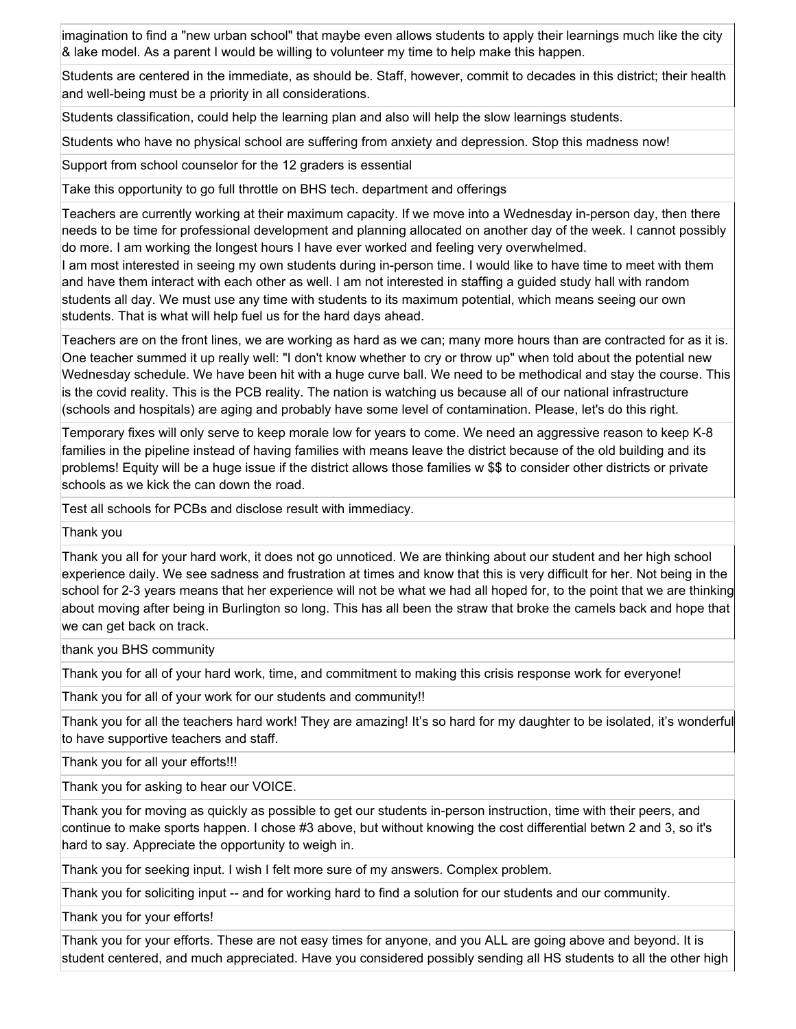| |
|---|
| imagination to find a "new urban school" that maybe even allows students to apply their learnings much like the city & lake model. As a parent I would be willing to volunteer my time to help make this happen. |
| Students are centered in the immediate, as should be. Staff, however, commit to decades in this district; their health and well-being must be a priority in all considerations. |
| Students classification, could help the learning plan and also will help the slow learnings students. |
| Students who have no physical school are suffering from anxiety and depression. Stop this madness now! |
| Support from school counselor for the 12 graders is essential |
| Take this opportunity to go full throttle on BHS tech. department and offerings |
| Teachers are currently working at their maximum capacity. If we move into a Wednesday in-person day, then there needs to be time for professional development and planning allocated on another day of the week. I cannot possibly do more. I am working the longest hours I have ever worked and feeling very overwhelmed. I am most interested in seeing my own students during in-person time. I would like to have time to meet with them and have them interact with each other as well. I am not interested in staffing a guided study hall with random students all day. We must use any time with students to its maximum potential, which means seeing our own students. That is what will help fuel us for the hard days ahead. |
| Teachers are on the front lines, we are working as hard as we can; many more hours than are contracted for as it is. One teacher summed it up really well: "I don't know whether to cry or throw up" when told about the potential new Wednesday schedule. We have been hit with a huge curve ball. We need to be methodical and stay the course. This is the covid reality. This is the PCB reality. The nation is watching us because all of our national infrastructure (schools and hospitals) are aging and probably have some level of contamination. Please, let's do this right. |
| Temporary fixes will only serve to keep morale low for years to come. We need an aggressive reason to keep K-8 families in the pipeline instead of having families with means leave the district because of the old building and its problems! Equity will be a huge issue if the district allows those families w $$ to consider other districts or private schools as we kick the can down the road. |
| Test all schools for PCBs and disclose result with immediacy. |
| Thank you |
| Thank you all for your hard work, it does not go unnoticed. We are thinking about our student and her high school experience daily. We see sadness and frustration at times and know that this is very difficult for her. Not being in the school for 2-3 years means that her experience will not be what we had all hoped for, to the point that we are thinking about moving after being in Burlington so long. This has all been the straw that broke the camels back and hope that we can get back on track. |
| thank you BHS community |
| Thank you for all of your hard work, time, and commitment to making this crisis response work for everyone! |
| Thank you for all of your work for our students and community!! |
| Thank you for all the teachers hard work! They are amazing! It's so hard for my daughter to be isolated, it's wonderful to have supportive teachers and staff. |
| Thank you for all your efforts!!! |
| Thank you for asking to hear our VOICE. |
| Thank you for moving as quickly as possible to get our students in-person instruction, time with their peers, and continue to make sports happen. I chose #3 above, but without knowing the cost differential betwn 2 and 3, so it's hard to say. Appreciate the opportunity to weigh in. |
| Thank you for seeking input. I wish I felt more sure of my answers. Complex problem. |
| Thank you for soliciting input -- and for working hard to find a solution for our students and our community. |
| Thank you for your efforts! |
| Thank you for your efforts. These are not easy times for anyone, and you ALL are going above and beyond. It is student centered, and much appreciated. Have you considered possibly sending all HS students to all the other high |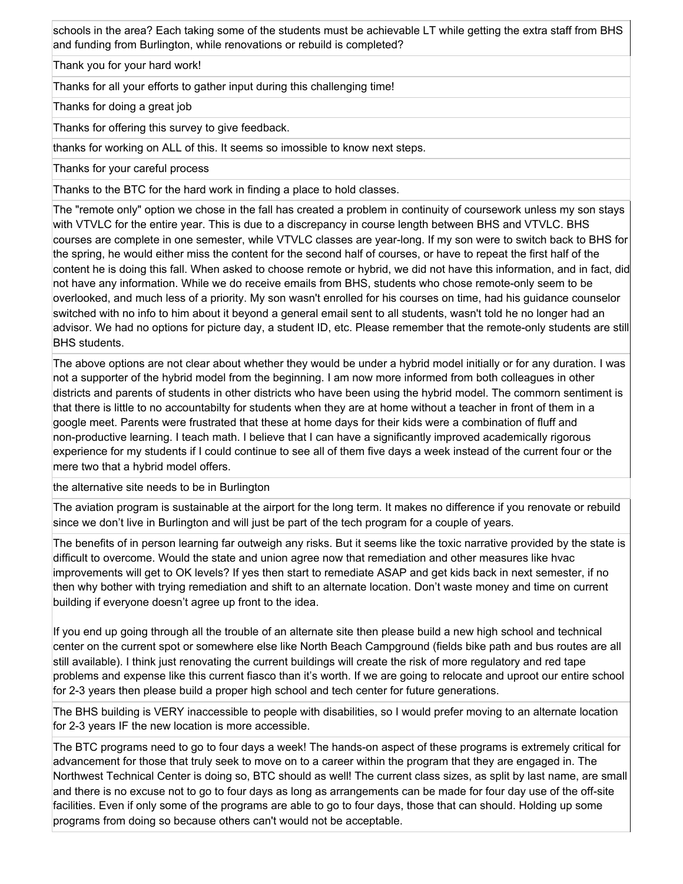| |
|---|
| schools in the area? Each taking some of the students must be achievable LT while getting the extra staff from BHS and funding from Burlington, while renovations or rebuild is completed? |
| Thank you for your hard work! |
| Thanks for all your efforts to gather input during this challenging time! |
| Thanks for doing a great job |
| Thanks for offering this survey to give feedback. |
| thanks for working on ALL of this. It seems so imossible to know next steps. |
| Thanks for your careful process |
| Thanks to the BTC for the hard work in finding a place to hold classes. |
| The "remote only" option we chose in the fall has created a problem in continuity of coursework unless my son stays with VTVLC for the entire year. This is due to a discrepancy in course length between BHS and VTVLC. BHS courses are complete in one semester, while VTVLC classes are year-long. If my son were to switch back to BHS for the spring, he would either miss the content for the second half of courses, or have to repeat the first half of the content he is doing this fall. When asked to choose remote or hybrid, we did not have this information, and in fact, did not have any information. While we do receive emails from BHS, students who chose remote-only seem to be overlooked, and much less of a priority. My son wasn't enrolled for his courses on time, had his guidance counselor switched with no info to him about it beyond a general email sent to all students, wasn't told he no longer had an advisor. We had no options for picture day, a student ID, etc. Please remember that the remote-only students are still BHS students. |
| The above options are not clear about whether they would be under a hybrid model initially or for any duration. I was not a supporter of the hybrid model from the beginning. I am now more informed from both colleagues in other districts and parents of students in other districts who have been using the hybrid model. The commorn sentiment is that there is little to no accountabilty for students when they are at home without a teacher in front of them in a google meet. Parents were frustrated that these at home days for their kids were a combination of fluff and non-productive learning. I teach math. I believe that I can have a significantly improved academically rigorous experience for my students if I could continue to see all of them five days a week instead of the current four or the mere two that a hybrid model offers. |
| the alternative site needs to be in Burlington |
| The aviation program is sustainable at the airport for the long term. It makes no difference if you renovate or rebuild since we don't live in Burlington and will just be part of the tech program for a couple of years. |
| The benefits of in person learning far outweigh any risks. But it seems like the toxic narrative provided by the state is difficult to overcome. Would the state and union agree now that remediation and other measures like hvac improvements will get to OK levels? If yes then start to remediate ASAP and get kids back in next semester, if no then why bother with trying remediation and shift to an alternate location. Don't waste money and time on current building if everyone doesn't agree up front to the idea.<br><br>If you end up going through all the trouble of an alternate site then please build a new high school and technical center on the current spot or somewhere else like North Beach Campground (fields bike path and bus routes are all still available). I think just renovating the current buildings will create the risk of more regulatory and red tape problems and expense like this current fiasco than it's worth. If we are going to relocate and uproot our entire school for 2-3 years then please build a proper high school and tech center for future generations. |
| The BHS building is VERY inaccessible to people with disabilities, so I would prefer moving to an alternate location for 2-3 years IF the new location is more accessible. |
| The BTC programs need to go to four days a week! The hands-on aspect of these programs is extremely critical for advancement for those that truly seek to move on to a career within the program that they are engaged in. The Northwest Technical Center is doing so, BTC should as well! The current class sizes, as split by last name, are small and there is no excuse not to go to four days as long as arrangements can be made for four day use of the off-site facilities. Even if only some of the programs are able to go to four days, those that can should. Holding up some programs from doing so because others can't would not be acceptable. |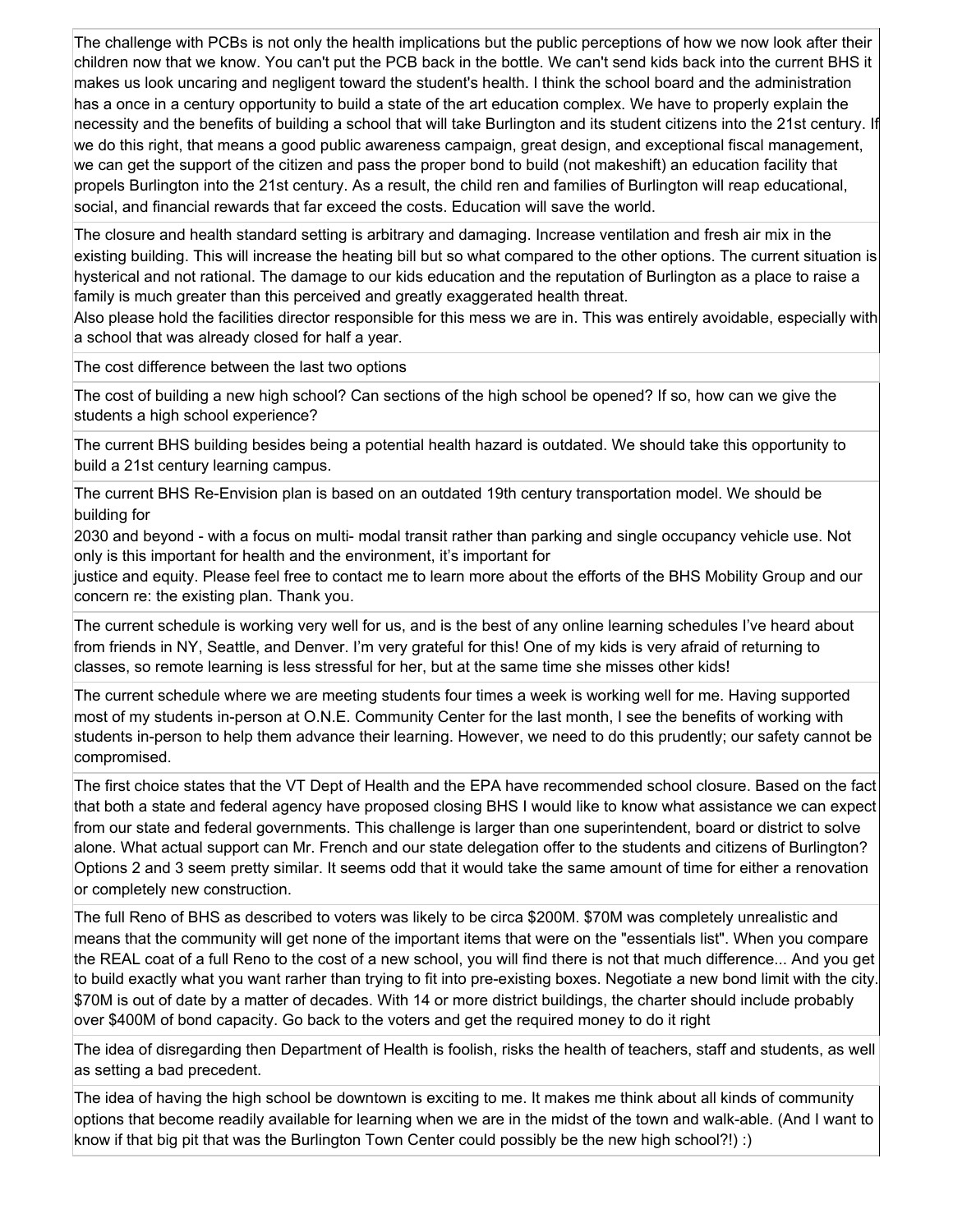| |
|---|
| The challenge with PCBs is not only the health implications but the public perceptions of how we now look after their children now that we know. You can't put the PCB back in the bottle. We can't send kids back into the current BHS it makes us look uncaring and negligent toward the student's health. I think the school board and the administration has a once in a century opportunity to build a state of the art education complex. We have to properly explain the necessity and the benefits of building a school that will take Burlington and its student citizens into the 21st century. If we do this right, that means a good public awareness campaign, great design, and exceptional fiscal management, we can get the support of the citizen and pass the proper bond to build (not makeshift) an education facility that propels Burlington into the 21st century. As a result, the child ren and families of Burlington will reap educational, social, and financial rewards that far exceed the costs. Education will save the world. |
| The closure and health standard setting is arbitrary and damaging. Increase ventilation and fresh air mix in the existing building. This will increase the heating bill but so what compared to the other options. The current situation is hysterical and not rational. The damage to our kids education and the reputation of Burlington as a place to raise a family is much greater than this perceived and greatly exaggerated health threat.<br>Also please hold the facilities director responsible for this mess we are in. This was entirely avoidable, especially with a school that was already closed for half a year. |
| The cost difference between the last two options |
| The cost of building a new high school? Can sections of the high school be opened? If so, how can we give the students a high school experience? |
| The current BHS building besides being a potential health hazard is outdated. We should take this opportunity to build a 21st century learning campus. |
| The current BHS Re-Envision plan is based on an outdated 19th century transportation model. We should be building for<br>2030 and beyond - with a focus on multi- modal transit rather than parking and single occupancy vehicle use. Not only is this important for health and the environment, it's important for<br>justice and equity. Please feel free to contact me to learn more about the efforts of the BHS Mobility Group and our concern re: the existing plan. Thank you. |
| The current schedule is working very well for us, and is the best of any online learning schedules I've heard about from friends in NY, Seattle, and Denver. I'm very grateful for this! One of my kids is very afraid of returning to classes, so remote learning is less stressful for her, but at the same time she misses other kids! |
| The current schedule where we are meeting students four times a week is working well for me. Having supported most of my students in-person at O.N.E. Community Center for the last month, I see the benefits of working with students in-person to help them advance their learning. However, we need to do this prudently; our safety cannot be compromised. |
| The first choice states that the VT Dept of Health and the EPA have recommended school closure. Based on the fact that both a state and federal agency have proposed closing BHS I would like to know what assistance we can expect from our state and federal governments. This challenge is larger than one superintendent, board or district to solve alone. What actual support can Mr. French and our state delegation offer to the students and citizens of Burlington?<br>Options 2 and 3 seem pretty similar. It seems odd that it would take the same amount of time for either a renovation or completely new construction. |
| The full Reno of BHS as described to voters was likely to be circa \$200M. \$70M was completely unrealistic and means that the community will get none of the important items that were on the "essentials list". When you compare the REAL coat of a full Reno to the cost of a new school, you will find there is not that much difference... And you get to build exactly what you want rarher than trying to fit into pre-existing boxes. Negotiate a new bond limit with the city. \$70M is out of date by a matter of decades. With 14 or more district buildings, the charter should include probably over \$400M of bond capacity. Go back to the voters and get the required money to do it right |
| The idea of disregarding then Department of Health is foolish, risks the health of teachers, staff and students, as well as setting a bad precedent. |
| The idea of having the high school be downtown is exciting to me. It makes me think about all kinds of community options that become readily available for learning when we are in the midst of the town and walk-able. (And I want to know if that big pit that was the Burlington Town Center could possibly be the new high school?!) :) |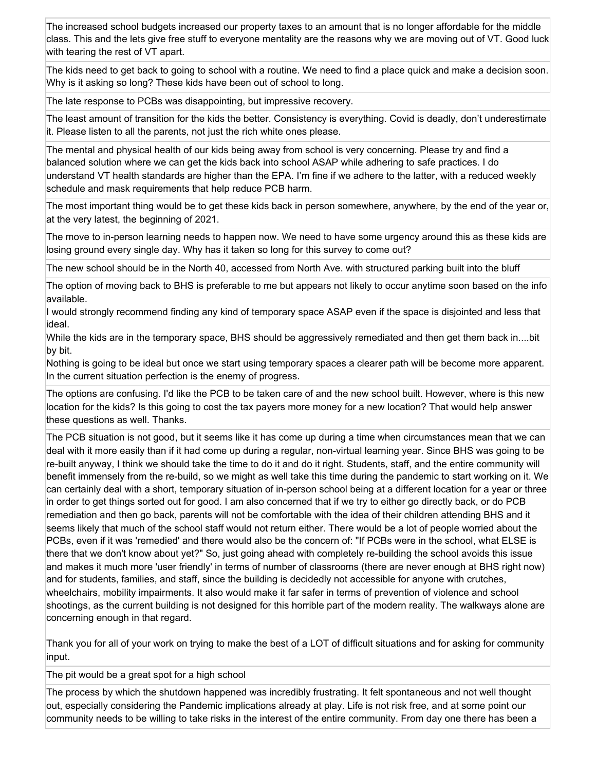| |
|---|
| The increased school budgets increased our property taxes to an amount that is no longer affordable for the middle class. This and the lets give free stuff to everyone mentality are the reasons why we are moving out of VT. Good luck with tearing the rest of VT apart. |
| The kids need to get back to going to school with a routine. We need to find a place quick and make a decision soon. Why is it asking so long? These kids have been out of school to long. |
| The late response to PCBs was disappointing, but impressive recovery. |
| The least amount of transition for the kids the better. Consistency is everything. Covid is deadly, don't underestimate it. Please listen to all the parents, not just the rich white ones please. |
| The mental and physical health of our kids being away from school is very concerning. Please try and find a balanced solution where we can get the kids back into school ASAP while adhering to safe practices. I do understand VT health standards are higher than the EPA. I'm fine if we adhere to the latter, with a reduced weekly schedule and mask requirements that help reduce PCB harm. |
| The most important thing would be to get these kids back in person somewhere, anywhere, by the end of the year or, at the very latest, the beginning of 2021. |
| The move to in-person learning needs to happen now. We need to have some urgency around this as these kids are losing ground every single day. Why has it taken so long for this survey to come out? |
| The new school should be in the North 40, accessed from North Ave. with structured parking built into the bluff |
| The option of moving back to BHS is preferable to me but appears not likely to occur anytime soon based on the info available.<br>I would strongly recommend finding any kind of temporary space ASAP even if the space is disjointed and less that ideal.<br>While the kids are in the temporary space, BHS should be aggressively remediated and then get them back in....bit by bit.<br>Nothing is going to be ideal but once we start using temporary spaces a clearer path will be become more apparent. In the current situation perfection is the enemy of progress. |
| The options are confusing. I'd like the PCB to be taken care of and the new school built. However, where is this new location for the kids? Is this going to cost the tax payers more money for a new location? That would help answer these questions as well. Thanks. |
| The PCB situation is not good, but it seems like it has come up during a time when circumstances mean that we can deal with it more easily than if it had come up during a regular, non-virtual learning year. Since BHS was going to be re-built anyway, I think we should take the time to do it and do it right. Students, staff, and the entire community will benefit immensely from the re-build, so we might as well take this time during the pandemic to start working on it. We can certainly deal with a short, temporary situation of in-person school being at a different location for a year or three in order to get things sorted out for good. I am also concerned that if we try to either go directly back, or do PCB remediation and then go back, parents will not be comfortable with the idea of their children attending BHS and it seems likely that much of the school staff would not return either. There would be a lot of people worried about the PCBs, even if it was 'remedied' and there would also be the concern of: "If PCBs were in the school, what ELSE is there that we don't know about yet?" So, just going ahead with completely re-building the school avoids this issue and makes it much more 'user friendly' in terms of number of classrooms (there are never enough at BHS right now) and for students, families, and staff, since the building is decidedly not accessible for anyone with crutches, wheelchairs, mobility impairments. It also would make it far safer in terms of prevention of violence and school shootings, as the current building is not designed for this horrible part of the modern reality. The walkways alone are concerning enough in that regard.<br><br>Thank you for all of your work on trying to make the best of a LOT of difficult situations and for asking for community input. |
| The pit would be a great spot for a high school |
| The process by which the shutdown happened was incredibly frustrating. It felt spontaneous and not well thought out, especially considering the Pandemic implications already at play. Life is not risk free, and at some point our community needs to be willing to take risks in the interest of the entire community. From day one there has been a |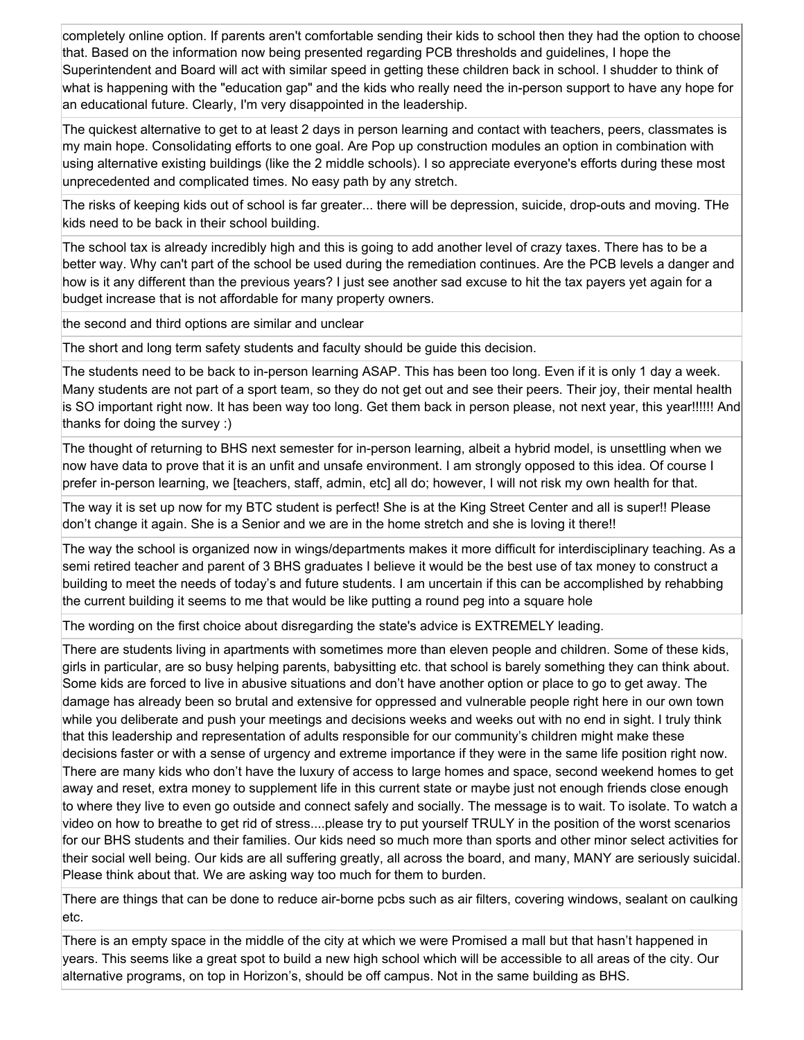completely online option. If parents aren't comfortable sending their kids to school then they had the option to choose that. Based on the information now being presented regarding PCB thresholds and guidelines, I hope the Superintendent and Board will act with similar speed in getting these children back in school. I shudder to think of what is happening with the "education gap" and the kids who really need the in-person support to have any hope for an educational future. Clearly, I'm very disappointed in the leadership.

The quickest alternative to get to at least 2 days in person learning and contact with teachers, peers, classmates is my main hope. Consolidating efforts to one goal. Are Pop up construction modules an option in combination with using alternative existing buildings (like the 2 middle schools). I so appreciate everyone's efforts during these most unprecedented and complicated times. No easy path by any stretch.

The risks of keeping kids out of school is far greater... there will be depression, suicide, drop-outs and moving. THe kids need to be back in their school building.

The school tax is already incredibly high and this is going to add another level of crazy taxes. There has to be a better way. Why can't part of the school be used during the remediation continues. Are the PCB levels a danger and how is it any different than the previous years? I just see another sad excuse to hit the tax payers yet again for a budget increase that is not affordable for many property owners.

the second and third options are similar and unclear

The short and long term safety students and faculty should be guide this decision.

The students need to be back to in-person learning ASAP. This has been too long. Even if it is only 1 day a week. Many students are not part of a sport team, so they do not get out and see their peers. Their joy, their mental health is SO important right now. It has been way too long. Get them back in person please, not next year, this year!!!!!! And thanks for doing the survey :)

The thought of returning to BHS next semester for in-person learning, albeit a hybrid model, is unsettling when we now have data to prove that it is an unfit and unsafe environment. I am strongly opposed to this idea. Of course I prefer in-person learning, we [teachers, staff, admin, etc] all do; however, I will not risk my own health for that.

The way it is set up now for my BTC student is perfect! She is at the King Street Center and all is super!! Please don't change it again. She is a Senior and we are in the home stretch and she is loving it there!!

The way the school is organized now in wings/departments makes it more difficult for interdisciplinary teaching. As a semi retired teacher and parent of 3 BHS graduates I believe it would be the best use of tax money to construct a building to meet the needs of today's and future students. I am uncertain if this can be accomplished by rehabbing the current building it seems to me that would be like putting a round peg into a square hole

The wording on the first choice about disregarding the state's advice is EXTREMELY leading.

There are students living in apartments with sometimes more than eleven people and children. Some of these kids, girls in particular, are so busy helping parents, babysitting etc. that school is barely something they can think about. Some kids are forced to live in abusive situations and don't have another option or place to go to get away. The damage has already been so brutal and extensive for oppressed and vulnerable people right here in our own town while you deliberate and push your meetings and decisions weeks and weeks out with no end in sight. I truly think that this leadership and representation of adults responsible for our community's children might make these decisions faster or with a sense of urgency and extreme importance if they were in the same life position right now. There are many kids who don't have the luxury of access to large homes and space, second weekend homes to get away and reset, extra money to supplement life in this current state or maybe just not enough friends close enough to where they live to even go outside and connect safely and socially. The message is to wait. To isolate. To watch a video on how to breathe to get rid of stress....please try to put yourself TRULY in the position of the worst scenarios for our BHS students and their families. Our kids need so much more than sports and other minor select activities for their social well being. Our kids are all suffering greatly, all across the board, and many, MANY are seriously suicidal. Please think about that. We are asking way too much for them to burden.

There are things that can be done to reduce air-borne pcbs such as air filters, covering windows, sealant on caulking etc.

There is an empty space in the middle of the city at which we were Promised a mall but that hasn't happened in years. This seems like a great spot to build a new high school which will be accessible to all areas of the city. Our alternative programs, on top in Horizon's, should be off campus. Not in the same building as BHS.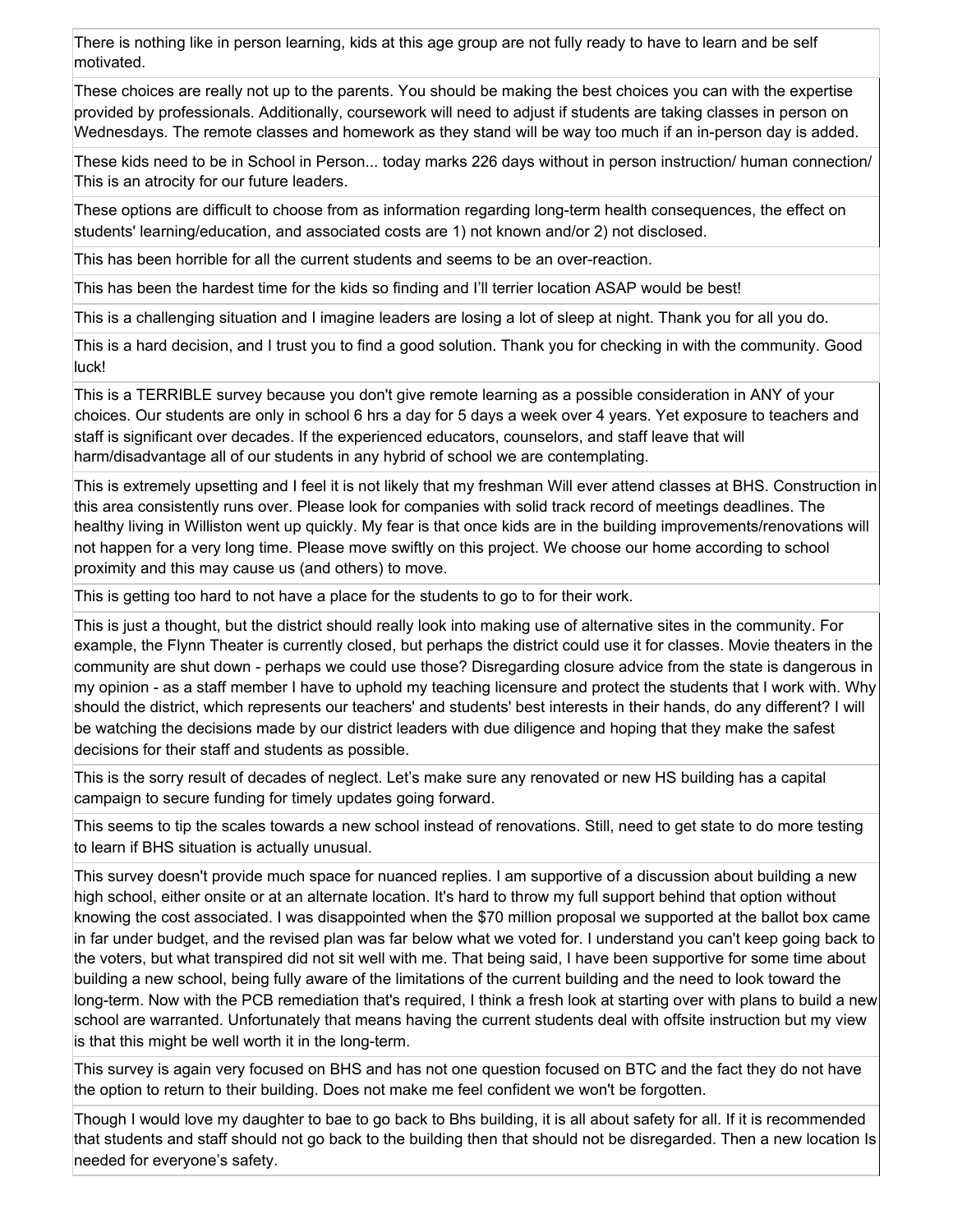| |
|---|
| There is nothing like in person learning, kids at this age group are not fully ready to have to learn and be self motivated. |
| These choices are really not up to the parents. You should be making the best choices you can with the expertise provided by professionals. Additionally, coursework will need to adjust if students are taking classes in person on Wednesdays. The remote classes and homework as they stand will be way too much if an in-person day is added. |
| These kids need to be in School in Person... today marks 226 days without in person instruction/ human connection/ This is an atrocity for our future leaders. |
| These options are difficult to choose from as information regarding long-term health consequences, the effect on students' learning/education, and associated costs are 1) not known and/or 2) not disclosed. |
| This has been horrible for all the current students and seems to be an over-reaction. |
| This has been the hardest time for the kids so finding and I'll terrier location ASAP would be best! |
| This is a challenging situation and I imagine leaders are losing a lot of sleep at night. Thank you for all you do. |
| This is a hard decision, and I trust you to find a good solution. Thank you for checking in with the community. Good luck! |
| This is a TERRIBLE survey because you don't give remote learning as a possible consideration in ANY of your choices. Our students are only in school 6 hrs a day for 5 days a week over 4 years. Yet exposure to teachers and staff is significant over decades. If the experienced educators, counselors, and staff leave that will harm/disadvantage all of our students in any hybrid of school we are contemplating. |
| This is extremely upsetting and I feel it is not likely that my freshman Will ever attend classes at BHS. Construction in this area consistently runs over. Please look for companies with solid track record of meetings deadlines. The healthy living in Williston went up quickly. My fear is that once kids are in the building improvements/renovations will not happen for a very long time. Please move swiftly on this project. We choose our home according to school proximity and this may cause us (and others) to move. |
| This is getting too hard to not have a place for the students to go to for their work. |
| This is just a thought, but the district should really look into making use of alternative sites in the community. For example, the Flynn Theater is currently closed, but perhaps the district could use it for classes. Movie theaters in the community are shut down - perhaps we could use those? Disregarding closure advice from the state is dangerous in my opinion - as a staff member I have to uphold my teaching licensure and protect the students that I work with. Why should the district, which represents our teachers' and students' best interests in their hands, do any different? I will be watching the decisions made by our district leaders with due diligence and hoping that they make the safest decisions for their staff and students as possible. |
| This is the sorry result of decades of neglect. Let's make sure any renovated or new HS building has a capital campaign to secure funding for timely updates going forward. |
| This seems to tip the scales towards a new school instead of renovations. Still, need to get state to do more testing to learn if BHS situation is actually unusual. |
| This survey doesn't provide much space for nuanced replies. I am supportive of a discussion about building a new high school, either onsite or at an alternate location. It's hard to throw my full support behind that option without knowing the cost associated. I was disappointed when the $70 million proposal we supported at the ballot box came in far under budget, and the revised plan was far below what we voted for. I understand you can't keep going back to the voters, but what transpired did not sit well with me. That being said, I have been supportive for some time about building a new school, being fully aware of the limitations of the current building and the need to look toward the long-term. Now with the PCB remediation that's required, I think a fresh look at starting over with plans to build a new school are warranted. Unfortunately that means having the current students deal with offsite instruction but my view is that this might be well worth it in the long-term. |
| This survey is again very focused on BHS and has not one question focused on BTC and the fact they do not have the option to return to their building. Does not make me feel confident we won't be forgotten. |
| Though I would love my daughter to bae to go back to Bhs building, it is all about safety for all. If it is recommended that students and staff should not go back to the building then that should not be disregarded. Then a new location Is needed for everyone's safety. |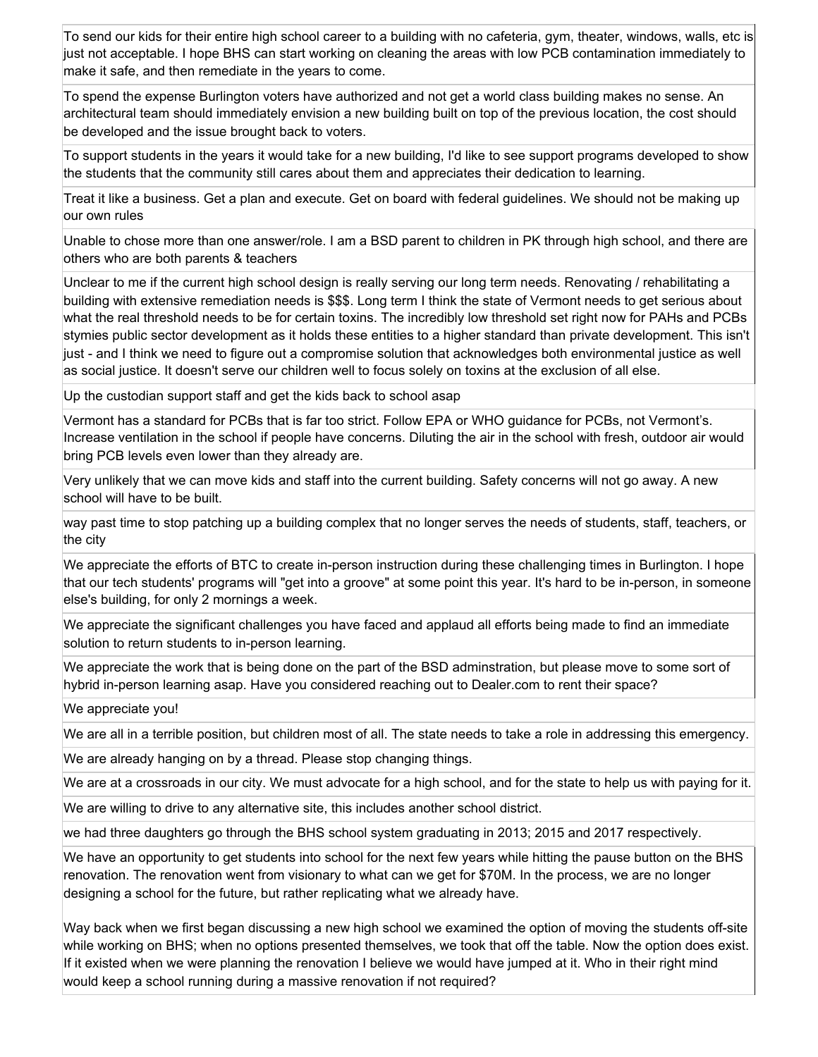| |
|---|
| To send our kids for their entire high school career to a building with no cafeteria, gym, theater, windows, walls, etc is just not acceptable. I hope BHS can start working on cleaning the areas with low PCB contamination immediately to make it safe, and then remediate in the years to come. |
| To spend the expense Burlington voters have authorized and not get a world class building makes no sense. An architectural team should immediately envision a new building built on top of the previous location, the cost should be developed and the issue brought back to voters. |
| To support students in the years it would take for a new building, I'd like to see support programs developed to show the students that the community still cares about them and appreciates their dedication to learning. |
| Treat it like a business. Get a plan and execute. Get on board with federal guidelines. We should not be making up our own rules |
| Unable to chose more than one answer/role. I am a BSD parent to children in PK through high school, and there are others who are both parents & teachers |
| Unclear to me if the current high school design is really serving our long term needs. Renovating / rehabilitating a building with extensive remediation needs is $$$. Long term I think the state of Vermont needs to get serious about what the real threshold needs to be for certain toxins. The incredibly low threshold set right now for PAHs and PCBs stymies public sector development as it holds these entities to a higher standard than private development. This isn't just - and I think we need to figure out a compromise solution that acknowledges both environmental justice as well as social justice. It doesn't serve our children well to focus solely on toxins at the exclusion of all else. |
| Up the custodian support staff and get the kids back to school asap |
| Vermont has a standard for PCBs that is far too strict. Follow EPA or WHO guidance for PCBs, not Vermont's. Increase ventilation in the school if people have concerns. Diluting the air in the school with fresh, outdoor air would bring PCB levels even lower than they already are. |
| Very unlikely that we can move kids and staff into the current building. Safety concerns will not go away. A new school will have to be built. |
| way past time to stop patching up a building complex that no longer serves the needs of students, staff, teachers, or the city |
| We appreciate the efforts of BTC to create in-person instruction during these challenging times in Burlington. I hope that our tech students' programs will "get into a groove" at some point this year. It's hard to be in-person, in someone else's building, for only 2 mornings a week. |
| We appreciate the significant challenges you have faced and applaud all efforts being made to find an immediate solution to return students to in-person learning. |
| We appreciate the work that is being done on the part of the BSD adminstration, but please move to some sort of hybrid in-person learning asap. Have you considered reaching out to Dealer.com to rent their space? |
| We appreciate you! |
| We are all in a terrible position, but children most of all. The state needs to take a role in addressing this emergency. |
| We are already hanging on by a thread. Please stop changing things. |
| We are at a crossroads in our city. We must advocate for a high school, and for the state to help us with paying for it. |
| We are willing to drive to any alternative site, this includes another school district. |
| we had three daughters go through the BHS school system graduating in 2013; 2015 and 2017 respectively. |
| We have an opportunity to get students into school for the next few years while hitting the pause button on the BHS renovation. The renovation went from visionary to what can we get for $70M. In the process, we are no longer designing a school for the future, but rather replicating what we already have.<br><br>Way back when we first began discussing a new high school we examined the option of moving the students off-site while working on BHS; when no options presented themselves, we took that off the table. Now the option does exist. If it existed when we were planning the renovation I believe we would have jumped at it. Who in their right mind would keep a school running during a massive renovation if not required? |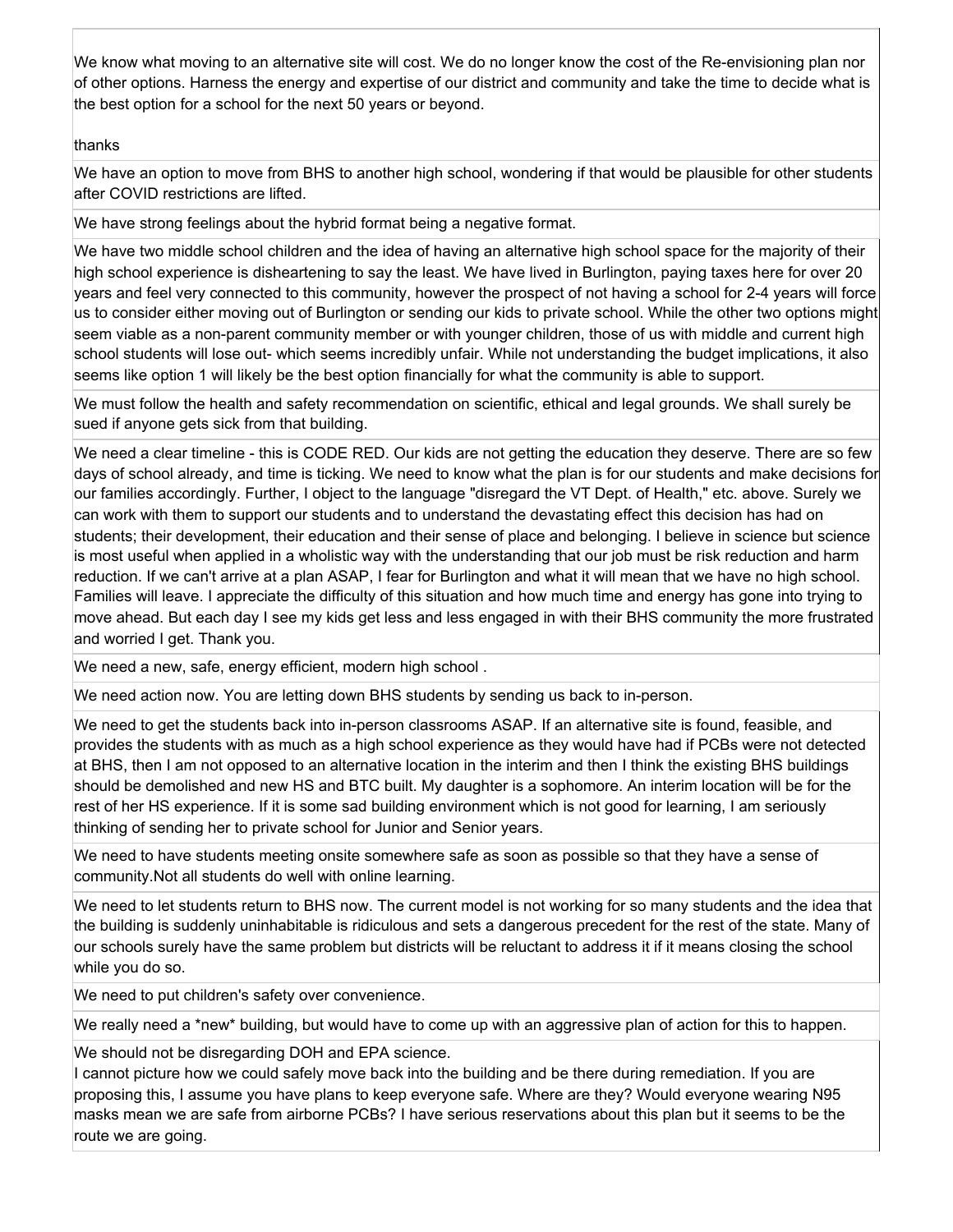We know what moving to an alternative site will cost. We do no longer know the cost of the Re-envisioning plan nor of other options. Harness the energy and expertise of our district and community and take the time to decide what is the best option for a school for the next 50 years or beyond.

thanks

We have an option to move from BHS to another high school, wondering if that would be plausible for other students after COVID restrictions are lifted.

We have strong feelings about the hybrid format being a negative format.

We have two middle school children and the idea of having an alternative high school space for the majority of their high school experience is disheartening to say the least. We have lived in Burlington, paying taxes here for over 20 years and feel very connected to this community, however the prospect of not having a school for 2-4 years will force us to consider either moving out of Burlington or sending our kids to private school. While the other two options might seem viable as a non-parent community member or with younger children, those of us with middle and current high school students will lose out- which seems incredibly unfair. While not understanding the budget implications, it also seems like option 1 will likely be the best option financially for what the community is able to support.

We must follow the health and safety recommendation on scientific, ethical and legal grounds. We shall surely be sued if anyone gets sick from that building.

We need a clear timeline - this is CODE RED. Our kids are not getting the education they deserve. There are so few days of school already, and time is ticking. We need to know what the plan is for our students and make decisions for our families accordingly. Further, I object to the language "disregard the VT Dept. of Health," etc. above. Surely we can work with them to support our students and to understand the devastating effect this decision has had on students; their development, their education and their sense of place and belonging. I believe in science but science is most useful when applied in a wholistic way with the understanding that our job must be risk reduction and harm reduction. If we can't arrive at a plan ASAP, I fear for Burlington and what it will mean that we have no high school. Families will leave. I appreciate the difficulty of this situation and how much time and energy has gone into trying to move ahead. But each day I see my kids get less and less engaged in with their BHS community the more frustrated and worried I get. Thank you.

We need a new, safe, energy efficient, modern high school .

We need action now. You are letting down BHS students by sending us back to in-person.

We need to get the students back into in-person classrooms ASAP. If an alternative site is found, feasible, and provides the students with as much as a high school experience as they would have had if PCBs were not detected at BHS, then I am not opposed to an alternative location in the interim and then I think the existing BHS buildings should be demolished and new HS and BTC built. My daughter is a sophomore. An interim location will be for the rest of her HS experience. If it is some sad building environment which is not good for learning, I am seriously thinking of sending her to private school for Junior and Senior years.

We need to have students meeting onsite somewhere safe as soon as possible so that they have a sense of community.Not all students do well with online learning.

We need to let students return to BHS now. The current model is not working for so many students and the idea that the building is suddenly uninhabitable is ridiculous and sets a dangerous precedent for the rest of the state. Many of our schools surely have the same problem but districts will be reluctant to address it if it means closing the school while you do so.

We need to put children's safety over convenience.

We really need a *new* building, but would have to come up with an aggressive plan of action for this to happen.

We should not be disregarding DOH and EPA science.
I cannot picture how we could safely move back into the building and be there during remediation. If you are proposing this, I assume you have plans to keep everyone safe. Where are they? Would everyone wearing N95 masks mean we are safe from airborne PCBs? I have serious reservations about this plan but it seems to be the route we are going.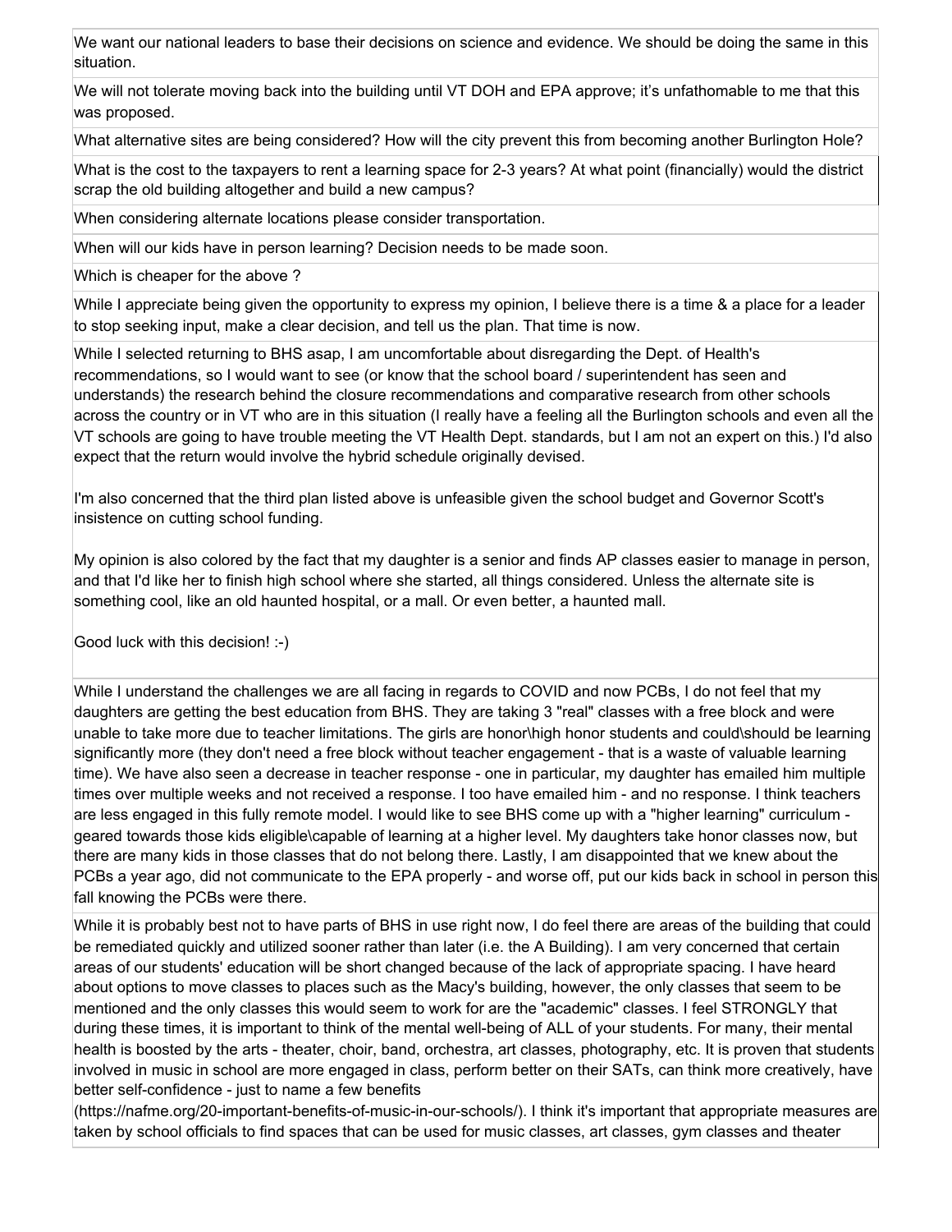We want our national leaders to base their decisions on science and evidence. We should be doing the same in this situation.

We will not tolerate moving back into the building until VT DOH and EPA approve; it's unfathomable to me that this was proposed.

What alternative sites are being considered? How will the city prevent this from becoming another Burlington Hole?

What is the cost to the taxpayers to rent a learning space for 2-3 years? At what point (financially) would the district scrap the old building altogether and build a new campus?

When considering alternate locations please consider transportation.

When will our kids have in person learning? Decision needs to be made soon.

Which is cheaper for the above ?

While I appreciate being given the opportunity to express my opinion, I believe there is a time & a place for a leader to stop seeking input, make a clear decision, and tell us the plan. That time is now.

While I selected returning to BHS asap, I am uncomfortable about disregarding the Dept. of Health's recommendations, so I would want to see (or know that the school board / superintendent has seen and understands) the research behind the closure recommendations and comparative research from other schools across the country or in VT who are in this situation (I really have a feeling all the Burlington schools and even all the VT schools are going to have trouble meeting the VT Health Dept. standards, but I am not an expert on this.) I'd also expect that the return would involve the hybrid schedule originally devised.

I'm also concerned that the third plan listed above is unfeasible given the school budget and Governor Scott's insistence on cutting school funding.

My opinion is also colored by the fact that my daughter is a senior and finds AP classes easier to manage in person, and that I'd like her to finish high school where she started, all things considered. Unless the alternate site is something cool, like an old haunted hospital, or a mall. Or even better, a haunted mall.

Good luck with this decision! :-)

While I understand the challenges we are all facing in regards to COVID and now PCBs, I do not feel that my daughters are getting the best education from BHS. They are taking 3 "real" classes with a free block and were unable to take more due to teacher limitations. The girls are honor\high honor students and could\should be learning significantly more (they don't need a free block without teacher engagement - that is a waste of valuable learning time). We have also seen a decrease in teacher response - one in particular, my daughter has emailed him multiple times over multiple weeks and not received a response. I too have emailed him - and no response. I think teachers are less engaged in this fully remote model. I would like to see BHS come up with a "higher learning" curriculum - geared towards those kids eligible\capable of learning at a higher level. My daughters take honor classes now, but there are many kids in those classes that do not belong there. Lastly, I am disappointed that we knew about the PCBs a year ago, did not communicate to the EPA properly - and worse off, put our kids back in school in person this fall knowing the PCBs were there.

While it is probably best not to have parts of BHS in use right now, I do feel there are areas of the building that could be remediated quickly and utilized sooner rather than later (i.e. the A Building). I am very concerned that certain areas of our students' education will be short changed because of the lack of appropriate spacing. I have heard about options to move classes to places such as the Macy's building, however, the only classes that seem to be mentioned and the only classes this would seem to work for are the "academic" classes. I feel STRONGLY that during these times, it is important to think of the mental well-being of ALL of your students. For many, their mental health is boosted by the arts - theater, choir, band, orchestra, art classes, photography, etc. It is proven that students involved in music in school are more engaged in class, perform better on their SATs, can think more creatively, have better self-confidence - just to name a few benefits (https://nafme.org/20-important-benefits-of-music-in-our-schools/). I think it's important that appropriate measures are taken by school officials to find spaces that can be used for music classes, art classes, gym classes and theater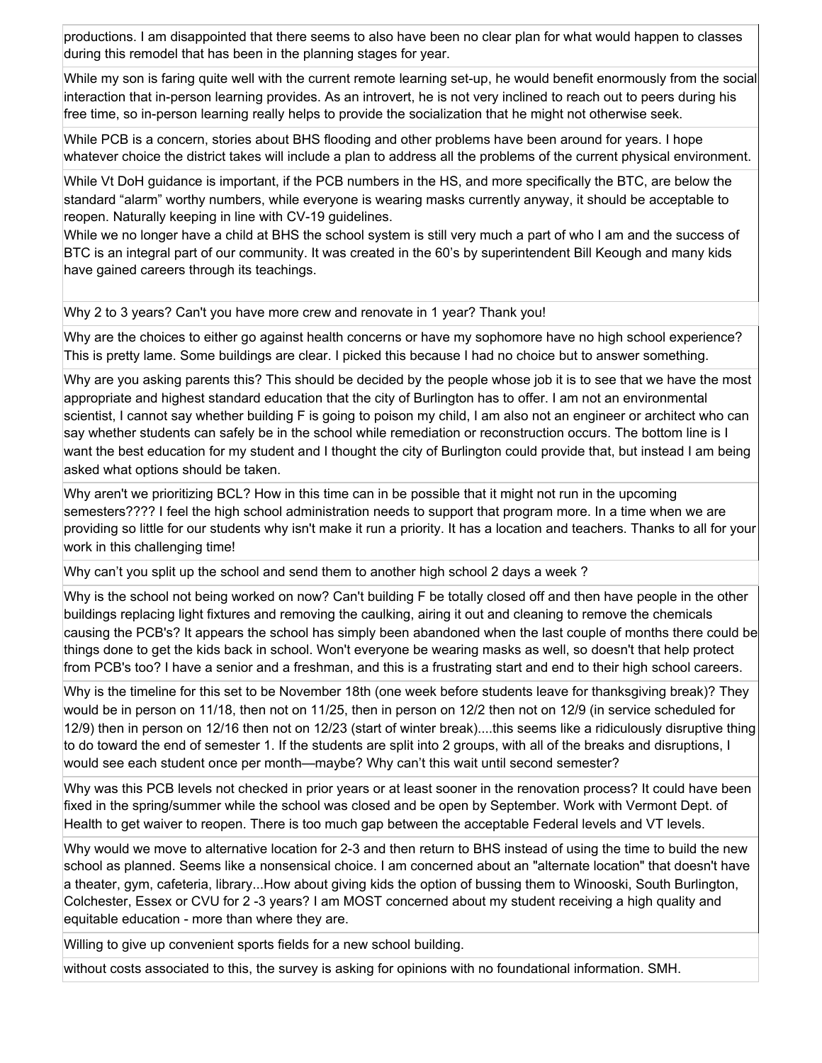productions. I am disappointed that there seems to also have been no clear plan for what would happen to classes during this remodel that has been in the planning stages for year.

While my son is faring quite well with the current remote learning set-up, he would benefit enormously from the social interaction that in-person learning provides. As an introvert, he is not very inclined to reach out to peers during his free time, so in-person learning really helps to provide the socialization that he might not otherwise seek.

While PCB is a concern, stories about BHS flooding and other problems have been around for years. I hope whatever choice the district takes will include a plan to address all the problems of the current physical environment.

While Vt DoH guidance is important, if the PCB numbers in the HS, and more specifically the BTC, are below the standard “alarm” worthy numbers, while everyone is wearing masks currently anyway, it should be acceptable to reopen. Naturally keeping in line with CV-19 guidelines.
While we no longer have a child at BHS the school system is still very much a part of who I am and the success of BTC is an integral part of our community. It was created in the 60’s by superintendent Bill Keough and many kids have gained careers through its teachings.

Why 2 to 3 years? Can't you have more crew and renovate in 1 year? Thank you!

Why are the choices to either go against health concerns or have my sophomore have no high school experience? This is pretty lame. Some buildings are clear. I picked this because I had no choice but to answer something.

Why are you asking parents this? This should be decided by the people whose job it is to see that we have the most appropriate and highest standard education that the city of Burlington has to offer. I am not an environmental scientist, I cannot say whether building F is going to poison my child, I am also not an engineer or architect who can say whether students can safely be in the school while remediation or reconstruction occurs. The bottom line is I want the best education for my student and I thought the city of Burlington could provide that, but instead I am being asked what options should be taken.

Why aren't we prioritizing BCL? How in this time can in be possible that it might not run in the upcoming semesters???? I feel the high school administration needs to support that program more. In a time when we are providing so little for our students why isn't make it run a priority. It has a location and teachers. Thanks to all for your work in this challenging time!

Why can’t you split up the school and send them to another high school 2 days a week ?

Why is the school not being worked on now? Can't building F be totally closed off and then have people in the other buildings replacing light fixtures and removing the caulking, airing it out and cleaning to remove the chemicals causing the PCB's? It appears the school has simply been abandoned when the last couple of months there could be things done to get the kids back in school. Won't everyone be wearing masks as well, so doesn't that help protect from PCB's too? I have a senior and a freshman, and this is a frustrating start and end to their high school careers.

Why is the timeline for this set to be November 18th (one week before students leave for thanksgiving break)? They would be in person on 11/18, then not on 11/25, then in person on 12/2 then not on 12/9 (in service scheduled for 12/9) then in person on 12/16 then not on 12/23 (start of winter break)....this seems like a ridiculously disruptive thing to do toward the end of semester 1. If the students are split into 2 groups, with all of the breaks and disruptions, I would see each student once per month—maybe? Why can’t this wait until second semester?

Why was this PCB levels not checked in prior years or at least sooner in the renovation process? It could have been fixed in the spring/summer while the school was closed and be open by September. Work with Vermont Dept. of Health to get waiver to reopen. There is too much gap between the acceptable Federal levels and VT levels.

Why would we move to alternative location for 2-3 and then return to BHS instead of using the time to build the new school as planned. Seems like a nonsensical choice. I am concerned about an "alternate location" that doesn't have a theater, gym, cafeteria, library...How about giving kids the option of bussing them to Winooski, South Burlington, Colchester, Essex or CVU for 2 -3 years? I am MOST concerned about my student receiving a high quality and equitable education - more than where they are.

Willing to give up convenient sports fields for a new school building.

without costs associated to this, the survey is asking for opinions with no foundational information. SMH.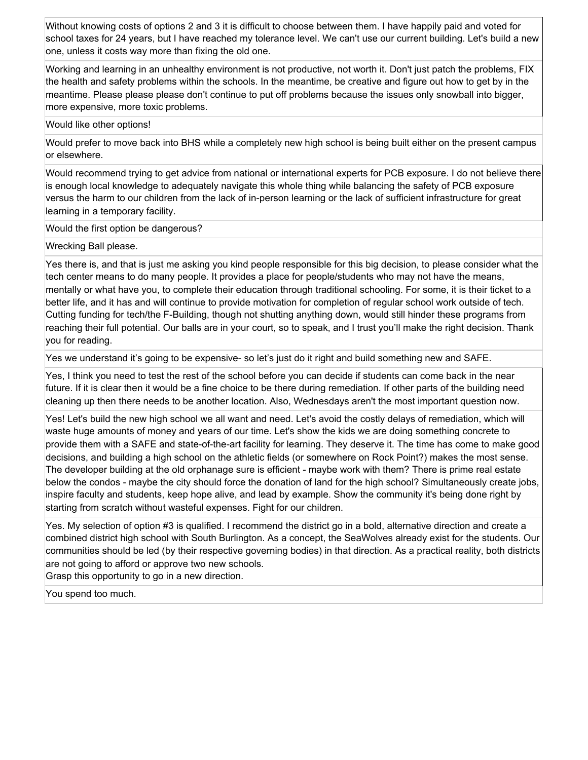| |
|---|
| Without knowing costs of options 2 and 3 it is difficult to choose between them. I have happily paid and voted for school taxes for 24 years, but I have reached my tolerance level. We can't use our current building. Let's build a new one, unless it costs way more than fixing the old one. |
| Working and learning in an unhealthy environment is not productive, not worth it. Don't just patch the problems, FIX the health and safety problems within the schools. In the meantime, be creative and figure out how to get by in the meantime. Please please please don't continue to put off problems because the issues only snowball into bigger, more expensive, more toxic problems. |
| Would like other options! |
| Would prefer to move back into BHS while a completely new high school is being built either on the present campus or elsewhere. |
| Would recommend trying to get advice from national or international experts for PCB exposure. I do not believe there is enough local knowledge to adequately navigate this whole thing while balancing the safety of PCB exposure versus the harm to our children from the lack of in-person learning or the lack of sufficient infrastructure for great learning in a temporary facility. |
| Would the first option be dangerous? |
| Wrecking Ball please. |
| Yes there is, and that is just me asking you kind people responsible for this big decision, to please consider what the tech center means to do many people. It provides a place for people/students who may not have the means, mentally or what have you, to complete their education through traditional schooling. For some, it is their ticket to a better life, and it has and will continue to provide motivation for completion of regular school work outside of tech. Cutting funding for tech/the F-Building, though not shutting anything down, would still hinder these programs from reaching their full potential. Our balls are in your court, so to speak, and I trust you'll make the right decision. Thank you for reading. |
| Yes we understand it's going to be expensive- so let's just do it right and build something new and SAFE. |
| Yes, I think you need to test the rest of the school before you can decide if students can come back in the near future. If it is clear then it would be a fine choice to be there during remediation. If other parts of the building need cleaning up then there needs to be another location. Also, Wednesdays aren't the most important question now. |
| Yes! Let's build the new high school we all want and need. Let's avoid the costly delays of remediation, which will waste huge amounts of money and years of our time. Let's show the kids we are doing something concrete to provide them with a SAFE and state-of-the-art facility for learning. They deserve it. The time has come to make good decisions, and building a high school on the athletic fields (or somewhere on Rock Point?) makes the most sense. The developer building at the old orphanage sure is efficient - maybe work with them? There is prime real estate below the condos - maybe the city should force the donation of land for the high school? Simultaneously create jobs, inspire faculty and students, keep hope alive, and lead by example. Show the community it's being done right by starting from scratch without wasteful expenses. Fight for our children. |
| Yes. My selection of option #3 is qualified. I recommend the district go in a bold, alternative direction and create a combined district high school with South Burlington. As a concept, the SeaWolves already exist for the students. Our communities should be led (by their respective governing bodies) in that direction. As a practical reality, both districts are not going to afford or approve two new schools.<br>Grasp this opportunity to go in a new direction. |
| You spend too much. |